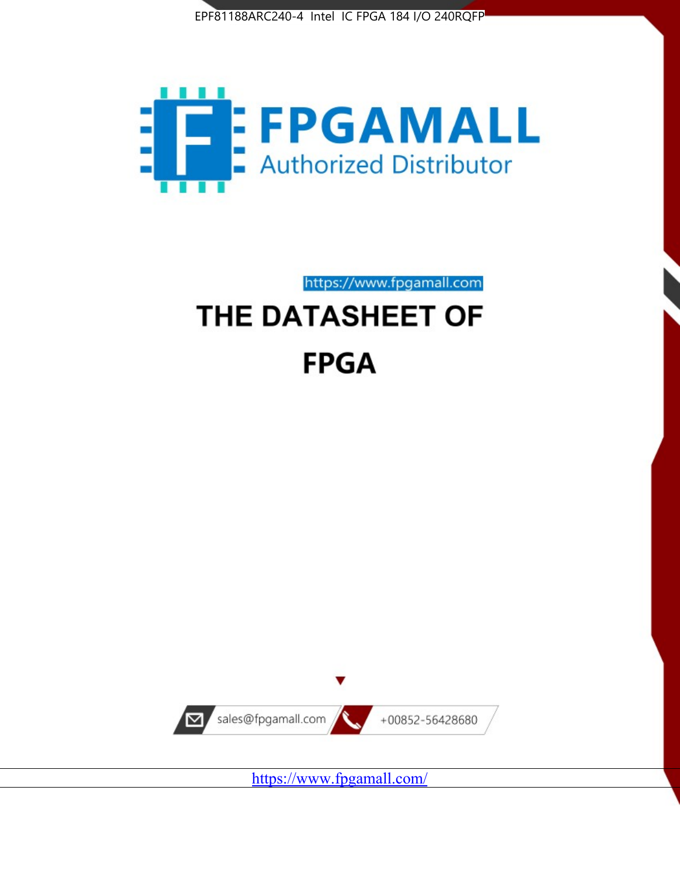EPF81188ARC240-4 Intel IC FPGA 184 I/O 240RQFP

FPGAMALL

Authorized Distributor

https://www.fpgamall.com

# THE DATASHEET OF

# FPGA

sales@fpgamall.com

+00852-56428680

https://www.fpgamall.com/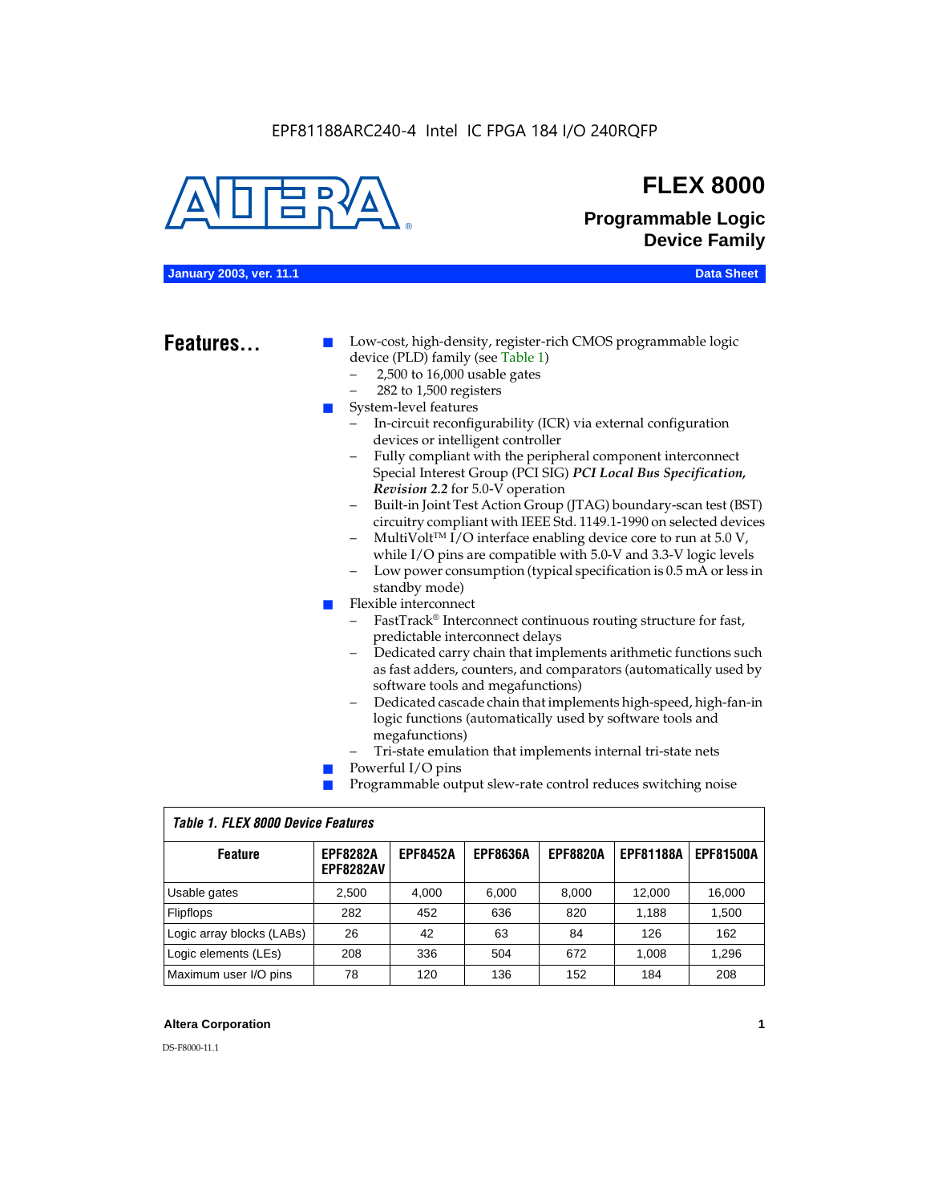EPF81188ARC240-4 Intel IC FPGA 184 I/O 240RQFP

# FLEX 8000

## Programmable Logic Device Family

**January 2003, ver. 11.1** **Data Sheet**

## Features...

- Low-cost, high-density, register-rich CMOS programmable logic device (PLD) family (see Table 1)
  - 2,500 to 16,000 usable gates
  - 282 to 1,500 registers
- System-level features
  - In-circuit reconfigurability (ICR) via external configuration devices or intelligent controller
  - Fully compliant with the peripheral component interconnect Special Interest Group (PCI SIG) ***PCI Local Bus Specification, Revision 2.2*** for 5.0-V operation
  - Built-in Joint Test Action Group (JTAG) boundary-scan test (BST) circuitry compliant with IEEE Std. 1149.1-1990 on selected devices
  - MultiVolt™ I/O interface enabling device core to run at 5.0 V, while I/O pins are compatible with 5.0-V and 3.3-V logic levels
  - Low power consumption (typical specification is 0.5 mA or less in standby mode)
- Flexible interconnect
  - FastTrack® Interconnect continuous routing structure for fast, predictable interconnect delays
  - Dedicated carry chain that implements arithmetic functions such as fast adders, counters, and comparators (automatically used by software tools and megafunctions)
  - Dedicated cascade chain that implements high-speed, high-fan-in logic functions (automatically used by software tools and megafunctions)
  - Tri-state emulation that implements internal tri-state nets
- Powerful I/O pins
- Programmable output slew-rate control reduces switching noise

*Table 1. FLEX 8000 Device Features*

| Feature | EPF8282A EPF8282AV | EPF8452A | EPF8636A | EPF8820A | EPF81188A | EPF81500A |
|---|---|---|---|---|---|---|
| Usable gates | 2,500 | 4,000 | 6,000 | 8,000 | 12,000 | 16,000 |
| Flipflops | 282 | 452 | 636 | 820 | 1,188 | 1,500 |
| Logic array blocks (LABs) | 26 | 42 | 63 | 84 | 126 | 162 |
| Logic elements (LEs) | 208 | 336 | 504 | 672 | 1,008 | 1,296 |
| Maximum user I/O pins | 78 | 120 | 136 | 152 | 184 | 208 |

**Altera Corporation**

DS-F8000-11.1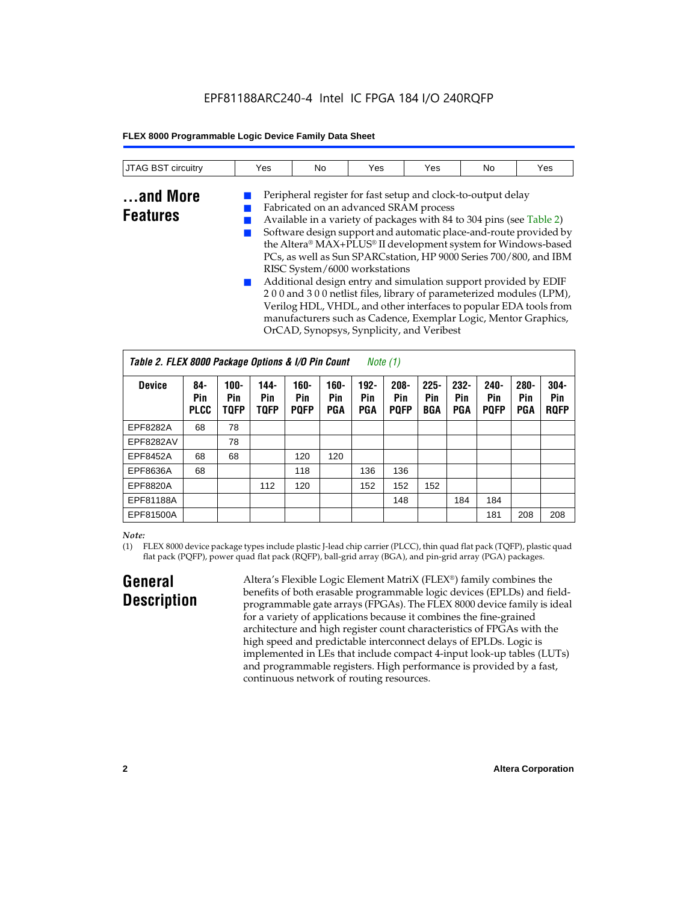EPF81188ARC240-4 Intel IC FPGA 184 I/O 240RQFP

| JTAG BST circuitry | Yes | No | Yes | Yes | No | Yes |
|---|---|---|---|---|---|---|

## ...and More Features

- Peripheral register for fast setup and clock-to-output delay
- Fabricated on an advanced SRAM process
- Available in a variety of packages with 84 to 304 pins (see Table 2)
- Software design support and automatic place-and-route provided by the Altera® MAX+PLUS® II development system for Windows-based PCs, as well as Sun SPARCstation, HP 9000 Series 700/800, and IBM RISC System/6000 workstations
- Additional design entry and simulation support provided by EDIF 2 0 0 and 3 0 0 netlist files, library of parameterized modules (LPM), Verilog HDL, VHDL, and other interfaces to popular EDA tools from manufacturers such as Cadence, Exemplar Logic, Mentor Graphics, OrCAD, Synopsys, Synplicity, and Veribest

*Table 2. FLEX 8000 Package Options & I/O Pin Count Note (1)*

| Device | 84-Pin PLCC | 100-Pin TQFP | 144-Pin TQFP | 160-Pin PQFP | 160-Pin PGA | 192-Pin PGA | 208-Pin PQFP | 225-Pin BGA | 232-Pin PGA | 240-Pin PQFP | 280-Pin PGA | 304-Pin RQFP |
|---|---|---|---|---|---|---|---|---|---|---|---|---|
| EPF8282A | 68 | 78 | | | | | | | | | | |
| EPF8282AV | | 78 | | | | | | | | | | |
| EPF8452A | 68 | 68 | | 120 | 120 | | | | | | | |
| EPF8636A | 68 | | | 118 | | 136 | 136 | | | | | |
| EPF8820A | | | 112 | 120 | | 152 | 152 | 152 | | | | |
| EPF81188A | | | | | | | 148 | | 184 | 184 | | |
| EPF81500A | | | | | | | | | | 181 | 208 | 208 |

*Note:*

(1) FLEX 8000 device package types include plastic J-lead chip carrier (PLCC), thin quad flat pack (TQFP), plastic quad flat pack (PQFP), power quad flat pack (RQFP), ball-grid array (BGA), and pin-grid array (PGA) packages.

## General Description

Altera's Flexible Logic Element MatriX (FLEX®) family combines the benefits of both erasable programmable logic devices (EPLDs) and field-programmable gate arrays (FPGAs). The FLEX 8000 device family is ideal for a variety of applications because it combines the fine-grained architecture and high register count characteristics of FPGAs with the high speed and predictable interconnect delays of EPLDs. Logic is implemented in LEs that include compact 4-input look-up tables (LUTs) and programmable registers. High performance is provided by a fast, continuous network of routing resources.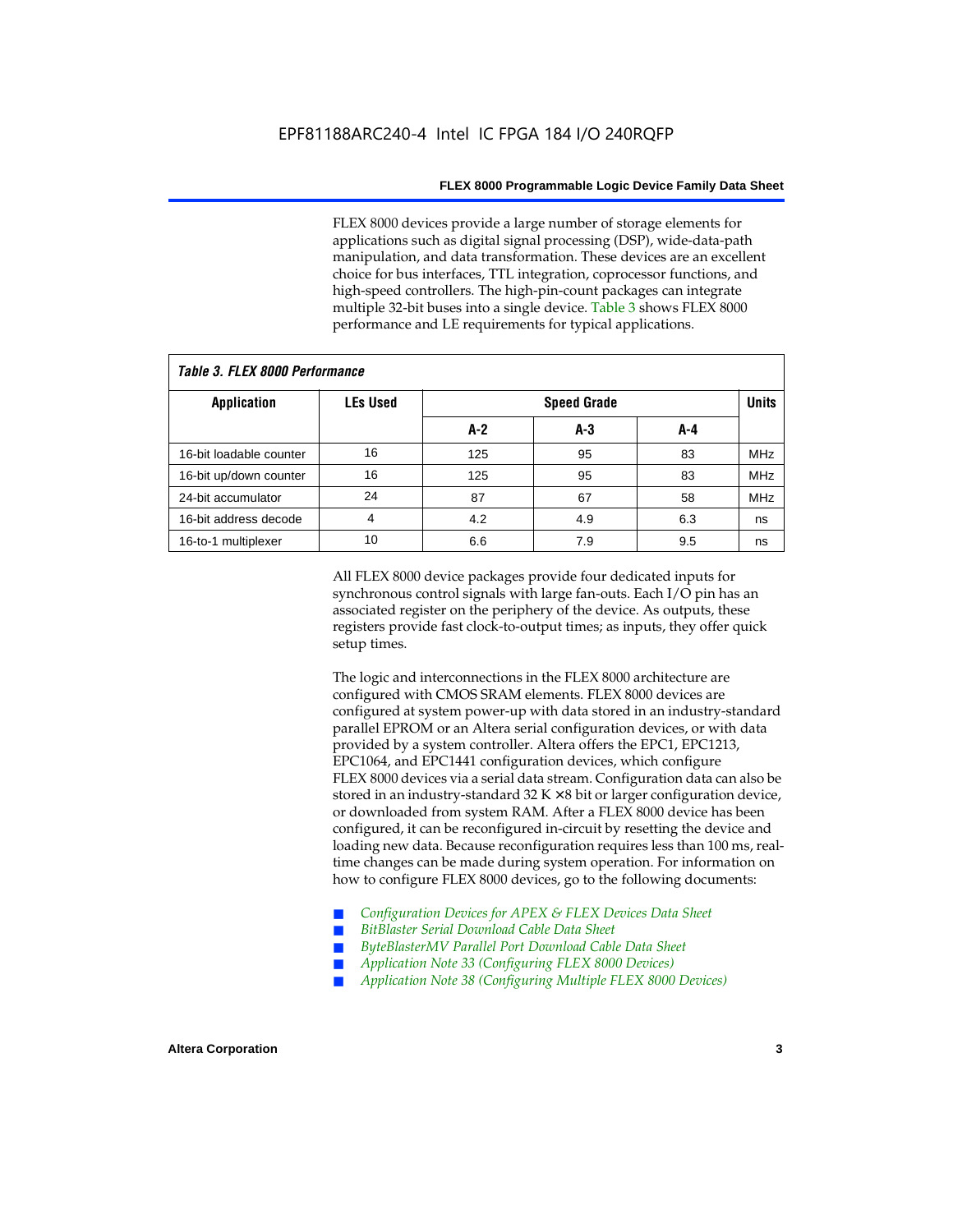FLEX 8000 devices provide a large number of storage elements for applications such as digital signal processing (DSP), wide-data-path manipulation, and data transformation. These devices are an excellent choice for bus interfaces, TTL integration, coprocessor functions, and high-speed controllers. The high-pin-count packages can integrate multiple 32-bit buses into a single device. Table 3 shows FLEX 8000 performance and LE requirements for typical applications.

**Table 3. FLEX 8000 Performance**

| Application | LEs Used | Speed Grade | | | Units |
|---|---|---|---|---|---|
| | | A-2 | A-3 | A-4 | |
| 16-bit loadable counter | 16 | 125 | 95 | 83 | MHz |
| 16-bit up/down counter | 16 | 125 | 95 | 83 | MHz |
| 24-bit accumulator | 24 | 87 | 67 | 58 | MHz |
| 16-bit address decode | 4 | 4.2 | 4.9 | 6.3 | ns |
| 16-to-1 multiplexer | 10 | 6.6 | 7.9 | 9.5 | ns |

All FLEX 8000 device packages provide four dedicated inputs for synchronous control signals with large fan-outs. Each I/O pin has an associated register on the periphery of the device. As outputs, these registers provide fast clock-to-output times; as inputs, they offer quick setup times.

The logic and interconnections in the FLEX 8000 architecture are configured with CMOS SRAM elements. FLEX 8000 devices are configured at system power-up with data stored in an industry-standard parallel EPROM or an Altera serial configuration devices, or with data provided by a system controller. Altera offers the EPC1, EPC1213, EPC1064, and EPC1441 configuration devices, which configure FLEX 8000 devices via a serial data stream. Configuration data can also be stored in an industry-standard 32 K × 8 bit or larger configuration device, or downloaded from system RAM. After a FLEX 8000 device has been configured, it can be reconfigured in-circuit by resetting the device and loading new data. Because reconfiguration requires less than 100 ms, real-time changes can be made during system operation. For information on how to configure FLEX 8000 devices, go to the following documents:

- *Configuration Devices for APEX & FLEX Devices Data Sheet*
- *BitBlaster Serial Download Cable Data Sheet*
- *ByteBlasterMV Parallel Port Download Cable Data Sheet*
- *Application Note 33 (Configuring FLEX 8000 Devices)*
- *Application Note 38 (Configuring Multiple FLEX 8000 Devices)*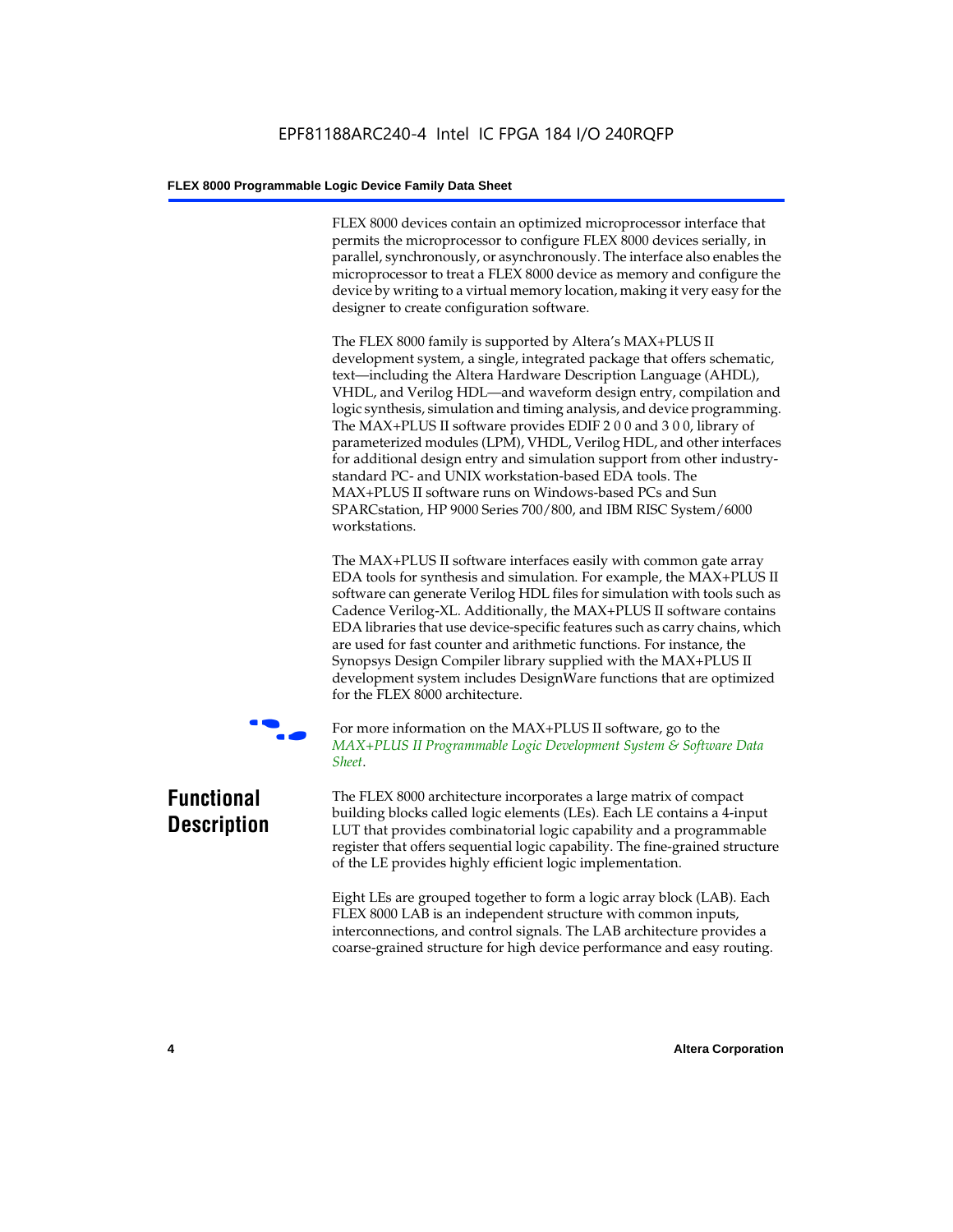FLEX 8000 devices contain an optimized microprocessor interface that permits the microprocessor to configure FLEX 8000 devices serially, in parallel, synchronously, or asynchronously. The interface also enables the microprocessor to treat a FLEX 8000 device as memory and configure the device by writing to a virtual memory location, making it very easy for the designer to create configuration software.

The FLEX 8000 family is supported by Altera's MAX+PLUS II development system, a single, integrated package that offers schematic, text—including the Altera Hardware Description Language (AHDL), VHDL, and Verilog HDL—and waveform design entry, compilation and logic synthesis, simulation and timing analysis, and device programming. The MAX+PLUS II software provides EDIF 2 0 0 and 3 0 0, library of parameterized modules (LPM), VHDL, Verilog HDL, and other interfaces for additional design entry and simulation support from other industry-standard PC- and UNIX workstation-based EDA tools. The MAX+PLUS II software runs on Windows-based PCs and Sun SPARCstation, HP 9000 Series 700/800, and IBM RISC System/6000 workstations.

The MAX+PLUS II software interfaces easily with common gate array EDA tools for synthesis and simulation. For example, the MAX+PLUS II software can generate Verilog HDL files for simulation with tools such as Cadence Verilog-XL. Additionally, the MAX+PLUS II software contains EDA libraries that use device-specific features such as carry chains, which are used for fast counter and arithmetic functions. For instance, the Synopsys Design Compiler library supplied with the MAX+PLUS II development system includes DesignWare functions that are optimized for the FLEX 8000 architecture.

For more information on the MAX+PLUS II software, go to the *MAX+PLUS II Programmable Logic Development System & Software Data Sheet*.

## Functional Description

The FLEX 8000 architecture incorporates a large matrix of compact building blocks called logic elements (LEs). Each LE contains a 4-input LUT that provides combinatorial logic capability and a programmable register that offers sequential logic capability. The fine-grained structure of the LE provides highly efficient logic implementation.

Eight LEs are grouped together to form a logic array block (LAB). Each FLEX 8000 LAB is an independent structure with common inputs, interconnections, and control signals. The LAB architecture provides a coarse-grained structure for high device performance and easy routing.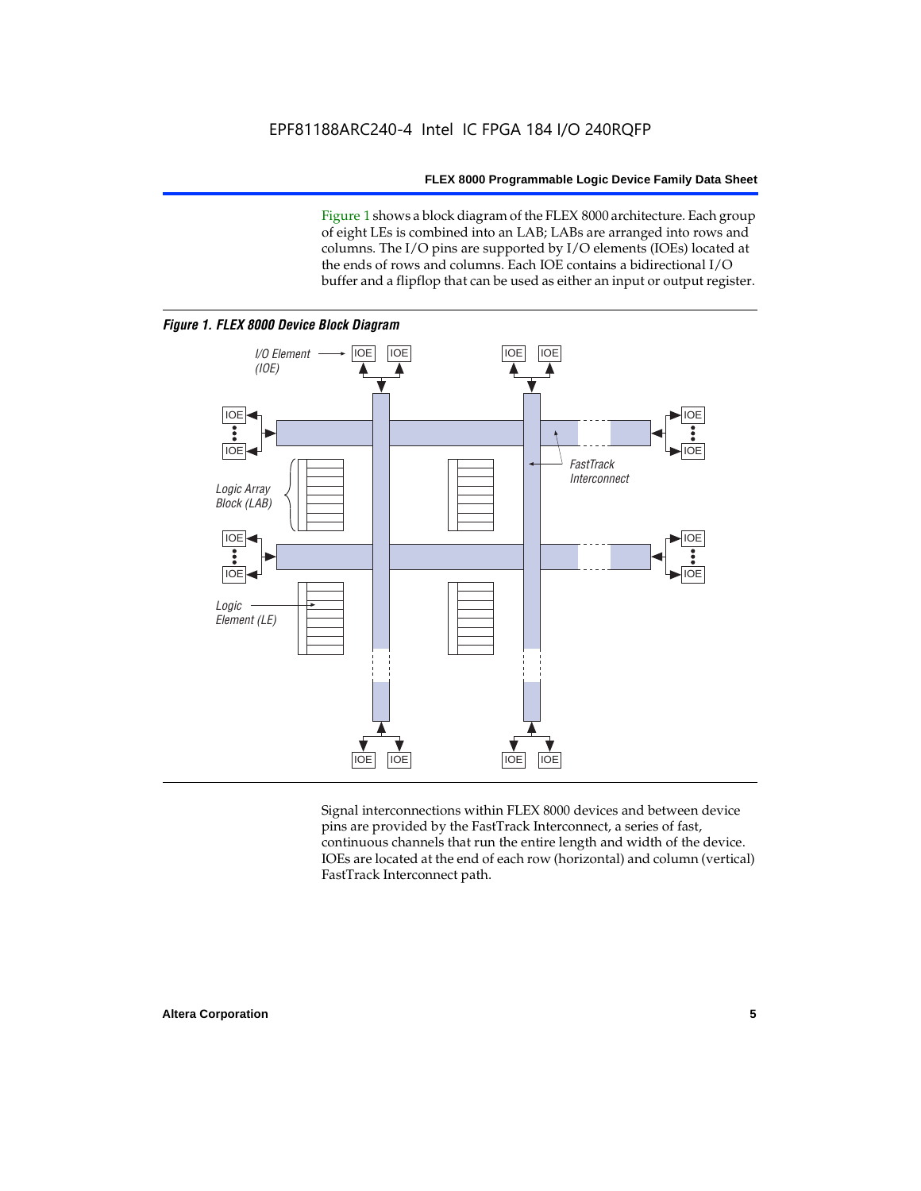Figure 1 shows a block diagram of the FLEX 8000 architecture. Each group of eight LEs is combined into an LAB; LABs are arranged into rows and columns. The I/O pins are supported by I/O elements (IOEs) located at the ends of rows and columns. Each IOE contains a bidirectional I/O buffer and a flipflop that can be used as either an input or output register.

***Figure 1. FLEX 8000 Device Block Diagram***

Signal interconnections within FLEX 8000 devices and between device pins are provided by the FastTrack Interconnect, a series of fast, continuous channels that run the entire length and width of the device. IOEs are located at the end of each row (horizontal) and column (vertical) FastTrack Interconnect path.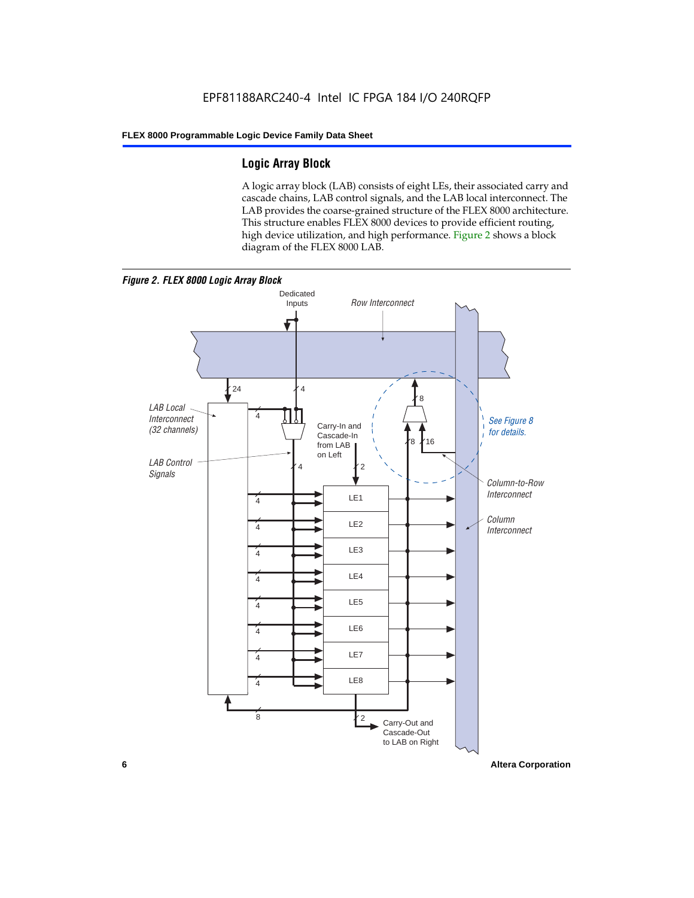## Logic Array Block

A logic array block (LAB) consists of eight LEs, their associated carry and cascade chains, LAB control signals, and the LAB local interconnect. The LAB provides the coarse-grained structure of the FLEX 8000 architecture. This structure enables FLEX 8000 devices to provide efficient routing, high device utilization, and high performance. Figure 2 shows a block diagram of the FLEX 8000 LAB.

*Figure 2. FLEX 8000 Logic Array Block*

Dedicated Inputs

Row Interconnect

24

4

8

LAB Local Interconnect (32 channels)

4

Carry-In and Cascade-In from LAB on Left

8

16

See Figure 8 for details.

LAB Control Signals

4

2

Column-to-Row Interconnect

LE1

LE2

LE3

LE4

LE5

LE6

LE7

LE8

Column Interconnect

8

2

Carry-Out and Cascade-Out to LAB on Right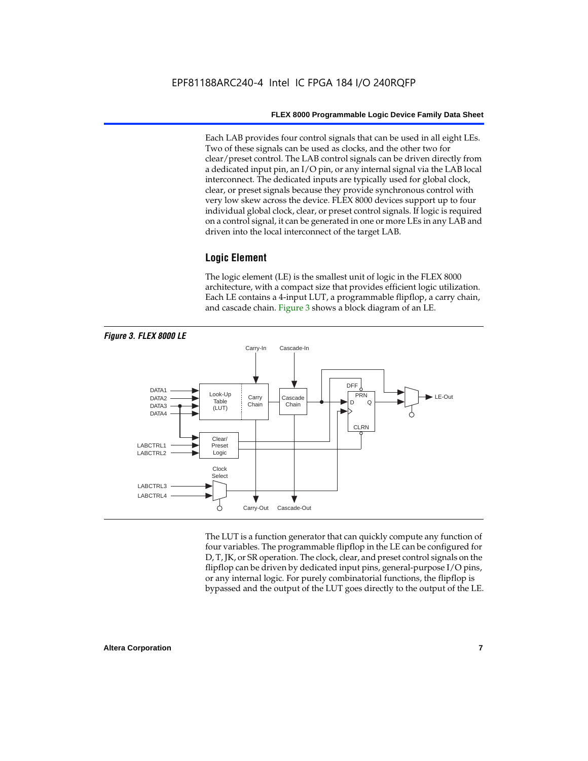Each LAB provides four control signals that can be used in all eight LEs. Two of these signals can be used as clocks, and the other two for clear/preset control. The LAB control signals can be driven directly from a dedicated input pin, an I/O pin, or any internal signal via the LAB local interconnect. The dedicated inputs are typically used for global clock, clear, or preset signals because they provide synchronous control with very low skew across the device. FLEX 8000 devices support up to four individual global clock, clear, or preset control signals. If logic is required on a control signal, it can be generated in one or more LEs in any LAB and driven into the local interconnect of the target LAB.

## Logic Element

The logic element (LE) is the smallest unit of logic in the FLEX 8000 architecture, with a compact size that provides efficient logic utilization. Each LE contains a 4-input LUT, a programmable flipflop, a carry chain, and cascade chain. Figure 3 shows a block diagram of an LE.

*Figure 3. FLEX 8000 LE*

The LUT is a function generator that can quickly compute any function of four variables. The programmable flipflop in the LE can be configured for D, T, JK, or SR operation. The clock, clear, and preset control signals on the flipflop can be driven by dedicated input pins, general-purpose I/O pins, or any internal logic. For purely combinatorial functions, the flipflop is bypassed and the output of the LUT goes directly to the output of the LE.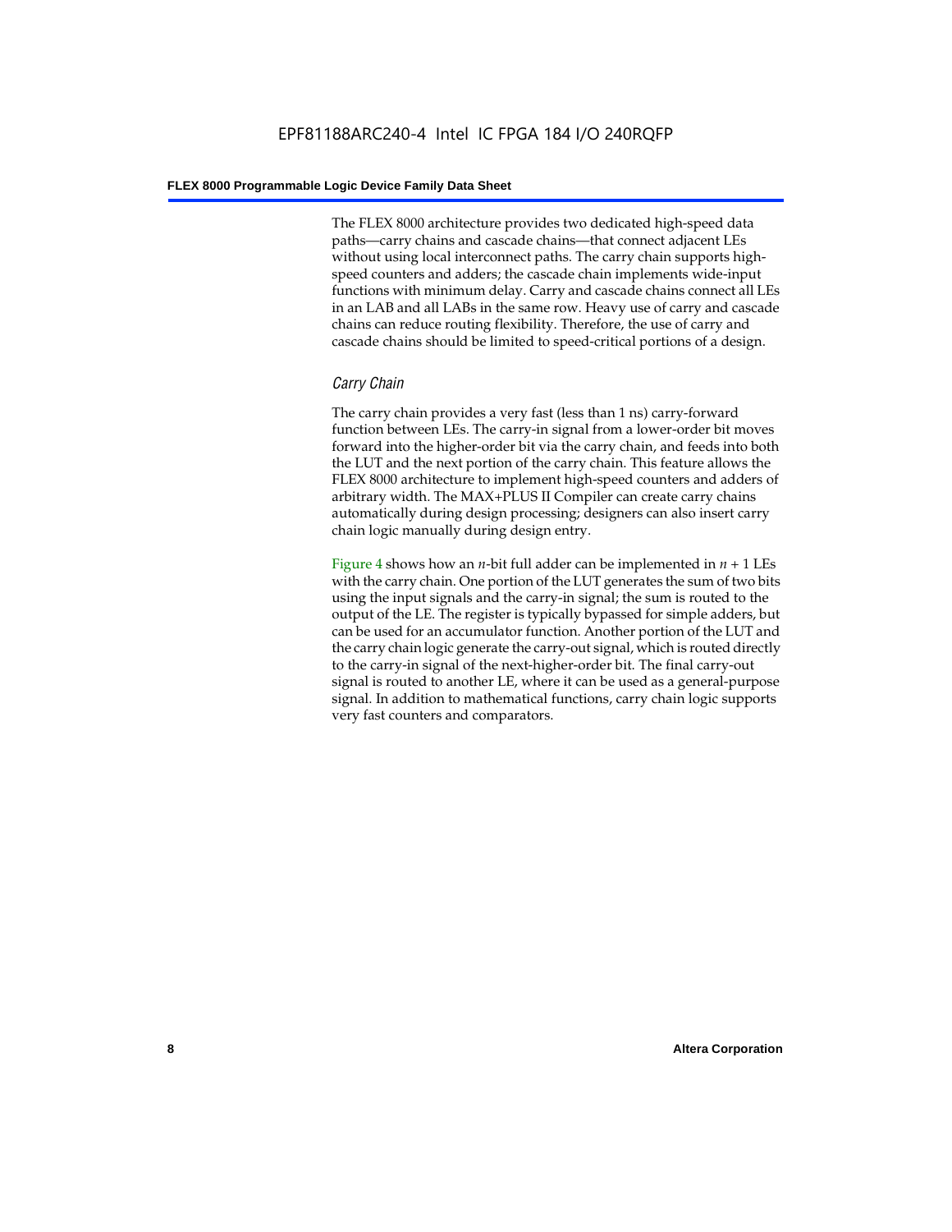The FLEX 8000 architecture provides two dedicated high-speed data paths—carry chains and cascade chains—that connect adjacent LEs without using local interconnect paths. The carry chain supports high-speed counters and adders; the cascade chain implements wide-input functions with minimum delay. Carry and cascade chains connect all LEs in an LAB and all LABs in the same row. Heavy use of carry and cascade chains can reduce routing flexibility. Therefore, the use of carry and cascade chains should be limited to speed-critical portions of a design.

### *Carry Chain*

The carry chain provides a very fast (less than 1 ns) carry-forward function between LEs. The carry-in signal from a lower-order bit moves forward into the higher-order bit via the carry chain, and feeds into both the LUT and the next portion of the carry chain. This feature allows the FLEX 8000 architecture to implement high-speed counters and adders of arbitrary width. The MAX+PLUS II Compiler can create carry chains automatically during design processing; designers can also insert carry chain logic manually during design entry.

Figure 4 shows how an $n$-bit full adder can be implemented in $n + 1$ LEs with the carry chain. One portion of the LUT generates the sum of two bits using the input signals and the carry-in signal; the sum is routed to the output of the LE. The register is typically bypassed for simple adders, but can be used for an accumulator function. Another portion of the LUT and the carry chain logic generate the carry-out signal, which is routed directly to the carry-in signal of the next-higher-order bit. The final carry-out signal is routed to another LE, where it can be used as a general-purpose signal. In addition to mathematical functions, carry chain logic supports very fast counters and comparators.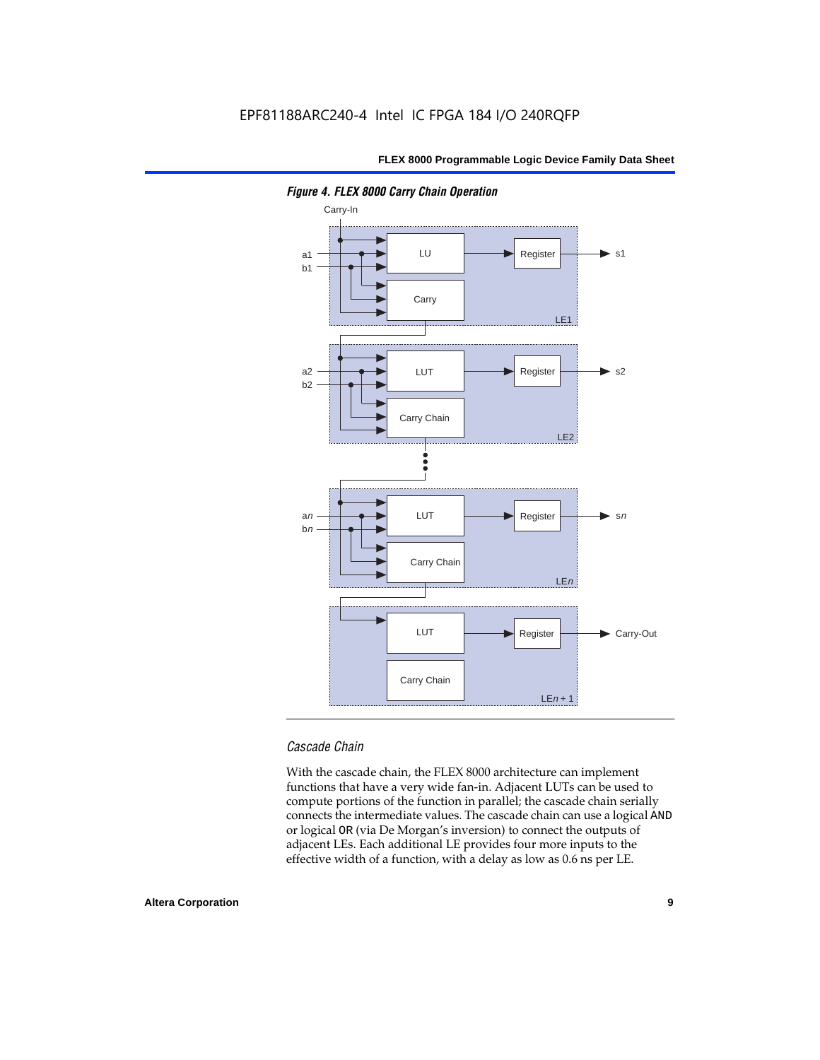*Figure 4. FLEX 8000 Carry Chain Operation*

### Cascade Chain

With the cascade chain, the FLEX 8000 architecture can implement functions that have a very wide fan-in. Adjacent LUTs can be used to compute portions of the function in parallel; the cascade chain serially connects the intermediate values. The cascade chain can use a logical AND or logical OR (via De Morgan's inversion) to connect the outputs of adjacent LEs. Each additional LE provides four more inputs to the effective width of a function, with a delay as low as 0.6 ns per LE.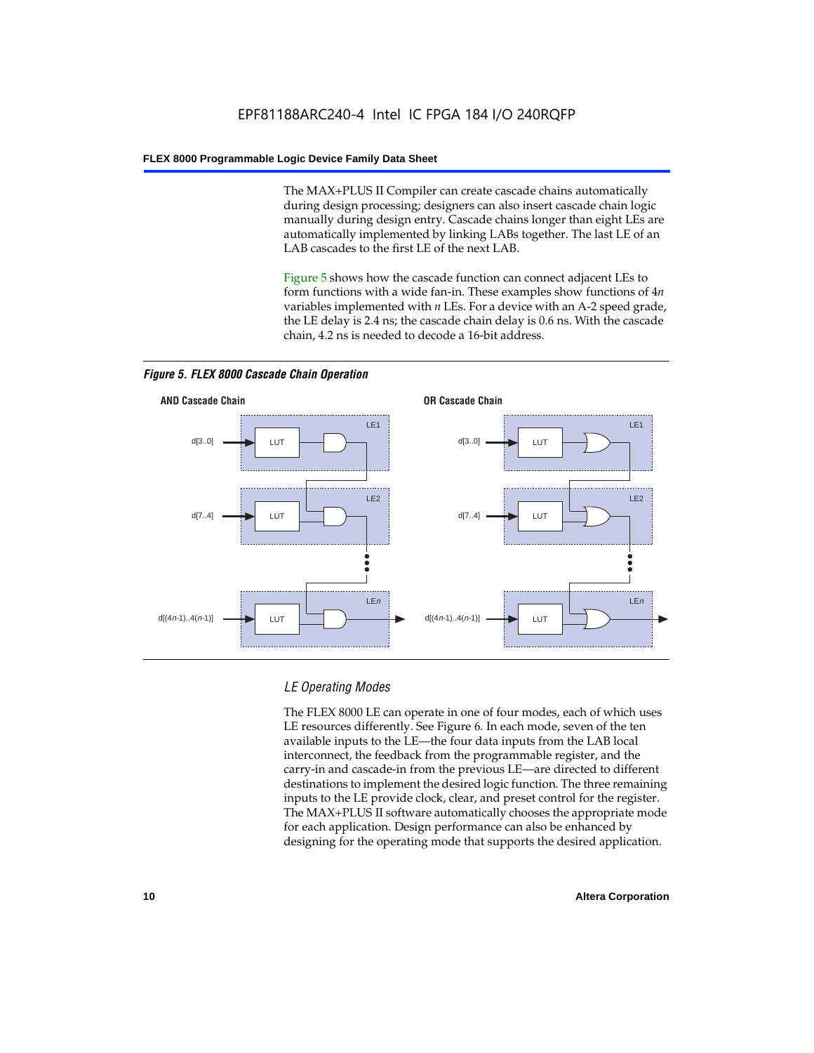The MAX+PLUS II Compiler can create cascade chains automatically during design processing; designers can also insert cascade chain logic manually during design entry. Cascade chains longer than eight LEs are automatically implemented by linking LABs together. The last LE of an LAB cascades to the first LE of the next LAB.

Figure 5 shows how the cascade function can connect adjacent LEs to form functions with a wide fan-in. These examples show functions of 4*n* variables implemented with *n* LEs. For a device with an A-2 speed grade, the LE delay is 2.4 ns; the cascade chain delay is 0.6 ns. With the cascade chain, 4.2 ns is needed to decode a 16-bit address.

***Figure 5. FLEX 8000 Cascade Chain Operation***

**AND Cascade Chain**

**OR Cascade Chain**

### *LE Operating Modes*

The FLEX 8000 LE can operate in one of four modes, each of which uses LE resources differently. See Figure 6. In each mode, seven of the ten available inputs to the LE—the four data inputs from the LAB local interconnect, the feedback from the programmable register, and the carry-in and cascade-in from the previous LE—are directed to different destinations to implement the desired logic function. The three remaining inputs to the LE provide clock, clear, and preset control for the register. The MAX+PLUS II software automatically chooses the appropriate mode for each application. Design performance can also be enhanced by designing for the operating mode that supports the desired application.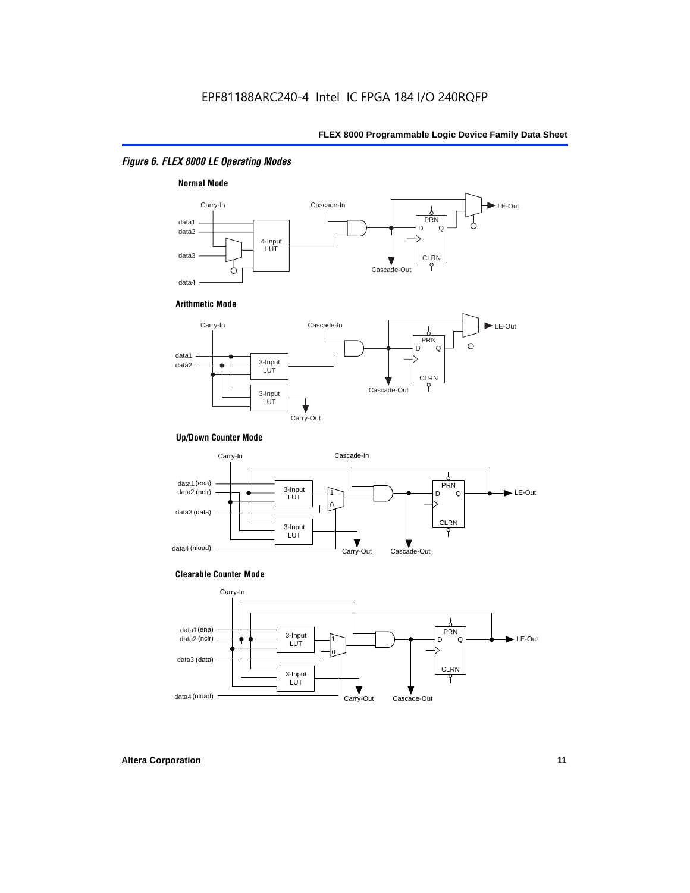*Figure 6. FLEX 8000 LE Operating Modes*

**Normal Mode**

Carry-In, Cascade-In, data1, data2, data3, data4, 4-Input LUT, PRN, D, Q, CLRN, Cascade-Out, LE-Out

**Arithmetic Mode**

Carry-In, Cascade-In, data1, data2, 3-Input LUT, 3-Input LUT, PRN, D, Q, CLRN, Cascade-Out, Carry-Out, LE-Out

**Up/Down Counter Mode**

Carry-In, Cascade-In, data1 (ena), data2 (nclr), data3 (data), data4 (nload), 3-Input LUT, 3-Input LUT, 1, 0, PRN, D, Q, CLRN, Carry-Out, Cascade-Out, LE-Out

**Clearable Counter Mode**

Carry-In, data1 (ena), data2 (nclr), data3 (data), data4 (nload), 3-Input LUT, 3-Input LUT, 1, 0, PRN, D, Q, CLRN, Carry-Out, Cascade-Out, LE-Out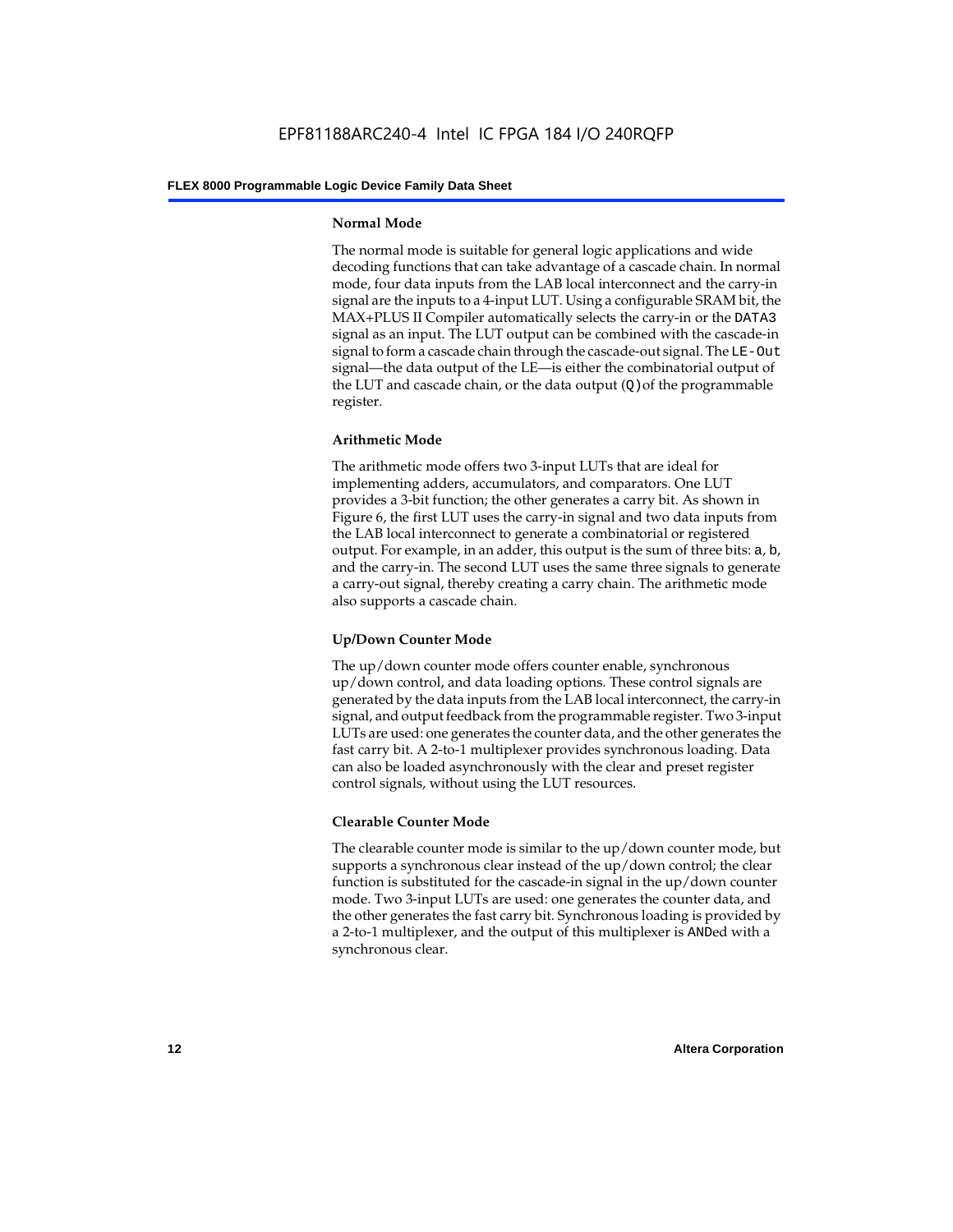#### Normal Mode

The normal mode is suitable for general logic applications and wide decoding functions that can take advantage of a cascade chain. In normal mode, four data inputs from the LAB local interconnect and the carry-in signal are the inputs to a 4-input LUT. Using a configurable SRAM bit, the MAX+PLUS II Compiler automatically selects the carry-in or the `DATA3` signal as an input. The LUT output can be combined with the cascade-in signal to form a cascade chain through the cascade-out signal. The `LE-Out` signal—the data output of the LE—is either the combinatorial output of the LUT and cascade chain, or the data output (`Q`) of the programmable register.

#### Arithmetic Mode

The arithmetic mode offers two 3-input LUTs that are ideal for implementing adders, accumulators, and comparators. One LUT provides a 3-bit function; the other generates a carry bit. As shown in Figure 6, the first LUT uses the carry-in signal and two data inputs from the LAB local interconnect to generate a combinatorial or registered output. For example, in an adder, this output is the sum of three bits: `a`, `b`, and the carry-in. The second LUT uses the same three signals to generate a carry-out signal, thereby creating a carry chain. The arithmetic mode also supports a cascade chain.

#### Up/Down Counter Mode

The up/down counter mode offers counter enable, synchronous up/down control, and data loading options. These control signals are generated by the data inputs from the LAB local interconnect, the carry-in signal, and output feedback from the programmable register. Two 3-input LUTs are used: one generates the counter data, and the other generates the fast carry bit. A 2-to-1 multiplexer provides synchronous loading. Data can also be loaded asynchronously with the clear and preset register control signals, without using the LUT resources.

#### Clearable Counter Mode

The clearable counter mode is similar to the up/down counter mode, but supports a synchronous clear instead of the up/down control; the clear function is substituted for the cascade-in signal in the up/down counter mode. Two 3-input LUTs are used: one generates the counter data, and the other generates the fast carry bit. Synchronous loading is provided by a 2-to-1 multiplexer, and the output of this multiplexer is `AND`ed with a synchronous clear.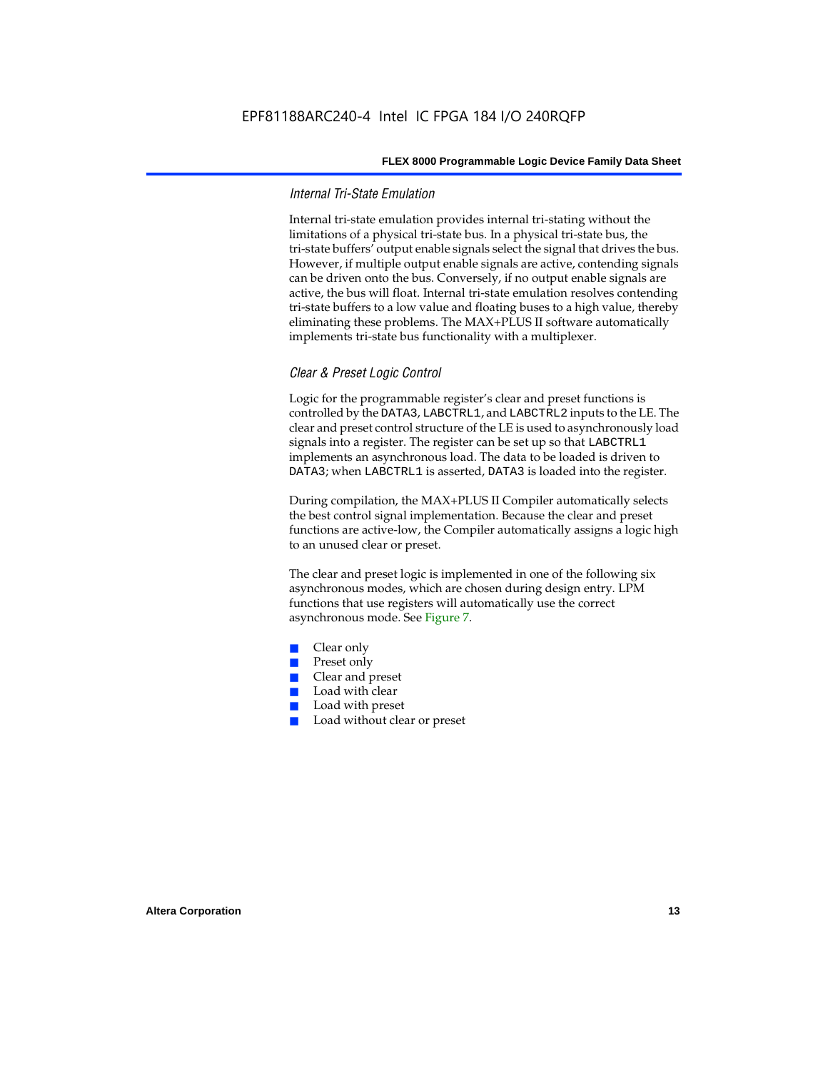### Internal Tri-State Emulation

Internal tri-state emulation provides internal tri-stating without the limitations of a physical tri-state bus. In a physical tri-state bus, the tri-state buffers' output enable signals select the signal that drives the bus. However, if multiple output enable signals are active, contending signals can be driven onto the bus. Conversely, if no output enable signals are active, the bus will float. Internal tri-state emulation resolves contending tri-state buffers to a low value and floating buses to a high value, thereby eliminating these problems. The MAX+PLUS II software automatically implements tri-state bus functionality with a multiplexer.

### Clear & Preset Logic Control

Logic for the programmable register's clear and preset functions is controlled by the `DATA3`, `LABCTRL1`, and `LABCTRL2` inputs to the LE. The clear and preset control structure of the LE is used to asynchronously load signals into a register. The register can be set up so that `LABCTRL1` implements an asynchronous load. The data to be loaded is driven to `DATA3`; when `LABCTRL1` is asserted, `DATA3` is loaded into the register.

During compilation, the MAX+PLUS II Compiler automatically selects the best control signal implementation. Because the clear and preset functions are active-low, the Compiler automatically assigns a logic high to an unused clear or preset.

The clear and preset logic is implemented in one of the following six asynchronous modes, which are chosen during design entry. LPM functions that use registers will automatically use the correct asynchronous mode. See Figure 7.

- Clear only
- Preset only
- Clear and preset
- Load with clear
- Load with preset
- Load without clear or preset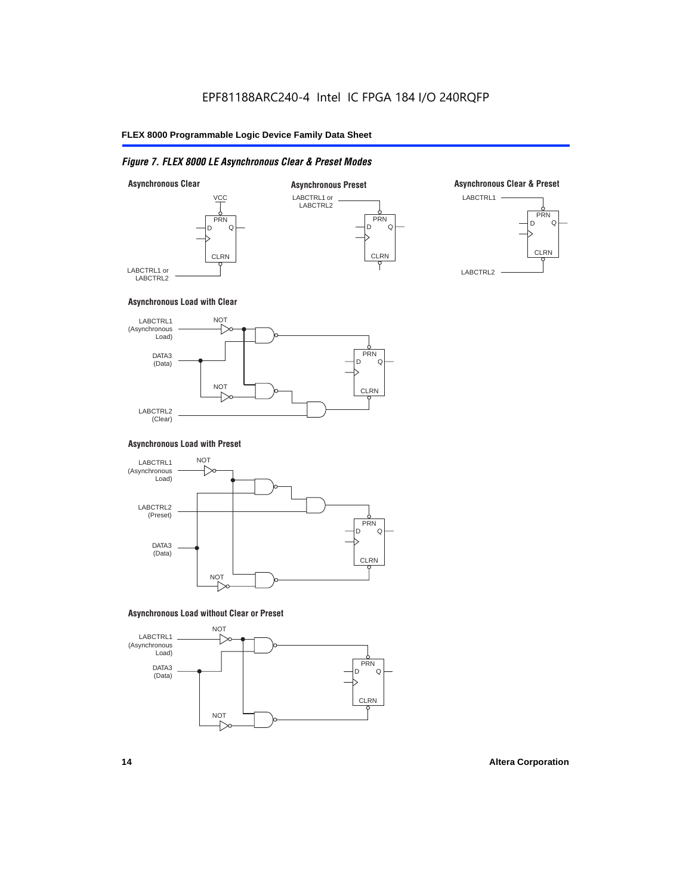EPF81188ARC240-4 Intel IC FPGA 184 I/O 240RQFP

*Figure 7. FLEX 8000 LE Asynchronous Clear & Preset Modes*

**Asynchronous Clear**

VCC

PRN

D Q

CLRN

LABCTRL1 or LABCTRL2

**Asynchronous Preset**

LABCTRL1 or LABCTRL2

PRN

D Q

CLRN

**Asynchronous Clear & Preset**

LABCTRL1

PRN

D Q

CLRN

LABCTRL2

**Asynchronous Load with Clear**

LABCTRL1 (Asynchronous Load)

NOT

DATA3 (Data)

NOT

LABCTRL2 (Clear)

PRN

D Q

CLRN

**Asynchronous Load with Preset**

LABCTRL1 (Asynchronous Load)

NOT

LABCTRL2 (Preset)

DATA3 (Data)

NOT

PRN

D Q

CLRN

**Asynchronous Load without Clear or Preset**

LABCTRL1 (Asynchronous Load)

NOT

DATA3 (Data)

NOT

PRN

D Q

CLRN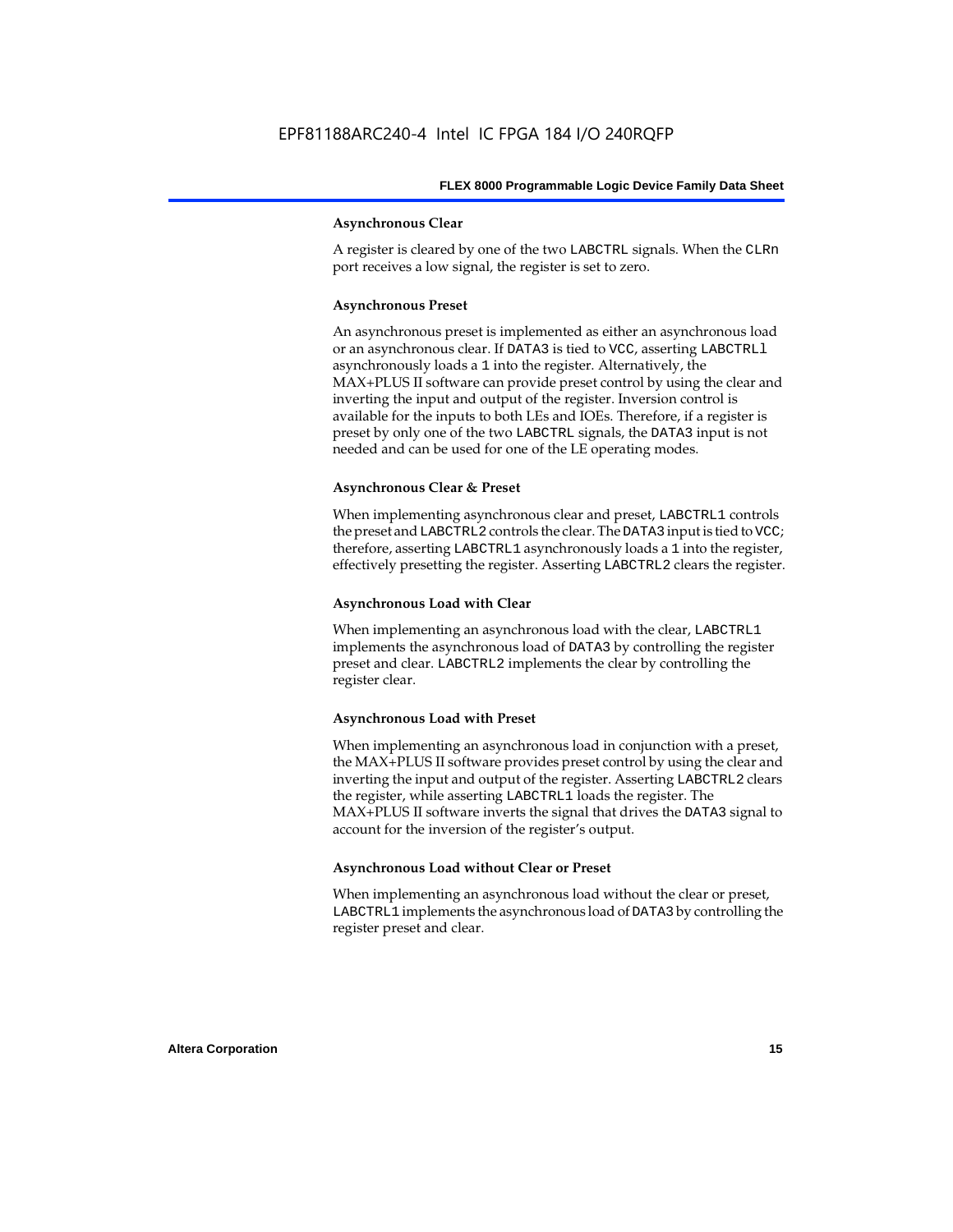#### Asynchronous Clear

A register is cleared by one of the two LABCTRL signals. When the CLRn port receives a low signal, the register is set to zero.

#### Asynchronous Preset

An asynchronous preset is implemented as either an asynchronous load or an asynchronous clear. If DATA3 is tied to VCC, asserting LABCTRLl asynchronously loads a 1 into the register. Alternatively, the MAX+PLUS II software can provide preset control by using the clear and inverting the input and output of the register. Inversion control is available for the inputs to both LEs and IOEs. Therefore, if a register is preset by only one of the two LABCTRL signals, the DATA3 input is not needed and can be used for one of the LE operating modes.

#### Asynchronous Clear & Preset

When implementing asynchronous clear and preset, LABCTRL1 controls the preset and LABCTRL2 controls the clear. The DATA3 input is tied to VCC; therefore, asserting LABCTRL1 asynchronously loads a 1 into the register, effectively presetting the register. Asserting LABCTRL2 clears the register.

#### Asynchronous Load with Clear

When implementing an asynchronous load with the clear, LABCTRL1 implements the asynchronous load of DATA3 by controlling the register preset and clear. LABCTRL2 implements the clear by controlling the register clear.

#### Asynchronous Load with Preset

When implementing an asynchronous load in conjunction with a preset, the MAX+PLUS II software provides preset control by using the clear and inverting the input and output of the register. Asserting LABCTRL2 clears the register, while asserting LABCTRL1 loads the register. The MAX+PLUS II software inverts the signal that drives the DATA3 signal to account for the inversion of the register's output.

#### Asynchronous Load without Clear or Preset

When implementing an asynchronous load without the clear or preset, LABCTRL1 implements the asynchronous load of DATA3 by controlling the register preset and clear.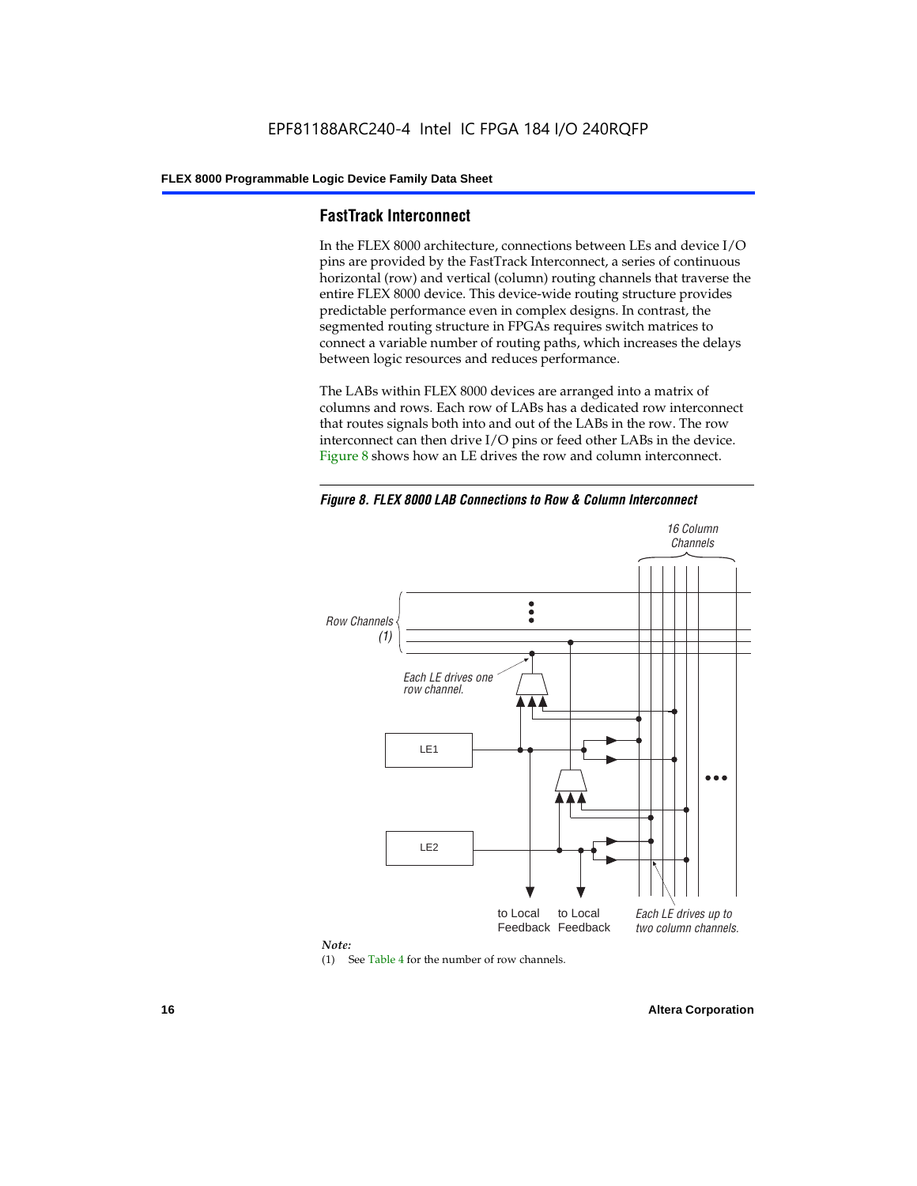## FastTrack Interconnect

In the FLEX 8000 architecture, connections between LEs and device I/O pins are provided by the FastTrack Interconnect, a series of continuous horizontal (row) and vertical (column) routing channels that traverse the entire FLEX 8000 device. This device-wide routing structure provides predictable performance even in complex designs. In contrast, the segmented routing structure in FPGAs requires switch matrices to connect a variable number of routing paths, which increases the delays between logic resources and reduces performance.

The LABs within FLEX 8000 devices are arranged into a matrix of columns and rows. Each row of LABs has a dedicated row interconnect that routes signals both into and out of the LABs in the row. The row interconnect can then drive I/O pins or feed other LABs in the device. Figure 8 shows how an LE drives the row and column interconnect.

*Figure 8. FLEX 8000 LAB Connections to Row & Column Interconnect*

16 Column Channels

Row Channels (1)

Each LE drives one row channel.

LE1

LE2

to Local Feedback

to Local Feedback

Each LE drives up to two column channels.

*Note:*

(1) See Table 4 for the number of row channels.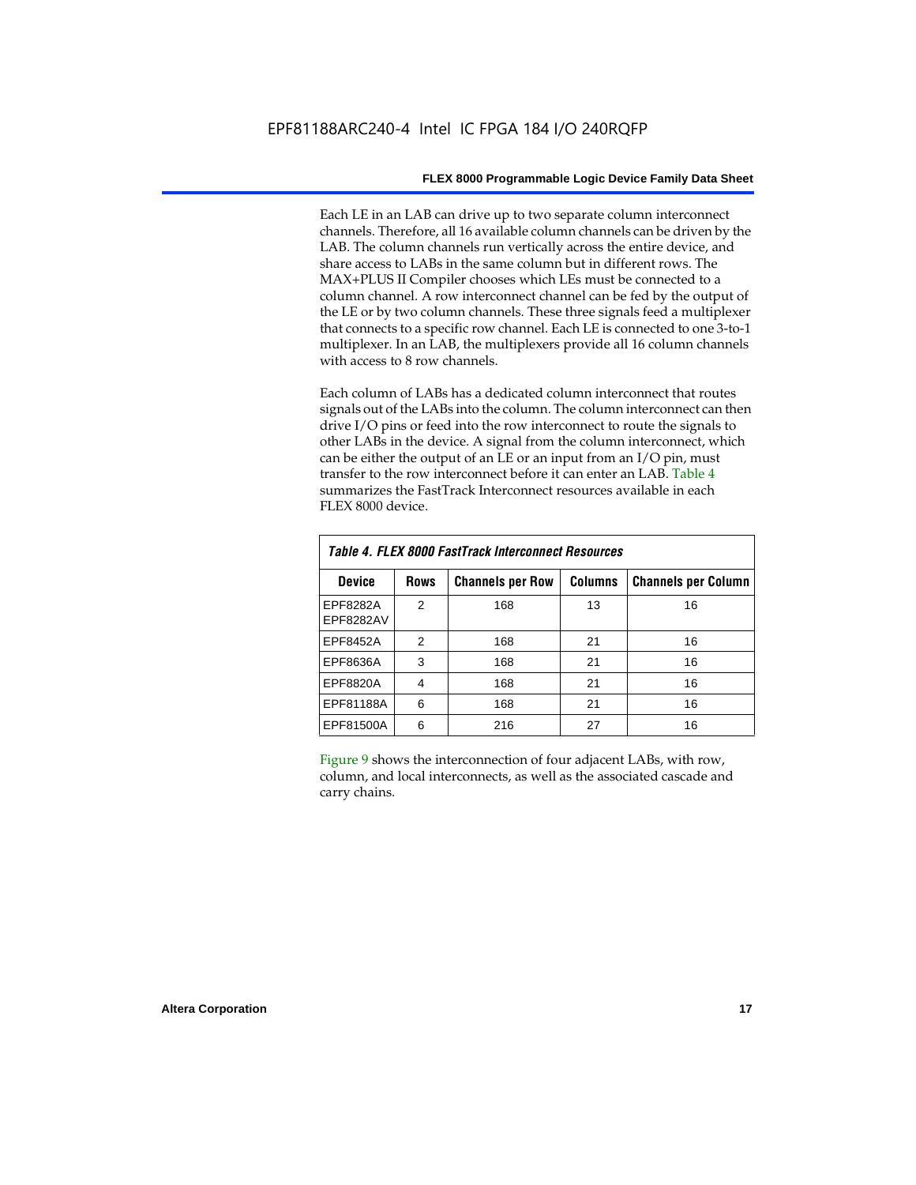Each LE in an LAB can drive up to two separate column interconnect channels. Therefore, all 16 available column channels can be driven by the LAB. The column channels run vertically across the entire device, and share access to LABs in the same column but in different rows. The MAX+PLUS II Compiler chooses which LEs must be connected to a column channel. A row interconnect channel can be fed by the output of the LE or by two column channels. These three signals feed a multiplexer that connects to a specific row channel. Each LE is connected to one 3-to-1 multiplexer. In an LAB, the multiplexers provide all 16 column channels with access to 8 row channels.

Each column of LABs has a dedicated column interconnect that routes signals out of the LABs into the column. The column interconnect can then drive I/O pins or feed into the row interconnect to route the signals to other LABs in the device. A signal from the column interconnect, which can be either the output of an LE or an input from an I/O pin, must transfer to the row interconnect before it can enter an LAB. Table 4 summarizes the FastTrack Interconnect resources available in each FLEX 8000 device.

*Table 4. FLEX 8000 FastTrack Interconnect Resources*

| Device | Rows | Channels per Row | Columns | Channels per Column |
|---|---|---|---|---|
| EPF8282A<br>EPF8282AV | 2 | 168 | 13 | 16 |
| EPF8452A | 2 | 168 | 21 | 16 |
| EPF8636A | 3 | 168 | 21 | 16 |
| EPF8820A | 4 | 168 | 21 | 16 |
| EPF81188A | 6 | 168 | 21 | 16 |
| EPF81500A | 6 | 216 | 27 | 16 |

Figure 9 shows the interconnection of four adjacent LABs, with row, column, and local interconnects, as well as the associated cascade and carry chains.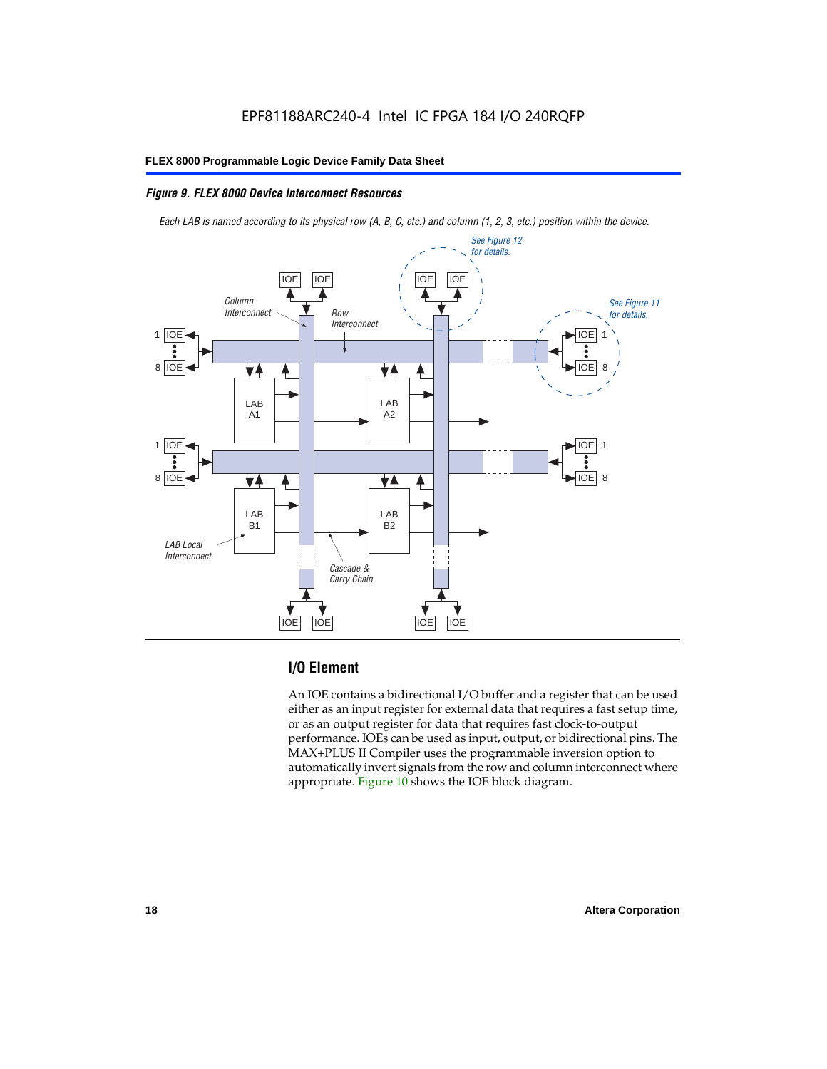EPF81188ARC240-4 Intel IC FPGA 184 I/O 240RQFP

*Figure 9. FLEX 8000 Device Interconnect Resources*

*Each LAB is named according to its physical row (A, B, C, etc.) and column (1, 2, 3, etc.) position within the device.*

## I/O Element

An IOE contains a bidirectional I/O buffer and a register that can be used either as an input register for external data that requires a fast setup time, or as an output register for data that requires fast clock-to-output performance. IOEs can be used as input, output, or bidirectional pins. The MAX+PLUS II Compiler uses the programmable inversion option to automatically invert signals from the row and column interconnect where appropriate. Figure 10 shows the IOE block diagram.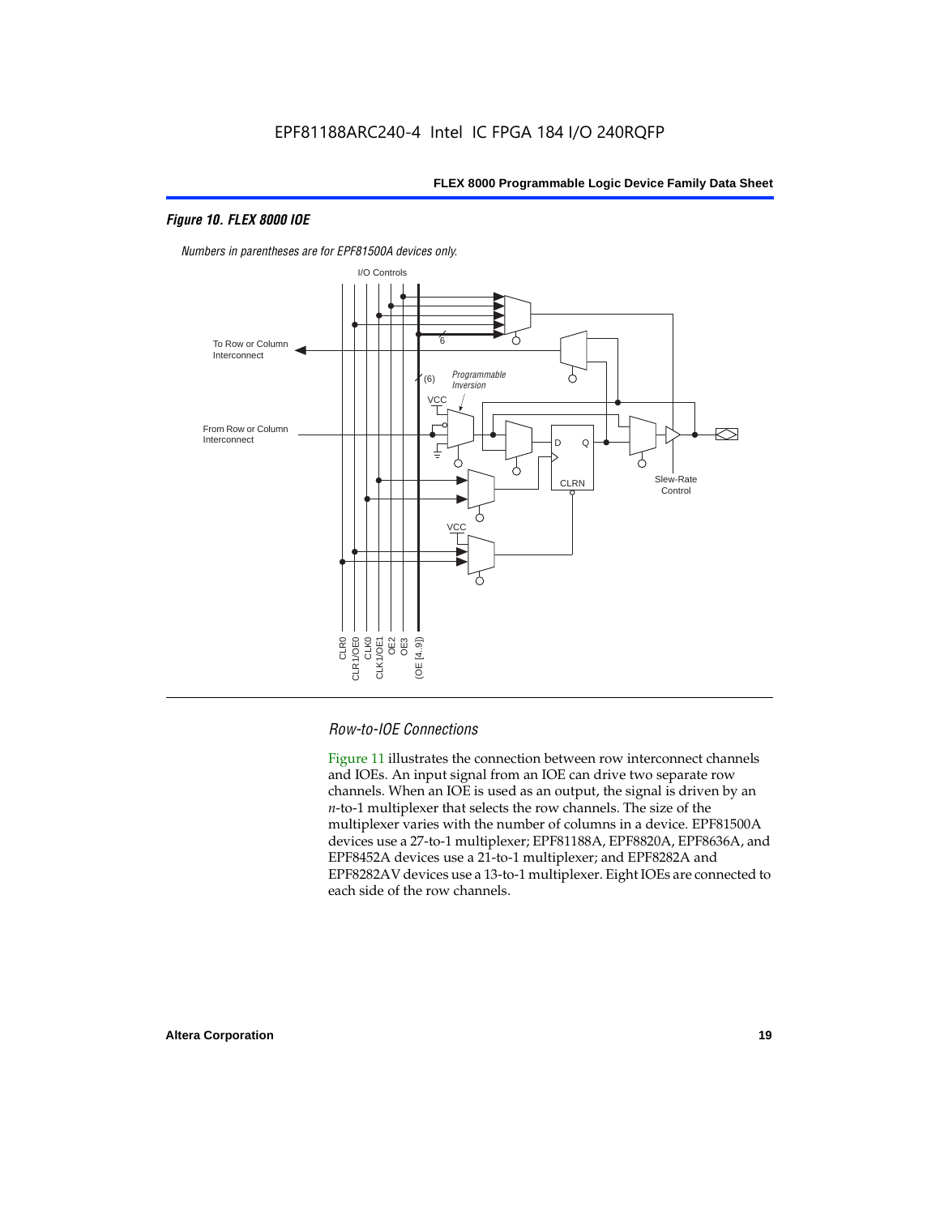### *Figure 10. FLEX 8000 IOE*

*Numbers in parentheses are for EPF81500A devices only.*

### *Row-to-IOE Connections*

Figure 11 illustrates the connection between row interconnect channels and IOEs. An input signal from an IOE can drive two separate row channels. When an IOE is used as an output, the signal is driven by an *n*-to-1 multiplexer that selects the row channels. The size of the multiplexer varies with the number of columns in a device. EPF81500A devices use a 27-to-1 multiplexer; EPF81188A, EPF8820A, EPF8636A, and EPF8452A devices use a 21-to-1 multiplexer; and EPF8282A and EPF8282AV devices use a 13-to-1 multiplexer. Eight IOEs are connected to each side of the row channels.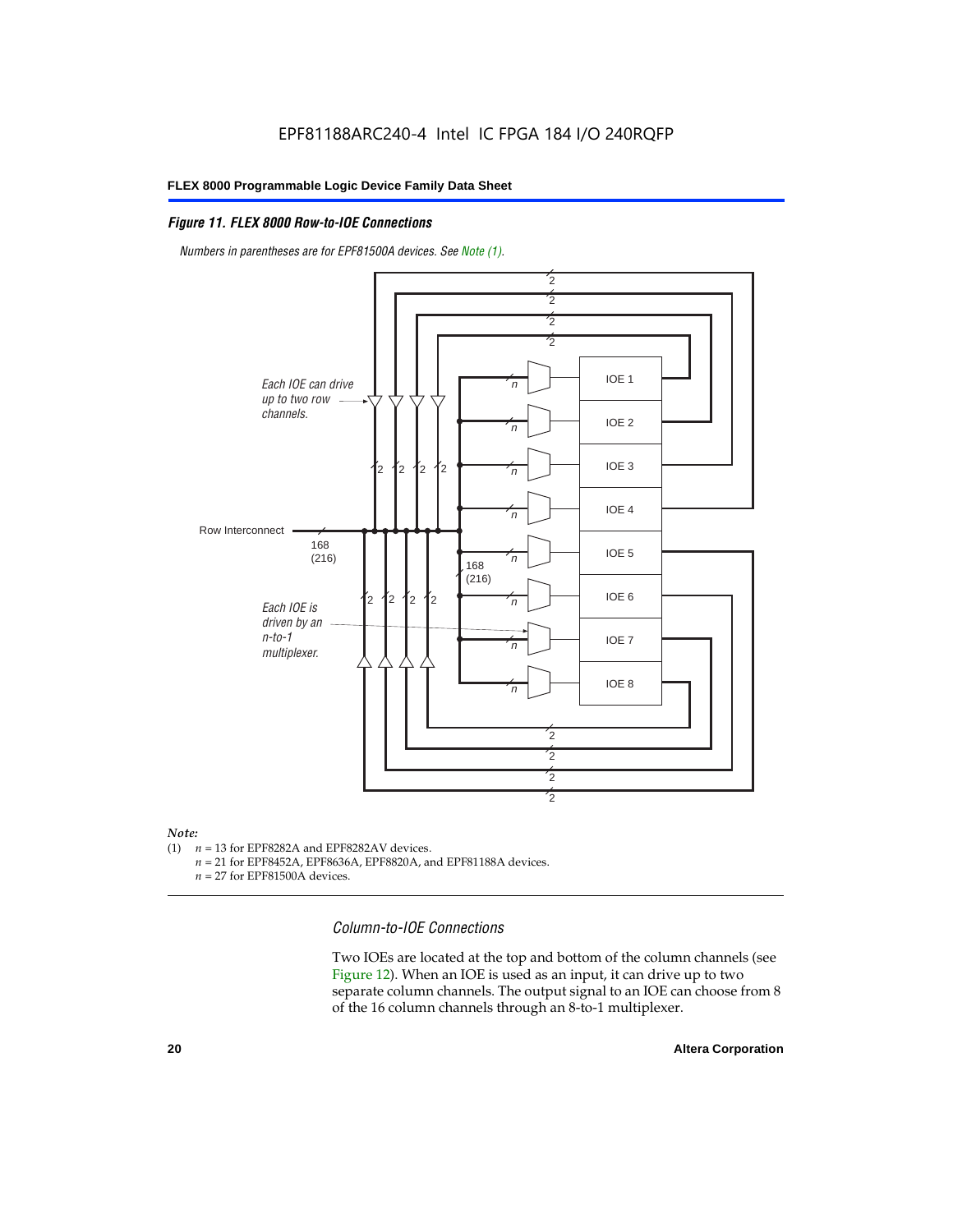*Figure 11. FLEX 8000 Row-to-IOE Connections*

*Numbers in parentheses are for EPF81500A devices. See Note (1).*

Each IOE can drive up to two row channels.

Row Interconnect

168 (216)

Each IOE is driven by an n-to-1 multiplexer.

IOE 1

IOE 2

IOE 3

IOE 4

IOE 5

IOE 6

IOE 7

IOE 8

*Note:*

(1) $n$ = 13 for EPF8282A and EPF8282AV devices.
$n$ = 21 for EPF8452A, EPF8636A, EPF8820A, and EPF81188A devices.
$n$ = 27 for EPF81500A devices.

### *Column-to-IOE Connections*

Two IOEs are located at the top and bottom of the column channels (see Figure 12). When an IOE is used as an input, it can drive up to two separate column channels. The output signal to an IOE can choose from 8 of the 16 column channels through an 8-to-1 multiplexer.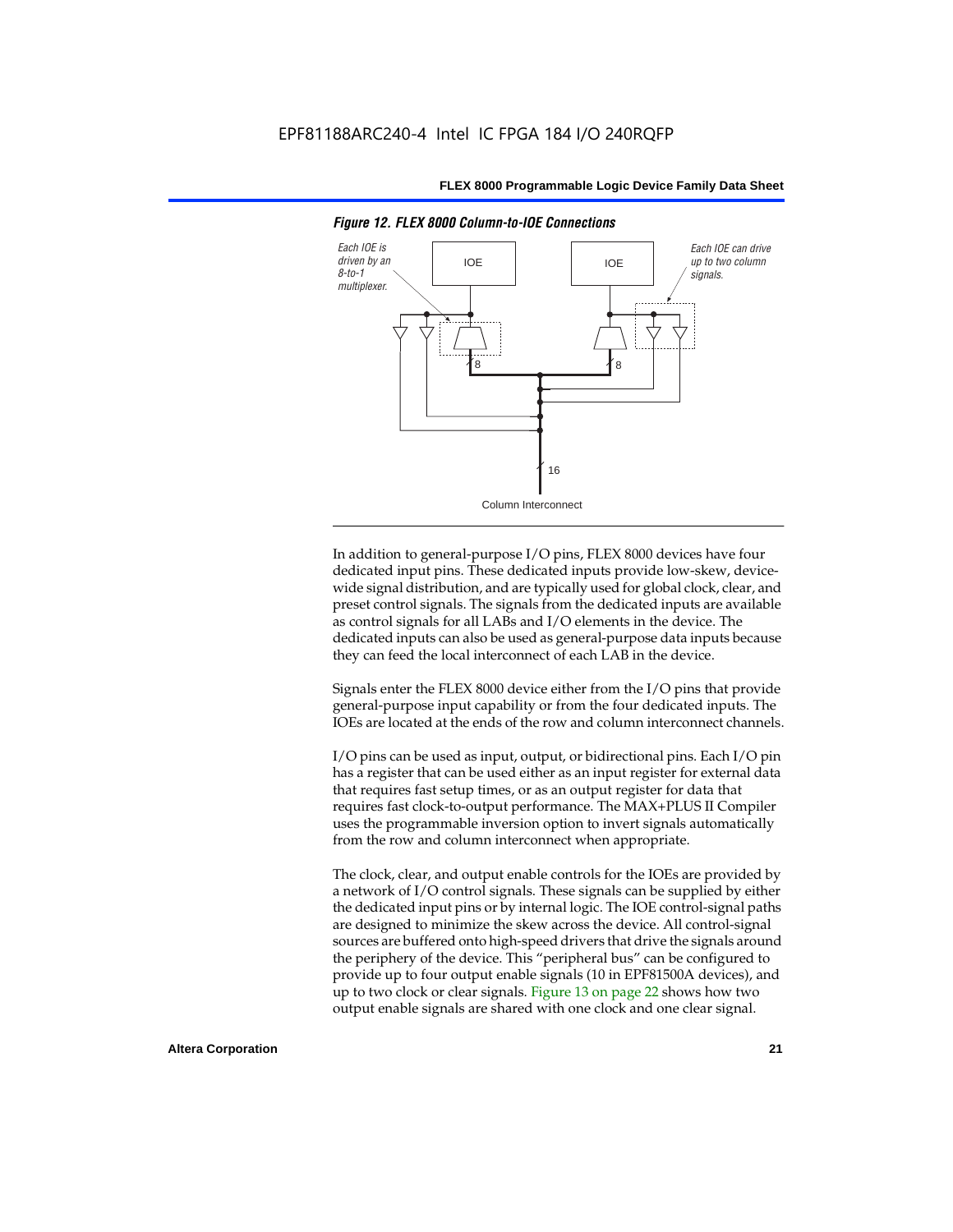EPF81188ARC240-4 Intel IC FPGA 184 I/O 240RQFP

*Figure 12. FLEX 8000 Column-to-IOE Connections*

In addition to general-purpose I/O pins, FLEX 8000 devices have four dedicated input pins. These dedicated inputs provide low-skew, device-wide signal distribution, and are typically used for global clock, clear, and preset control signals. The signals from the dedicated inputs are available as control signals for all LABs and I/O elements in the device. The dedicated inputs can also be used as general-purpose data inputs because they can feed the local interconnect of each LAB in the device.

Signals enter the FLEX 8000 device either from the I/O pins that provide general-purpose input capability or from the four dedicated inputs. The IOEs are located at the ends of the row and column interconnect channels.

I/O pins can be used as input, output, or bidirectional pins. Each I/O pin has a register that can be used either as an input register for external data that requires fast setup times, or as an output register for data that requires fast clock-to-output performance. The MAX+PLUS II Compiler uses the programmable inversion option to invert signals automatically from the row and column interconnect when appropriate.

The clock, clear, and output enable controls for the IOEs are provided by a network of I/O control signals. These signals can be supplied by either the dedicated input pins or by internal logic. The IOE control-signal paths are designed to minimize the skew across the device. All control-signal sources are buffered onto high-speed drivers that drive the signals around the periphery of the device. This "peripheral bus" can be configured to provide up to four output enable signals (10 in EPF81500A devices), and up to two clock or clear signals. Figure 13 on page 22 shows how two output enable signals are shared with one clock and one clear signal.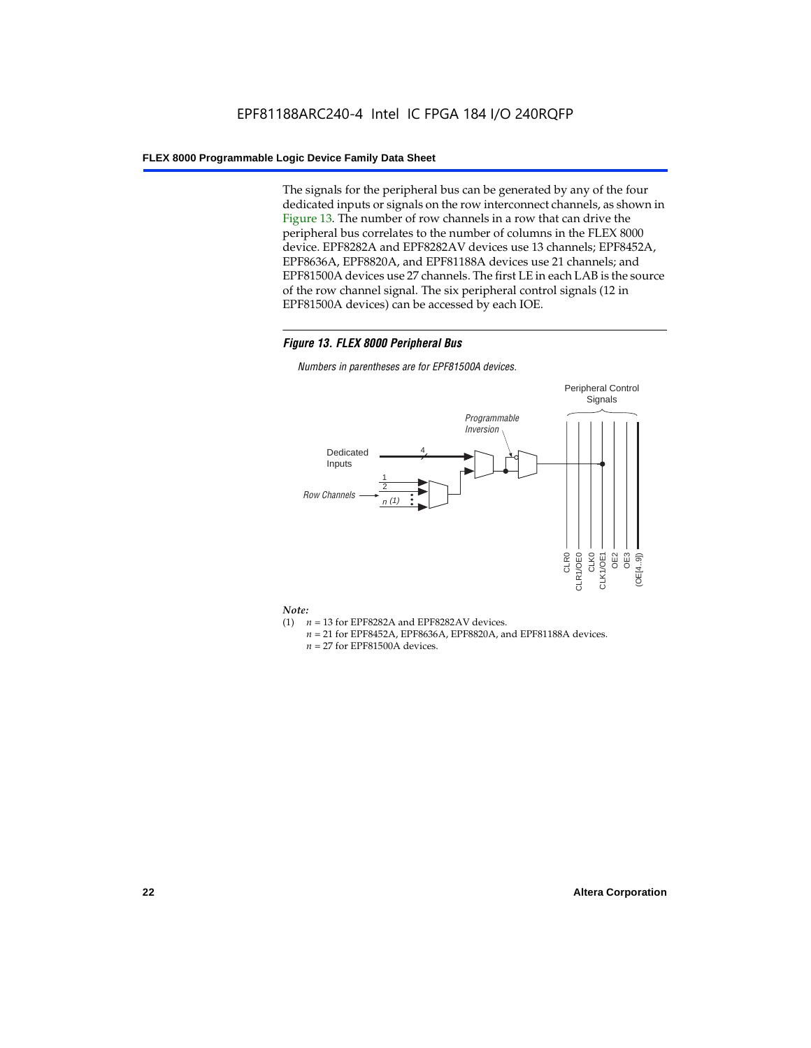The signals for the peripheral bus can be generated by any of the four dedicated inputs or signals on the row interconnect channels, as shown in Figure 13. The number of row channels in a row that can drive the peripheral bus correlates to the number of columns in the FLEX 8000 device. EPF8282A and EPF8282AV devices use 13 channels; EPF8452A, EPF8636A, EPF8820A, and EPF81188A devices use 21 channels; and EPF81500A devices use 27 channels. The first LE in each LAB is the source of the row channel signal. The six peripheral control signals (12 in EPF81500A devices) can be accessed by each IOE.

#### *Figure 13. FLEX 8000 Peripheral Bus*

*Numbers in parentheses are for EPF81500A devices.*

*Note:*

(1) $n$ = 13 for EPF8282A and EPF8282AV devices.
$n$ = 21 for EPF8452A, EPF8636A, EPF8820A, and EPF81188A devices.
$n$ = 27 for EPF81500A devices.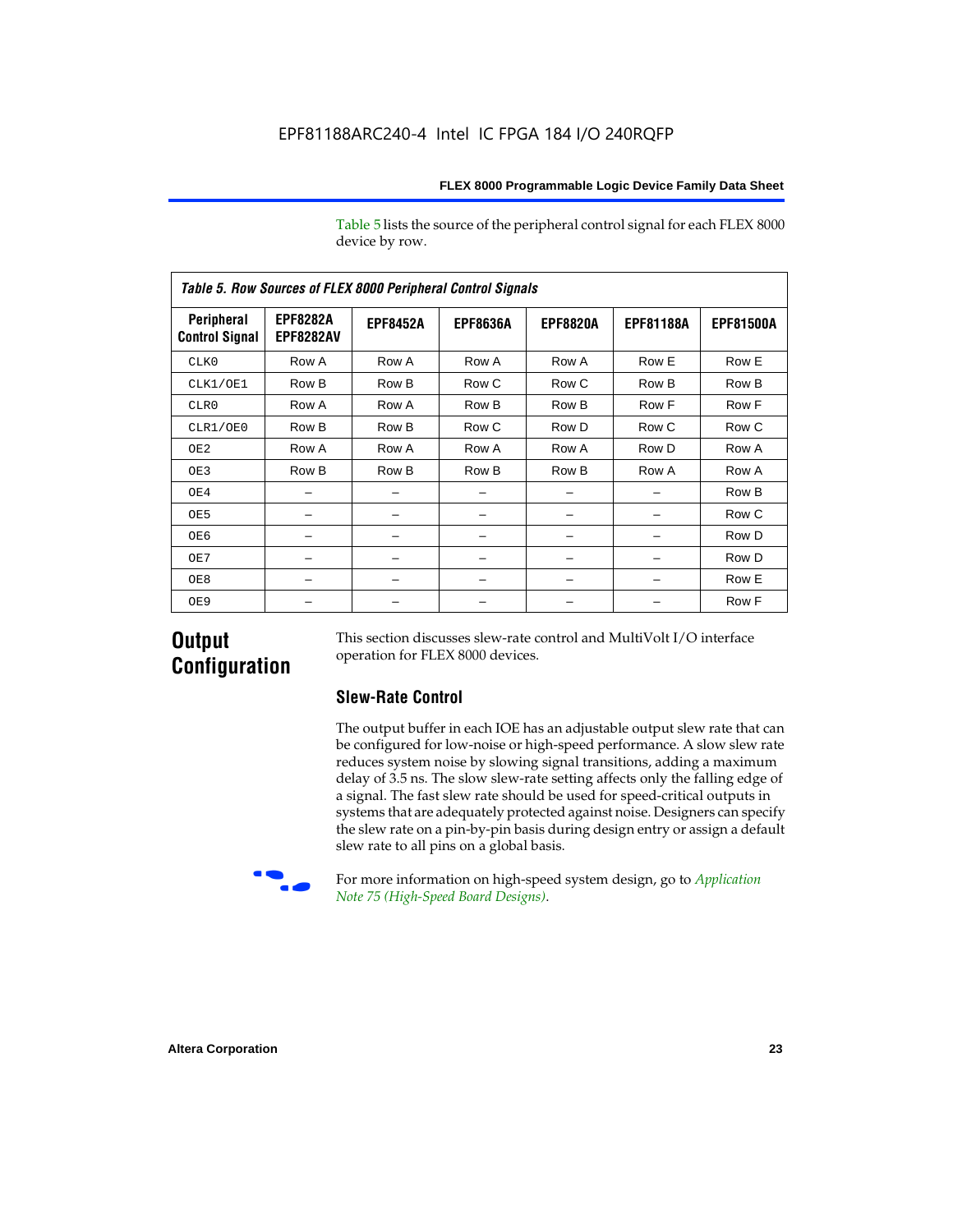Table 5 lists the source of the peripheral control signal for each FLEX 8000 device by row.

*Table 5. Row Sources of FLEX 8000 Peripheral Control Signals*

| Peripheral Control Signal | EPF8282A EPF8282AV | EPF8452A | EPF8636A | EPF8820A | EPF81188A | EPF81500A |
|---|---|---|---|---|---|---|
| CLK0 | Row A | Row A | Row A | Row A | Row E | Row E |
| CLK1/OE1 | Row B | Row B | Row C | Row C | Row B | Row B |
| CLR0 | Row A | Row A | Row B | Row B | Row F | Row F |
| CLR1/OE0 | Row B | Row B | Row C | Row D | Row C | Row C |
| OE2 | Row A | Row A | Row A | Row A | Row D | Row A |
| OE3 | Row B | Row B | Row B | Row B | Row A | Row A |
| OE4 | – | – | – | – | – | Row B |
| OE5 | – | – | – | – | – | Row C |
| OE6 | – | – | – | – | – | Row D |
| OE7 | – | – | – | – | – | Row D |
| OE8 | – | – | – | – | – | Row E |
| OE9 | – | – | – | – | – | Row F |

## Output Configuration

This section discusses slew-rate control and MultiVolt I/O interface operation for FLEX 8000 devices.

### Slew-Rate Control

The output buffer in each IOE has an adjustable output slew rate that can be configured for low-noise or high-speed performance. A slow slew rate reduces system noise by slowing signal transitions, adding a maximum delay of 3.5 ns. The slow slew-rate setting affects only the falling edge of a signal. The fast slew rate should be used for speed-critical outputs in systems that are adequately protected against noise. Designers can specify the slew rate on a pin-by-pin basis during design entry or assign a default slew rate to all pins on a global basis.

For more information on high-speed system design, go to *Application Note 75 (High-Speed Board Designs)*.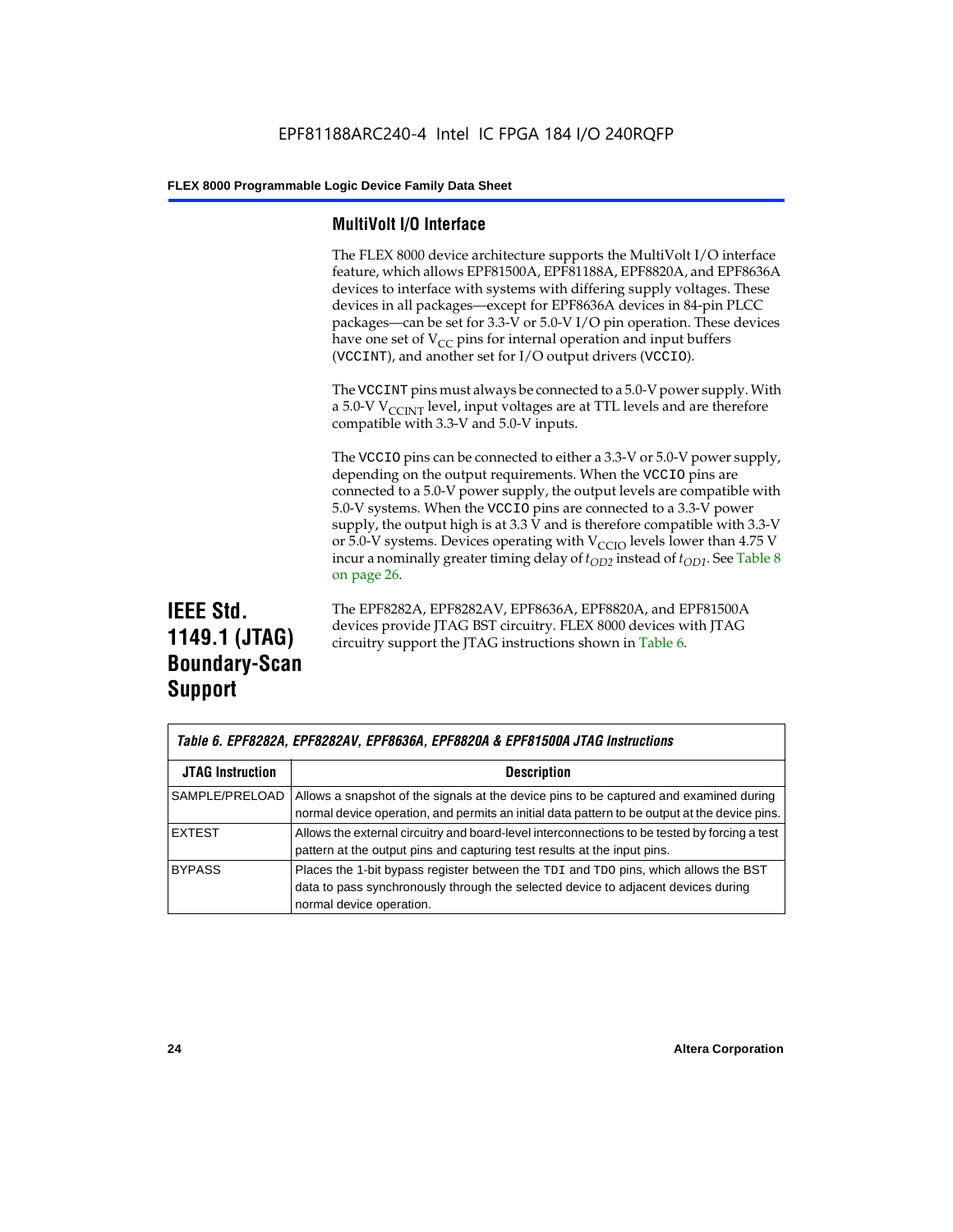### MultiVolt I/O Interface

The FLEX 8000 device architecture supports the MultiVolt I/O interface feature, which allows EPF81500A, EPF81188A, EPF8820A, and EPF8636A devices to interface with systems with differing supply voltages. These devices in all packages—except for EPF8636A devices in 84-pin PLCC packages—can be set for 3.3-V or 5.0-V I/O pin operation. These devices have one set of $V_{CC}$ pins for internal operation and input buffers (VCCINT), and another set for I/O output drivers (VCCIO).

The VCCINT pins must always be connected to a 5.0-V power supply. With a 5.0-V $V_{CCINT}$ level, input voltages are at TTL levels and are therefore compatible with 3.3-V and 5.0-V inputs.

The VCCIO pins can be connected to either a 3.3-V or 5.0-V power supply, depending on the output requirements. When the VCCIO pins are connected to a 5.0-V power supply, the output levels are compatible with 5.0-V systems. When the VCCIO pins are connected to a 3.3-V power supply, the output high is at 3.3 V and is therefore compatible with 3.3-V or 5.0-V systems. Devices operating with $V_{CCIO}$ levels lower than 4.75 V incur a nominally greater timing delay of $t_{OD2}$ instead of $t_{OD1}$. See Table 8 on page 26.

## IEEE Std. 1149.1 (JTAG) Boundary-Scan Support

The EPF8282A, EPF8282AV, EPF8636A, EPF8820A, and EPF81500A devices provide JTAG BST circuitry. FLEX 8000 devices with JTAG circuitry support the JTAG instructions shown in Table 6.

*Table 6. EPF8282A, EPF8282AV, EPF8636A, EPF8820A & EPF81500A JTAG Instructions*

| JTAG Instruction | Description |
|---|---|
| SAMPLE/PRELOAD | Allows a snapshot of the signals at the device pins to be captured and examined during normal device operation, and permits an initial data pattern to be output at the device pins. |
| EXTEST | Allows the external circuitry and board-level interconnections to be tested by forcing a test pattern at the output pins and capturing test results at the input pins. |
| BYPASS | Places the 1-bit bypass register between the TDI and TDO pins, which allows the BST data to pass synchronously through the selected device to adjacent devices during normal device operation. |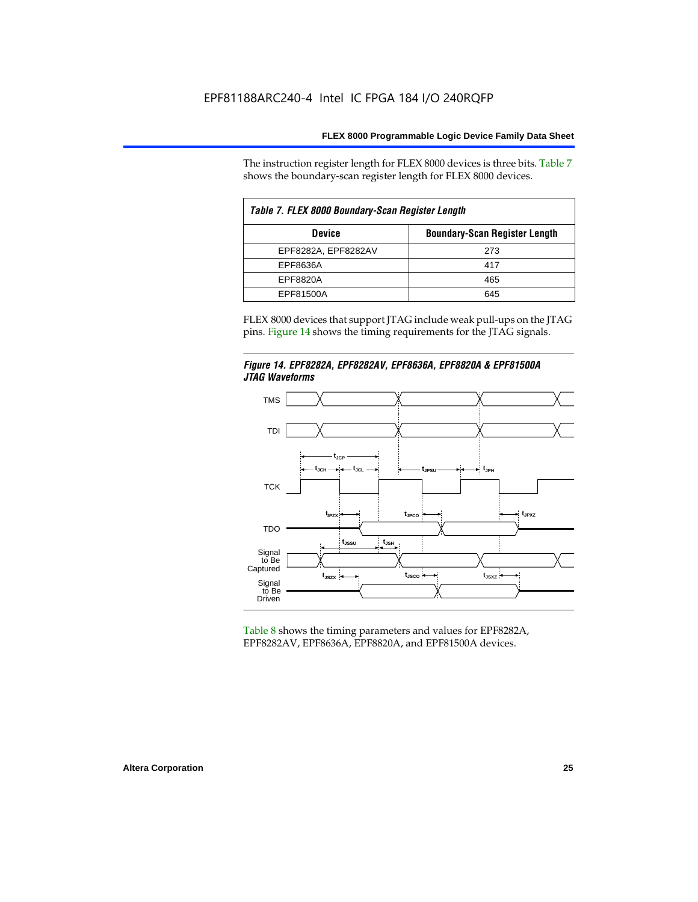The instruction register length for FLEX 8000 devices is three bits. Table 7 shows the boundary-scan register length for FLEX 8000 devices.

*Table 7. FLEX 8000 Boundary-Scan Register Length*

| Device | Boundary-Scan Register Length |
|---|---|
| EPF8282A, EPF8282AV | 273 |
| EPF8636A | 417 |
| EPF8820A | 465 |
| EPF81500A | 645 |

FLEX 8000 devices that support JTAG include weak pull-ups on the JTAG pins. Figure 14 shows the timing requirements for the JTAG signals.

***Figure 14. EPF8282A, EPF8282AV, EPF8636A, EPF8820A & EPF81500A JTAG Waveforms***

Table 8 shows the timing parameters and values for EPF8282A, EPF8282AV, EPF8636A, EPF8820A, and EPF81500A devices.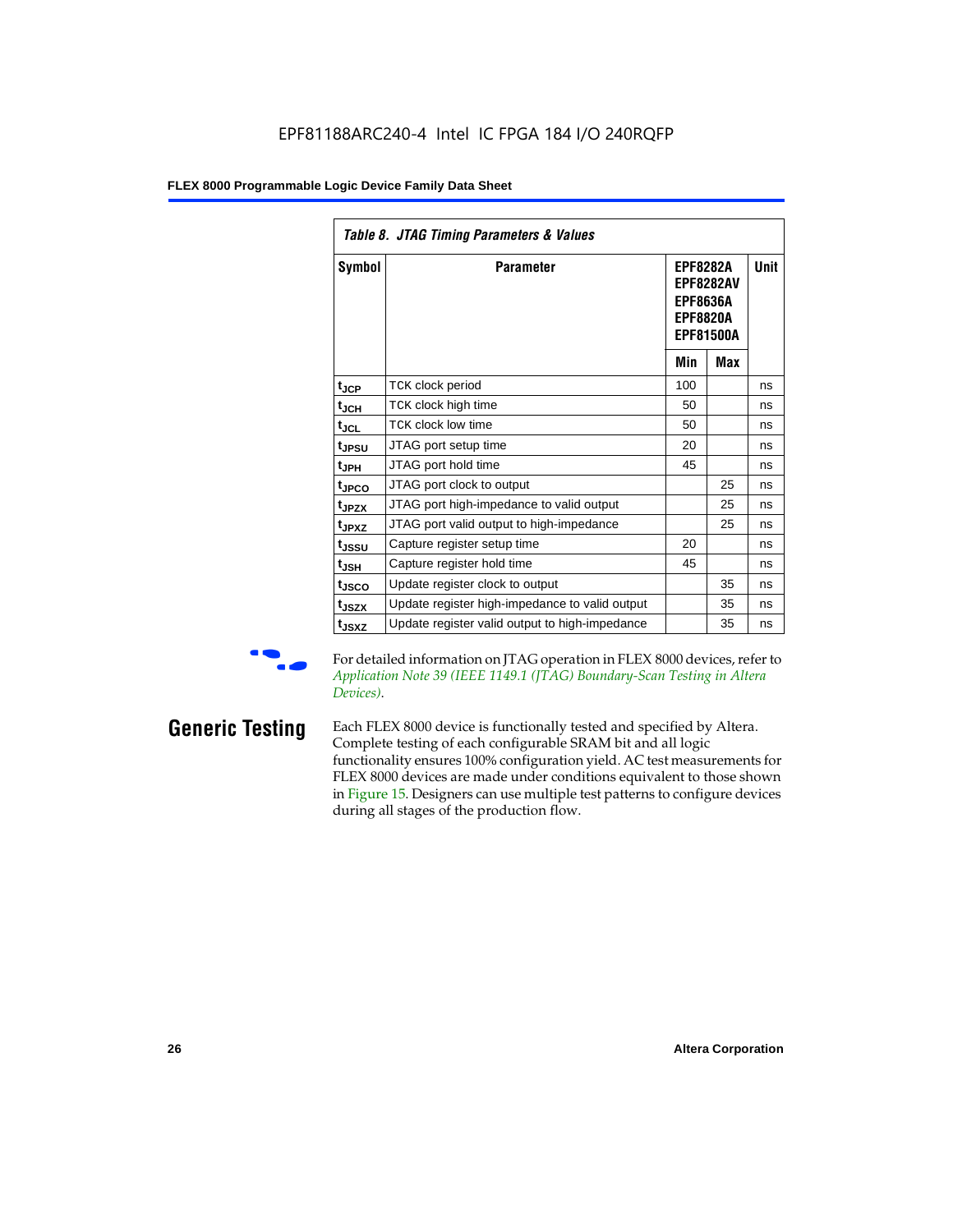Table 8. JTAG Timing Parameters & Values

| Symbol | Parameter | EPF8282A EPF8282AV EPF8636A EPF8820A EPF81500A | | Unit |
|---|---|---|---|---|
| | | Min | Max | |
| $t_{JCP}$ | TCK clock period | 100 | | ns |
| $t_{JCH}$ | TCK clock high time | 50 | | ns |
| $t_{JCL}$ | TCK clock low time | 50 | | ns |
| $t_{JPSU}$ | JTAG port setup time | 20 | | ns |
| $t_{JPH}$ | JTAG port hold time | 45 | | ns |
| $t_{JPCO}$ | JTAG port clock to output | | 25 | ns |
| $t_{JPZX}$ | JTAG port high-impedance to valid output | | 25 | ns |
| $t_{JPXZ}$ | JTAG port valid output to high-impedance | | 25 | ns |
| $t_{JSSU}$ | Capture register setup time | 20 | | ns |
| $t_{JSH}$ | Capture register hold time | 45 | | ns |
| $t_{JSCO}$ | Update register clock to output | | 35 | ns |
| $t_{JSZX}$ | Update register high-impedance to valid output | | 35 | ns |
| $t_{JSXZ}$ | Update register valid output to high-impedance | | 35 | ns |

For detailed information on JTAG operation in FLEX 8000 devices, refer to *Application Note 39 (IEEE 1149.1 (JTAG) Boundary-Scan Testing in Altera Devices)*.

## Generic Testing

Each FLEX 8000 device is functionally tested and specified by Altera. Complete testing of each configurable SRAM bit and all logic functionality ensures 100% configuration yield. AC test measurements for FLEX 8000 devices are made under conditions equivalent to those shown in Figure 15. Designers can use multiple test patterns to configure devices during all stages of the production flow.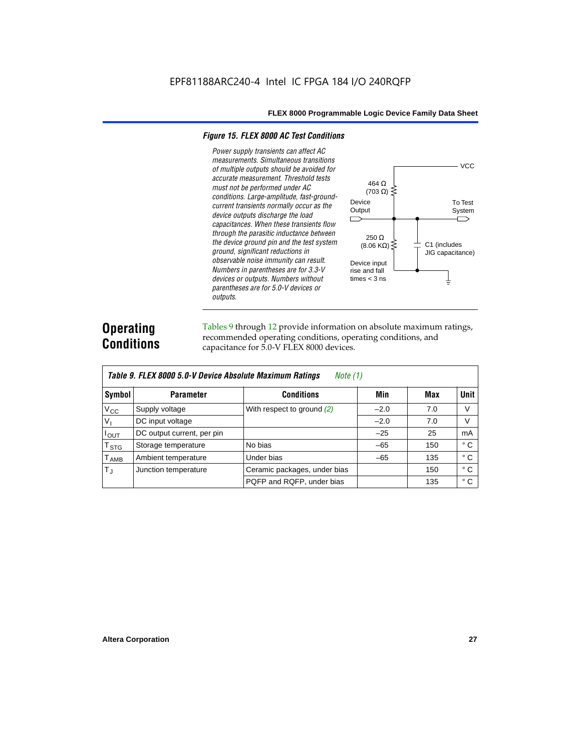### *Figure 15. FLEX 8000 AC Test Conditions*

*Power supply transients can affect AC measurements. Simultaneous transitions of multiple outputs should be avoided for accurate measurement. Threshold tests must not be performed under AC conditions. Large-amplitude, fast-ground-current transients normally occur as the device outputs discharge the load capacitances. When these transients flow through the parasitic inductance between the device ground pin and the test system ground, significant reductions in observable noise immunity can result. Numbers in parentheses are for 3.3-V devices or outputs. Numbers without parentheses are for 5.0-V devices or outputs.*

VCC

464 Ω (703 Ω)

Device Output

To Test System

250 Ω (8.06 KΩ)

C1 (includes JIG capacitance)

Device input rise and fall times < 3 ns

## Operating Conditions

Tables 9 through 12 provide information on absolute maximum ratings, recommended operating conditions, operating conditions, and capacitance for 5.0-V FLEX 8000 devices.

| *Table 9. FLEX 8000 5.0-V Device Absolute Maximum Ratings* *Note (1)* | | | | | |
|---|---|---|---|---|---|
| **Symbol** | **Parameter** | **Conditions** | **Min** | **Max** | **Unit** |
| $V_{CC}$ | Supply voltage | With respect to ground *(2)* | –2.0 | 7.0 | V |
| $V_I$ | DC input voltage | | –2.0 | 7.0 | V |
| $I_{OUT}$ | DC output current, per pin | | –25 | 25 | mA |
| $T_{STG}$ | Storage temperature | No bias | –65 | 150 | ° C |
| $T_{AMB}$ | Ambient temperature | Under bias | –65 | 135 | ° C |
| $T_J$ | Junction temperature | Ceramic packages, under bias | | 150 | ° C |
| | | PQFP and RQFP, under bias | | 135 | ° C |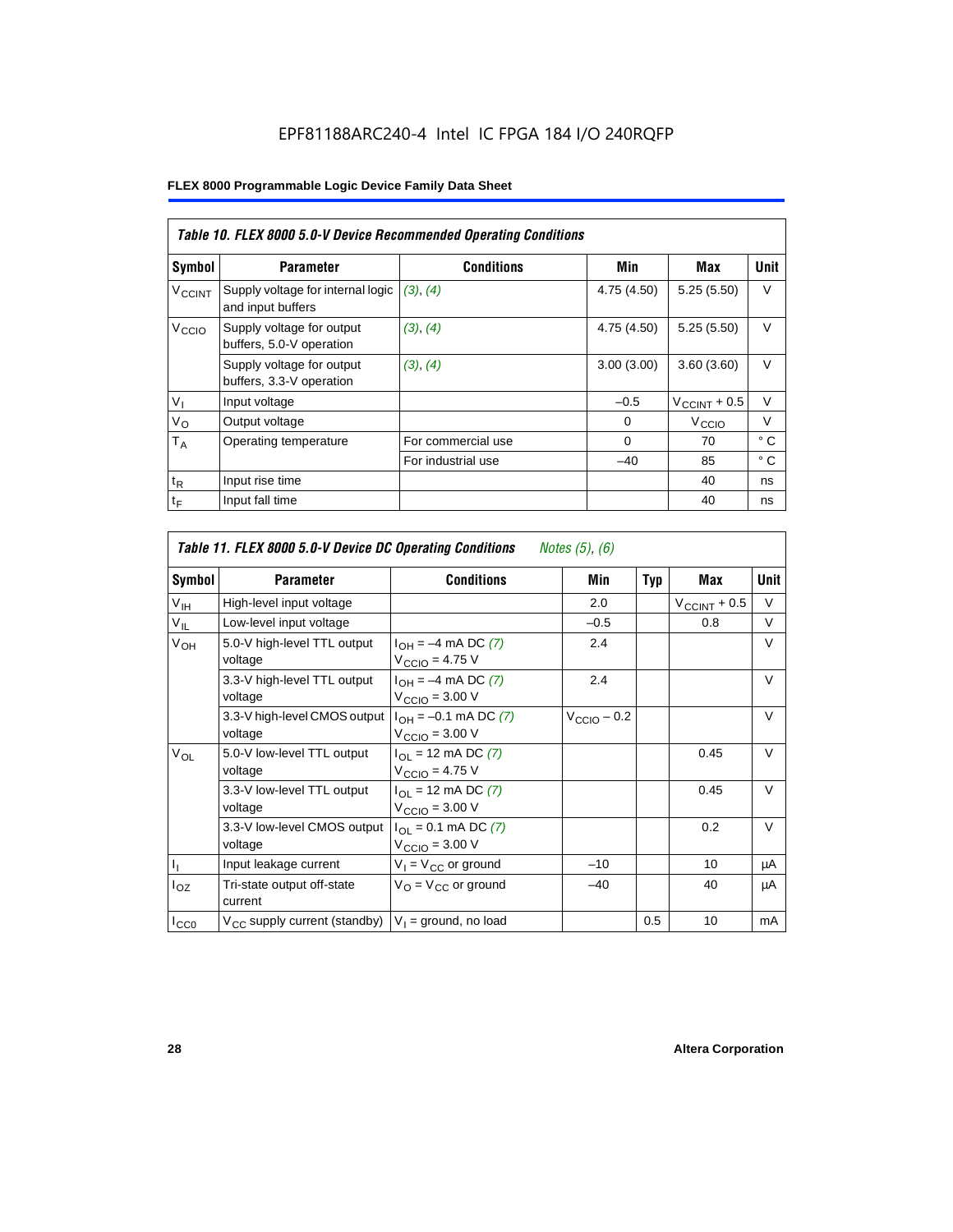EPF81188ARC240-4 Intel IC FPGA 184 I/O 240RQFP

**FLEX 8000 Programmable Logic Device Family Data Sheet**

*Table 10. FLEX 8000 5.0-V Device Recommended Operating Conditions*

| Symbol | Parameter | Conditions | Min | Max | Unit |
|---|---|---|---|---|---|
| $V_{CCINT}$ | Supply voltage for internal logic and input buffers | *(3), (4)* | 4.75 (4.50) | 5.25 (5.50) | V |
| $V_{CCIO}$ | Supply voltage for output buffers, 5.0-V operation | *(3), (4)* | 4.75 (4.50) | 5.25 (5.50) | V |
| | Supply voltage for output buffers, 3.3-V operation | *(3), (4)* | 3.00 (3.00) | 3.60 (3.60) | V |
| $V_I$ | Input voltage | | –0.5 | $V_{CCINT}$ + 0.5 | V |
| $V_O$ | Output voltage | | 0 | $V_{CCIO}$ | V |
| $T_A$ | Operating temperature | For commercial use | 0 | 70 | ° C |
| | | For industrial use | –40 | 85 | ° C |
| $t_R$ | Input rise time | | | 40 | ns |
| $t_F$ | Input fall time | | | 40 | ns |

*Table 11. FLEX 8000 5.0-V Device DC Operating Conditions* *Notes (5), (6)*

| Symbol | Parameter | Conditions | Min | Typ | Max | Unit |
|---|---|---|---|---|---|---|
| $V_{IH}$ | High-level input voltage | | 2.0 | | $V_{CCINT}$ + 0.5 | V |
| $V_{IL}$ | Low-level input voltage | | –0.5 | | 0.8 | V |
| $V_{OH}$ | 5.0-V high-level TTL output voltage | $I_{OH}$ = –4 mA DC *(7)* $V_{CCIO}$ = 4.75 V | 2.4 | | | V |
| | 3.3-V high-level TTL output voltage | $I_{OH}$ = –4 mA DC *(7)* $V_{CCIO}$ = 3.00 V | 2.4 | | | V |
| | 3.3-V high-level CMOS output voltage | $I_{OH}$ = –0.1 mA DC *(7)* $V_{CCIO}$ = 3.00 V | $V_{CCIO}$ – 0.2 | | | V |
| $V_{OL}$ | 5.0-V low-level TTL output voltage | $I_{OL}$ = 12 mA DC *(7)* $V_{CCIO}$ = 4.75 V | | | 0.45 | V |
| | 3.3-V low-level TTL output voltage | $I_{OL}$ = 12 mA DC *(7)* $V_{CCIO}$ = 3.00 V | | | 0.45 | V |
| | 3.3-V low-level CMOS output voltage | $I_{OL}$ = 0.1 mA DC *(7)* $V_{CCIO}$ = 3.00 V | | | 0.2 | V |
| $I_I$ | Input leakage current | $V_I$ = $V_{CC}$ or ground | –10 | | 10 | μA |
| $I_{OZ}$ | Tri-state output off-state current | $V_O$ = $V_{CC}$ or ground | –40 | | 40 | μA |
| $I_{CC0}$ | $V_{CC}$ supply current (standby) | $V_I$ = ground, no load | | 0.5 | 10 | mA |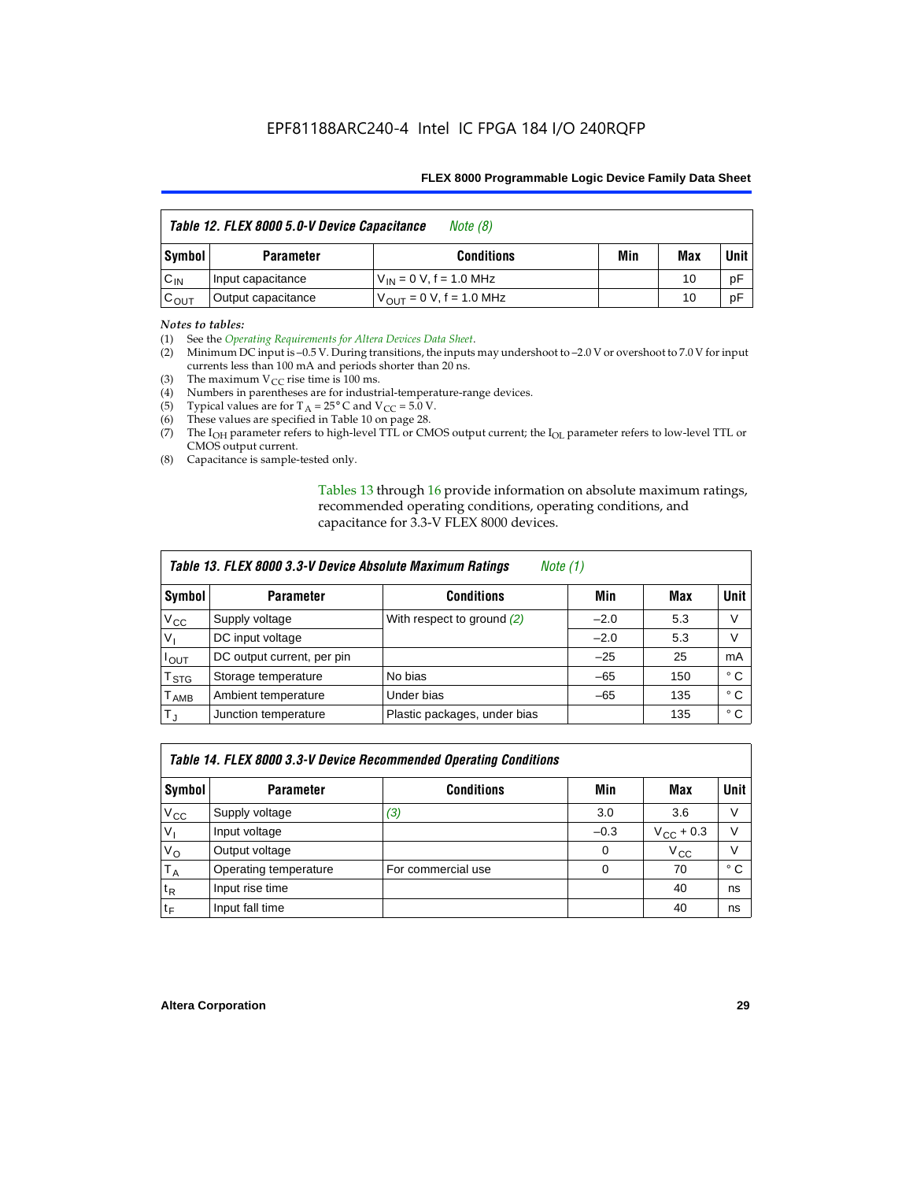| *Table 12. FLEX 8000 5.0-V Device Capacitance* *Note (8)* | | | | | |
|---|---|---|---|---|---|
| **Symbol** | **Parameter** | **Conditions** | **Min** | **Max** | **Unit** |
| $C_{IN}$ | Input capacitance | $V_{IN}$ = 0 V, f = 1.0 MHz | | 10 | pF |
| $C_{OUT}$ | Output capacitance | $V_{OUT}$ = 0 V, f = 1.0 MHz | | 10 | pF |

*Notes to tables:*

(1) See the *Operating Requirements for Altera Devices Data Sheet*.
(2) Minimum DC input is –0.5 V. During transitions, the inputs may undershoot to –2.0 V or overshoot to 7.0 V for input currents less than 100 mA and periods shorter than 20 ns.
(3) The maximum $V_{CC}$ rise time is 100 ms.
(4) Numbers in parentheses are for industrial-temperature-range devices.
(5) Typical values are for $T_A$ = 25° C and $V_{CC}$ = 5.0 V.
(6) These values are specified in Table 10 on page 28.
(7) The $I_{OH}$ parameter refers to high-level TTL or CMOS output current; the $I_{OL}$ parameter refers to low-level TTL or CMOS output current.
(8) Capacitance is sample-tested only.

Tables 13 through 16 provide information on absolute maximum ratings, recommended operating conditions, operating conditions, and capacitance for 3.3-V FLEX 8000 devices.

| *Table 13. FLEX 8000 3.3-V Device Absolute Maximum Ratings* *Note (1)* | | | | | |
|---|---|---|---|---|---|
| **Symbol** | **Parameter** | **Conditions** | **Min** | **Max** | **Unit** |
| $V_{CC}$ | Supply voltage | With respect to ground *(2)* | –2.0 | 5.3 | V |
| $V_I$ | DC input voltage | | –2.0 | 5.3 | V |
| $I_{OUT}$ | DC output current, per pin | | –25 | 25 | mA |
| $T_{STG}$ | Storage temperature | No bias | –65 | 150 | ° C |
| $T_{AMB}$ | Ambient temperature | Under bias | –65 | 135 | ° C |
| $T_J$ | Junction temperature | Plastic packages, under bias | | 135 | ° C |

| *Table 14. FLEX 8000 3.3-V Device Recommended Operating Conditions* | | | | | |
|---|---|---|---|---|---|
| **Symbol** | **Parameter** | **Conditions** | **Min** | **Max** | **Unit** |
| $V_{CC}$ | Supply voltage | *(3)* | 3.0 | 3.6 | V |
| $V_I$ | Input voltage | | –0.3 | $V_{CC}$ + 0.3 | V |
| $V_O$ | Output voltage | | 0 | $V_{CC}$ | V |
| $T_A$ | Operating temperature | For commercial use | 0 | 70 | ° C |
| $t_R$ | Input rise time | | | 40 | ns |
| $t_F$ | Input fall time | | | 40 | ns |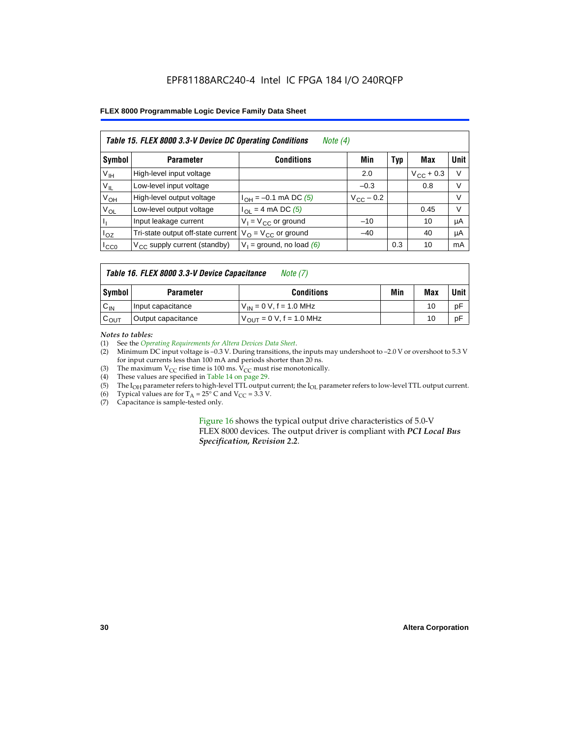EPF81188ARC240-4 Intel IC FPGA 184 I/O 240RQFP

| *Table 15. FLEX 8000 3.3-V Device DC Operating Conditions* *Note (4)* | | | | | | |
|---|---|---|---|---|---|---|
| **Symbol** | **Parameter** | **Conditions** | **Min** | **Typ** | **Max** | **Unit** |
| $V_{IH}$ | High-level input voltage | | 2.0 | | $V_{CC}$ + 0.3 | V |
| $V_{IL}$ | Low-level input voltage | | –0.3 | | 0.8 | V |
| $V_{OH}$ | High-level output voltage | $I_{OH}$ = –0.1 mA DC *(5)* | $V_{CC}$ – 0.2 | | | V |
| $V_{OL}$ | Low-level output voltage | $I_{OL}$ = 4 mA DC *(5)* | | | 0.45 | V |
| $I_I$ | Input leakage current | $V_I$ = $V_{CC}$ or ground | –10 | | 10 | µA |
| $I_{OZ}$ | Tri-state output off-state current | $V_O$ = $V_{CC}$ or ground | –40 | | 40 | µA |
| $I_{CC0}$ | $V_{CC}$ supply current (standby) | $V_I$ = ground, no load *(6)* | | 0.3 | 10 | mA |

| *Table 16. FLEX 8000 3.3-V Device Capacitance* *Note (7)* | | | | | |
|---|---|---|---|---|---|
| **Symbol** | **Parameter** | **Conditions** | **Min** | **Max** | **Unit** |
| $C_{IN}$ | Input capacitance | $V_{IN}$ = 0 V, f = 1.0 MHz | | 10 | pF |
| $C_{OUT}$ | Output capacitance | $V_{OUT}$ = 0 V, f = 1.0 MHz | | 10 | pF |

*Notes to tables:*

(1) See the *Operating Requirements for Altera Devices Data Sheet*.
(2) Minimum DC input voltage is –0.3 V. During transitions, the inputs may undershoot to –2.0 V or overshoot to 5.3 V for input currents less than 100 mA and periods shorter than 20 ns.
(3) The maximum $V_{CC}$ rise time is 100 ms. $V_{CC}$ must rise monotonically.
(4) These values are specified in Table 14 on page 29.
(5) The $I_{OH}$ parameter refers to high-level TTL output current; the $I_{OL}$ parameter refers to low-level TTL output current.
(6) Typical values are for $T_A$ = 25° C and $V_{CC}$ = 3.3 V.
(7) Capacitance is sample-tested only.

Figure 16 shows the typical output drive characteristics of 5.0-V FLEX 8000 devices. The output driver is compliant with ***PCI Local Bus Specification, Revision 2.2***.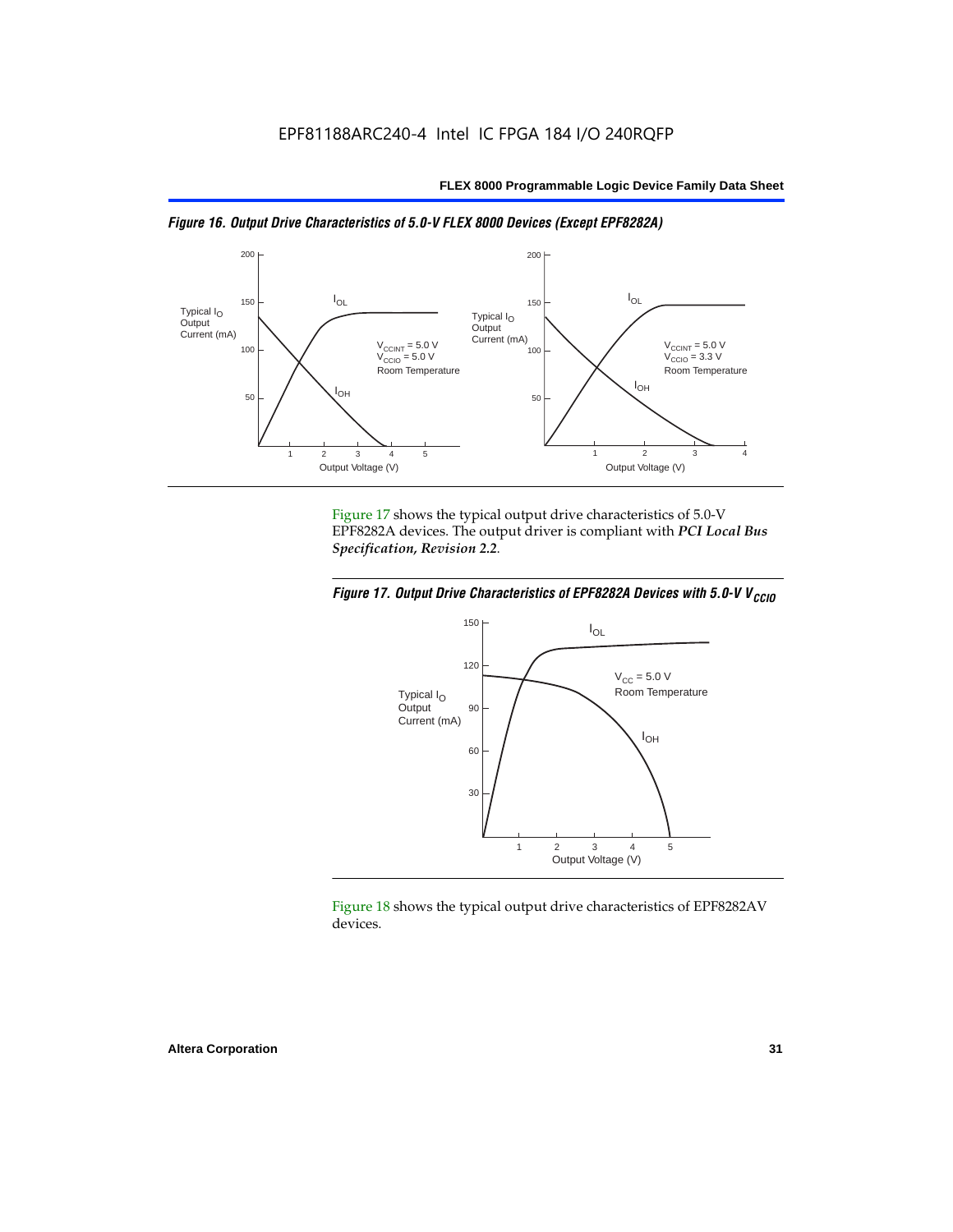*Figure 16. Output Drive Characteristics of 5.0-V FLEX 8000 Devices (Except EPF8282A)*

Figure 17 shows the typical output drive characteristics of 5.0-V EPF8282A devices. The output driver is compliant with *PCI Local Bus Specification, Revision 2.2*.

*Figure 17. Output Drive Characteristics of EPF8282A Devices with 5.0-V $V_{CCIO}$*

Figure 18 shows the typical output drive characteristics of EPF8282AV devices.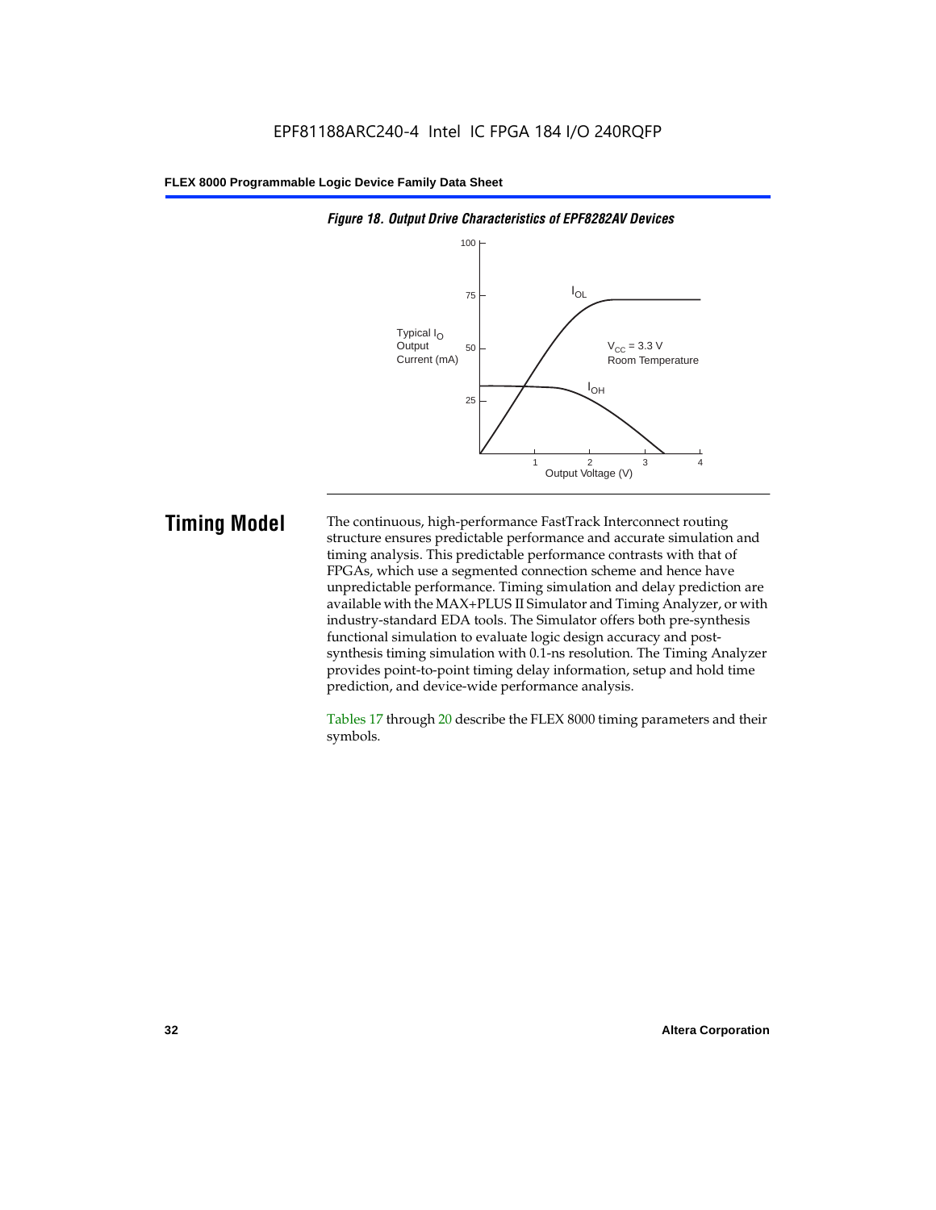*Figure 18. Output Drive Characteristics of EPF8282AV Devices*

# Timing Model

The continuous, high-performance FastTrack Interconnect routing structure ensures predictable performance and accurate simulation and timing analysis. This predictable performance contrasts with that of FPGAs, which use a segmented connection scheme and hence have unpredictable performance. Timing simulation and delay prediction are available with the MAX+PLUS II Simulator and Timing Analyzer, or with industry-standard EDA tools. The Simulator offers both pre-synthesis functional simulation to evaluate logic design accuracy and post-synthesis timing simulation with 0.1-ns resolution. The Timing Analyzer provides point-to-point timing delay information, setup and hold time prediction, and device-wide performance analysis.

Tables 17 through 20 describe the FLEX 8000 timing parameters and their symbols.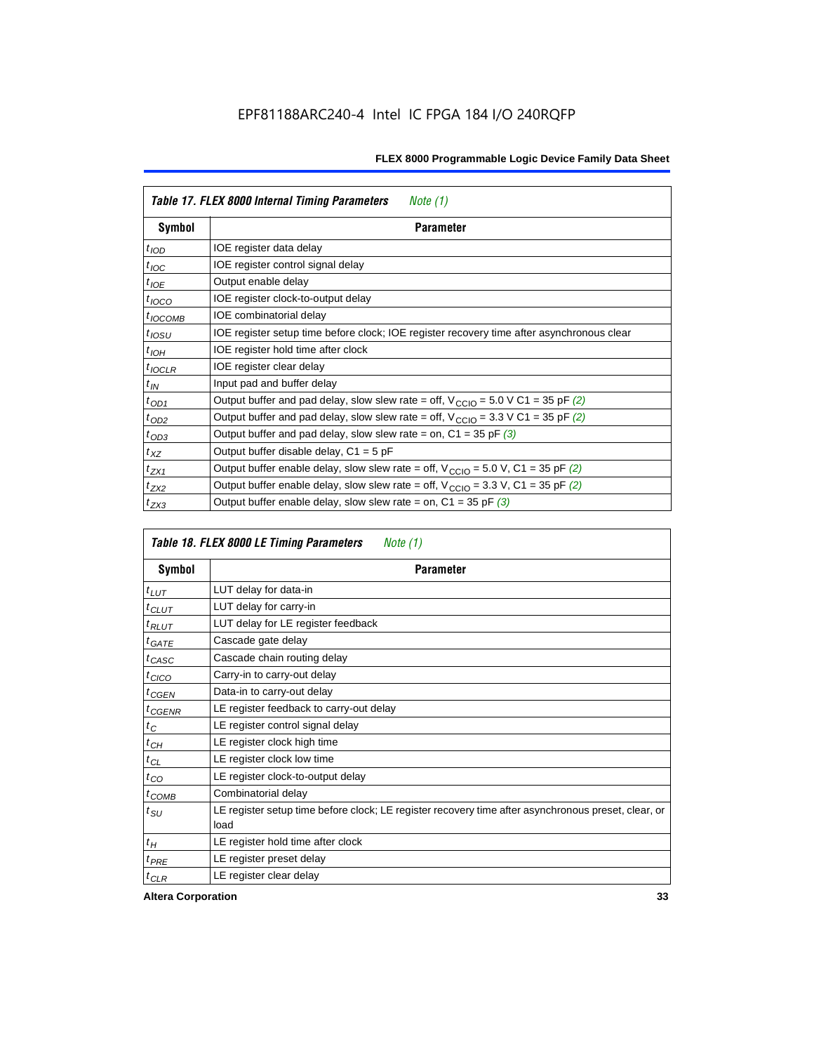**Table 17. FLEX 8000 Internal Timing Parameters** *Note (1)*

| Symbol | Parameter |
|---|---|
| $t_{IOD}$ | IOE register data delay |
| $t_{IOC}$ | IOE register control signal delay |
| $t_{IOE}$ | Output enable delay |
| $t_{IOCO}$ | IOE register clock-to-output delay |
| $t_{IOCOMB}$ | IOE combinatorial delay |
| $t_{IOSU}$ | IOE register setup time before clock; IOE register recovery time after asynchronous clear |
| $t_{IOH}$ | IOE register hold time after clock |
| $t_{IOCLR}$ | IOE register clear delay |
| $t_{IN}$ | Input pad and buffer delay |
| $t_{OD1}$ | Output buffer and pad delay, slow slew rate = off, $V_{CCIO}$ = 5.0 V C1 = 35 pF *(2)* |
| $t_{OD2}$ | Output buffer and pad delay, slow slew rate = off, $V_{CCIO}$ = 3.3 V C1 = 35 pF *(2)* |
| $t_{OD3}$ | Output buffer and pad delay, slow slew rate = on, C1 = 35 pF *(3)* |
| $t_{XZ}$ | Output buffer disable delay, C1 = 5 pF |
| $t_{ZX1}$ | Output buffer enable delay, slow slew rate = off, $V_{CCIO}$ = 5.0 V, C1 = 35 pF *(2)* |
| $t_{ZX2}$ | Output buffer enable delay, slow slew rate = off, $V_{CCIO}$ = 3.3 V, C1 = 35 pF *(2)* |
| $t_{ZX3}$ | Output buffer enable delay, slow slew rate = on, C1 = 35 pF *(3)* |

**Table 18. FLEX 8000 LE Timing Parameters** *Note (1)*

| Symbol | Parameter |
|---|---|
| $t_{LUT}$ | LUT delay for data-in |
| $t_{CLUT}$ | LUT delay for carry-in |
| $t_{RLUT}$ | LUT delay for LE register feedback |
| $t_{GATE}$ | Cascade gate delay |
| $t_{CASC}$ | Cascade chain routing delay |
| $t_{CICO}$ | Carry-in to carry-out delay |
| $t_{CGEN}$ | Data-in to carry-out delay |
| $t_{CGENR}$ | LE register feedback to carry-out delay |
| $t_{C}$ | LE register control signal delay |
| $t_{CH}$ | LE register clock high time |
| $t_{CL}$ | LE register clock low time |
| $t_{CO}$ | LE register clock-to-output delay |
| $t_{COMB}$ | Combinatorial delay |
| $t_{SU}$ | LE register setup time before clock; LE register recovery time after asynchronous preset, clear, or load |
| $t_{H}$ | LE register hold time after clock |
| $t_{PRE}$ | LE register preset delay |
| $t_{CLR}$ | LE register clear delay |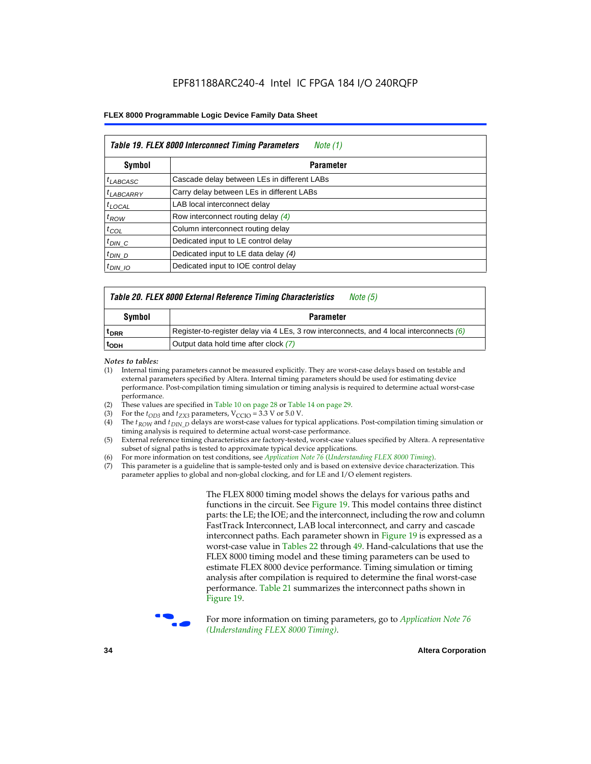EPF81188ARC240-4 Intel IC FPGA 184 I/O 240RQFP

| Table 19. FLEX 8000 Interconnect Timing Parameters *Note (1)* | |
|---|---|
| **Symbol** | **Parameter** |
| $t_{LABCASC}$ | Cascade delay between LEs in different LABs |
| $t_{LABCARRY}$ | Carry delay between LEs in different LABs |
| $t_{LOCAL}$ | LAB local interconnect delay |
| $t_{ROW}$ | Row interconnect routing delay *(4)* |
| $t_{COL}$ | Column interconnect routing delay |
| $t_{DIN\_C}$ | Dedicated input to LE control delay |
| $t_{DIN\_D}$ | Dedicated input to LE data delay *(4)* |
| $t_{DIN\_IO}$ | Dedicated input to IOE control delay |

| Table 20. FLEX 8000 External Reference Timing Characteristics *Note (5)* | |
|---|---|
| **Symbol** | **Parameter** |
| $t_{DRR}$ | Register-to-register delay via 4 LEs, 3 row interconnects, and 4 local interconnects *(6)* |
| $t_{ODH}$ | Output data hold time after clock *(7)* |

*Notes to tables:*

(1) Internal timing parameters cannot be measured explicitly. They are worst-case delays based on testable and external parameters specified by Altera. Internal timing parameters should be used for estimating device performance. Post-compilation timing simulation or timing analysis is required to determine actual worst-case performance.

(2) These values are specified in Table 10 on page 28 or Table 14 on page 29.

(3) For the $t_{OD3}$ and $t_{ZX3}$ parameters, $V_{CCIO}$ = 3.3 V or 5.0 V.

(4) The $t_{ROW}$ and $t_{DIN\_D}$ delays are worst-case values for typical applications. Post-compilation timing simulation or timing analysis is required to determine actual worst-case performance.

(5) External reference timing characteristics are factory-tested, worst-case values specified by Altera. A representative subset of signal paths is tested to approximate typical device applications.

(6) For more information on test conditions, see *Application Note 76* (*Understanding FLEX 8000 Timing*).

(7) This parameter is a guideline that is sample-tested only and is based on extensive device characterization. This parameter applies to global and non-global clocking, and for LE and I/O element registers.

The FLEX 8000 timing model shows the delays for various paths and functions in the circuit. See Figure 19. This model contains three distinct parts: the LE; the IOE; and the interconnect, including the row and column FastTrack Interconnect, LAB local interconnect, and carry and cascade interconnect paths. Each parameter shown in Figure 19 is expressed as a worst-case value in Tables 22 through 49. Hand-calculations that use the FLEX 8000 timing model and these timing parameters can be used to estimate FLEX 8000 device performance. Timing simulation or timing analysis after compilation is required to determine the final worst-case performance. Table 21 summarizes the interconnect paths shown in Figure 19.

For more information on timing parameters, go to *Application Note 76 (Understanding FLEX 8000 Timing)*.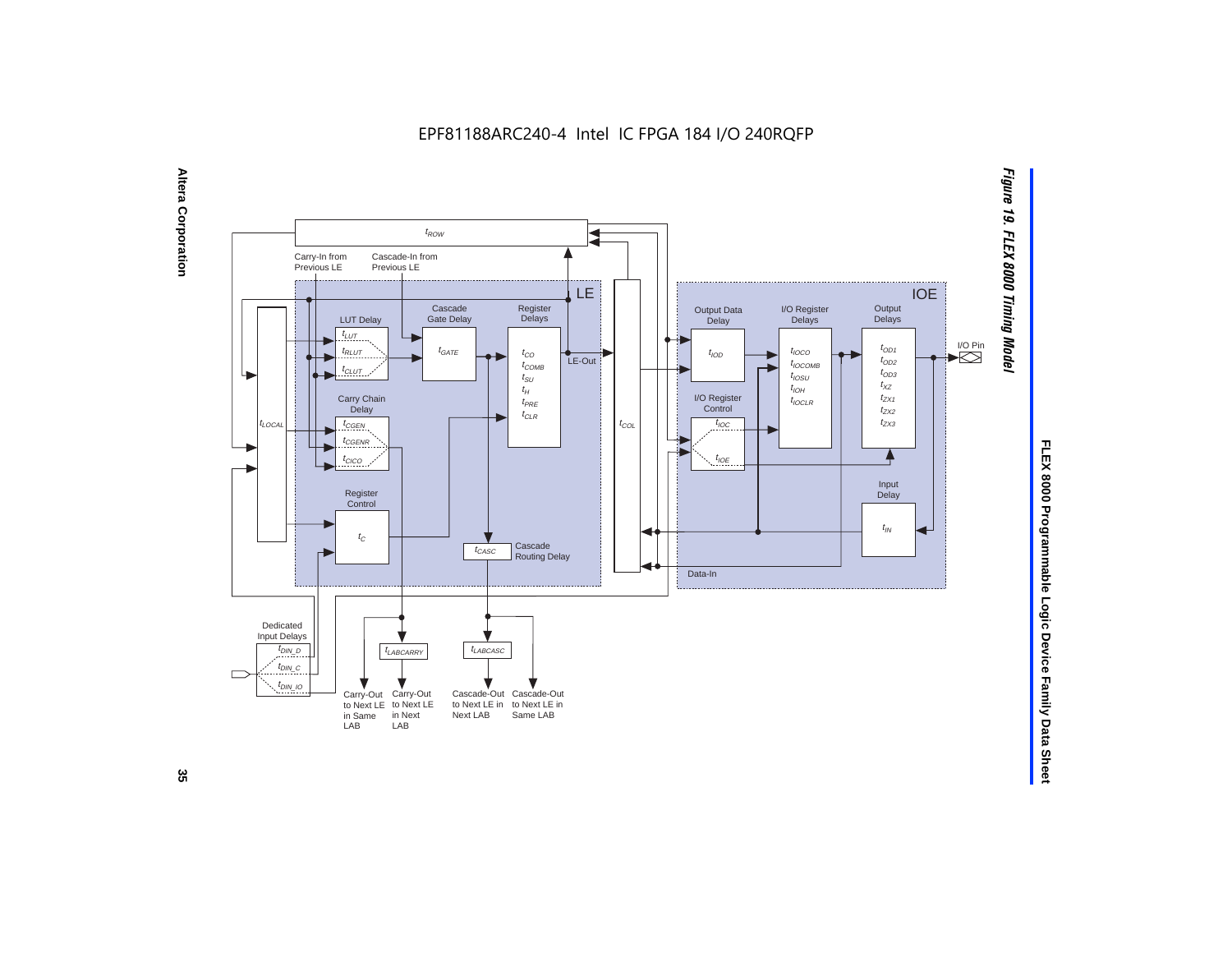EPF81188ARC240-4 Intel IC FPGA 184 I/O 240RQFP

**Figure 19. FLEX 8000 Timing Model**

$t_{ROW}$

Carry-In from Previous LE

Cascade-In from Previous LE

LE

LUT Delay

$t_{LUT}$

$t_{RLUT}$

$t_{CLUT}$

Cascade Gate Delay

$t_{GATE}$

Register Delays

$t_{CO}$
$t_{COMB}$
$t_{SU}$
$t_H$
$t_{PRE}$
$t_{CLR}$

LE-Out

$t_{LOCAL}$

Carry Chain Delay

$t_{CGEN}$

$t_{CGENR}$

$t_{CICO}$

Register Control

$t_C$

$t_{CASC}$ Cascade Routing Delay

$t_{COL}$

IOE

Output Data Delay

$t_{IOD}$

I/O Register Delays

$t_{IOCO}$
$t_{IOCOMB}$
$t_{IOSU}$
$t_{IOH}$
$t_{IOCLR}$

Output Delays

$t_{OD1}$
$t_{OD2}$
$t_{OD3}$
$t_{XZ}$
$t_{ZX1}$
$t_{ZX2}$
$t_{ZX3}$

I/O Pin

I/O Register Control

$t_{IOC}$

$t_{IOE}$

Input Delay

$t_{IN}$

Data-In

Dedicated Input Delays

$t_{DIN\_D}$

$t_{DIN\_C}$

$t_{DIN\_IO}$

$t_{LABCARRY}$

$t_{LABCASC}$

Carry-Out to Next LE in Same LAB

Carry-Out to Next LE in Next LAB

Cascade-Out to Next LE in Next LAB

Cascade-Out to Next LE in Same LAB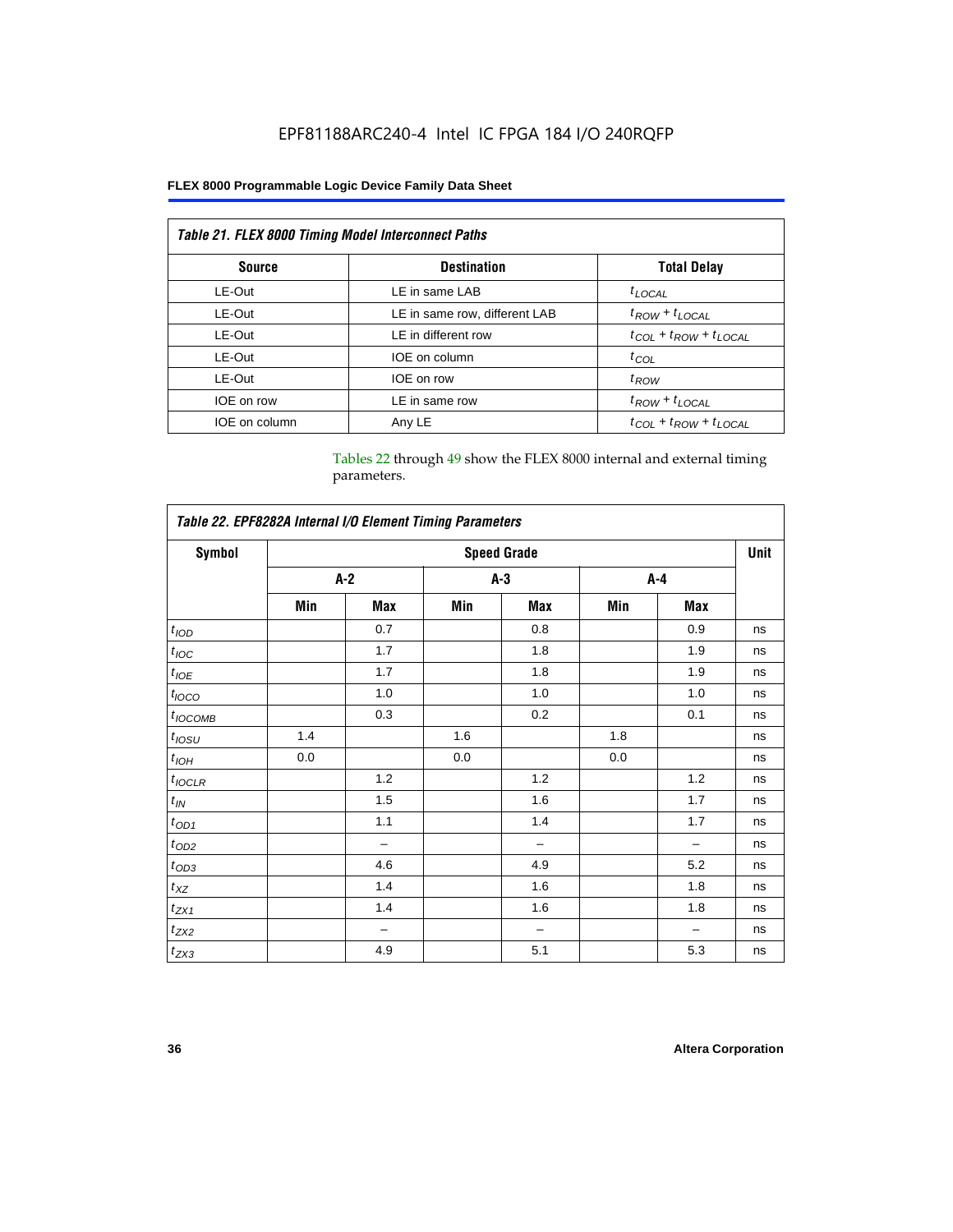| *Table 21. FLEX 8000 Timing Model Interconnect Paths* | | |
|---|---|---|
| **Source** | **Destination** | **Total Delay** |
| LE-Out | LE in same LAB | $t_{LOCAL}$ |
| LE-Out | LE in same row, different LAB | $t_{ROW} + t_{LOCAL}$ |
| LE-Out | LE in different row | $t_{COL} + t_{ROW} + t_{LOCAL}$ |
| LE-Out | IOE on column | $t_{COL}$ |
| LE-Out | IOE on row | $t_{ROW}$ |
| IOE on row | LE in same row | $t_{ROW} + t_{LOCAL}$ |
| IOE on column | Any LE | $t_{COL} + t_{ROW} + t_{LOCAL}$ |

Tables 22 through 49 show the FLEX 8000 internal and external timing parameters.

| *Table 22. EPF8282A Internal I/O Element Timing Parameters* | | | | | | | |
|---|---|---|---|---|---|---|---|
| **Symbol** | **Speed Grade** | | | | | | **Unit** |
| | **A-2** | | **A-3** | | **A-4** | | |
| | **Min** | **Max** | **Min** | **Max** | **Min** | **Max** | |
| $t_{IOD}$ | | 0.7 | | 0.8 | | 0.9 | ns |
| $t_{IOC}$ | | 1.7 | | 1.8 | | 1.9 | ns |
| $t_{IOE}$ | | 1.7 | | 1.8 | | 1.9 | ns |
| $t_{IOCO}$ | | 1.0 | | 1.0 | | 1.0 | ns |
| $t_{IOCOMB}$ | | 0.3 | | 0.2 | | 0.1 | ns |
| $t_{IOSU}$ | 1.4 | | 1.6 | | 1.8 | | ns |
| $t_{IOH}$ | 0.0 | | 0.0 | | 0.0 | | ns |
| $t_{IOCLR}$ | | 1.2 | | 1.2 | | 1.2 | ns |
| $t_{IN}$ | | 1.5 | | 1.6 | | 1.7 | ns |
| $t_{OD1}$ | | 1.1 | | 1.4 | | 1.7 | ns |
| $t_{OD2}$ | | – | | – | | – | ns |
| $t_{OD3}$ | | 4.6 | | 4.9 | | 5.2 | ns |
| $t_{XZ}$ | | 1.4 | | 1.6 | | 1.8 | ns |
| $t_{ZX1}$ | | 1.4 | | 1.6 | | 1.8 | ns |
| $t_{ZX2}$ | | – | | – | | – | ns |
| $t_{ZX3}$ | | 4.9 | | 5.1 | | 5.3 | ns |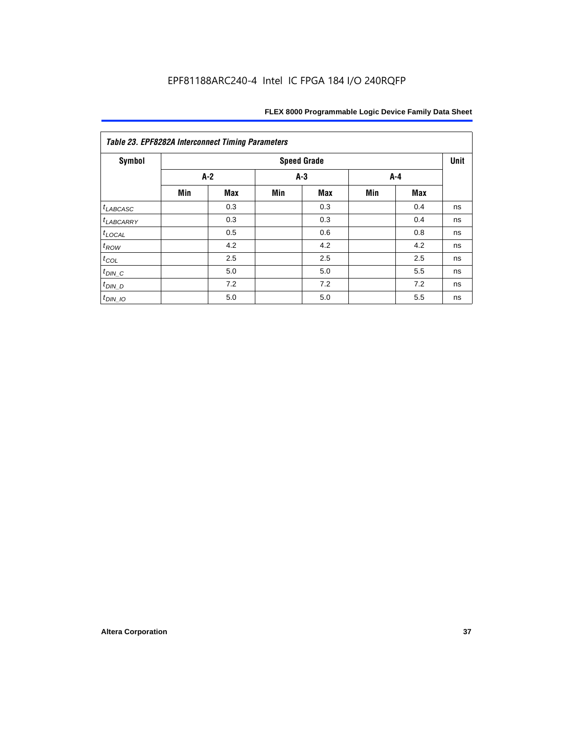*Table 23. EPF8282A Interconnect Timing Parameters*

| Symbol | Speed Grade | | | | | | Unit |
|---|---|---|---|---|---|---|---|
| | A-2 | | A-3 | | A-4 | | |
| | Min | Max | Min | Max | Min | Max | |
| $t_{LABCASC}$ | | 0.3 | | 0.3 | | 0.4 | ns |
| $t_{LABCARRY}$ | | 0.3 | | 0.3 | | 0.4 | ns |
| $t_{LOCAL}$ | | 0.5 | | 0.6 | | 0.8 | ns |
| $t_{ROW}$ | | 4.2 | | 4.2 | | 4.2 | ns |
| $t_{COL}$ | | 2.5 | | 2.5 | | 2.5 | ns |
| $t_{DIN\_C}$ | | 5.0 | | 5.0 | | 5.5 | ns |
| $t_{DIN\_D}$ | | 7.2 | | 7.2 | | 7.2 | ns |
| $t_{DIN\_IO}$ | | 5.0 | | 5.0 | | 5.5 | ns |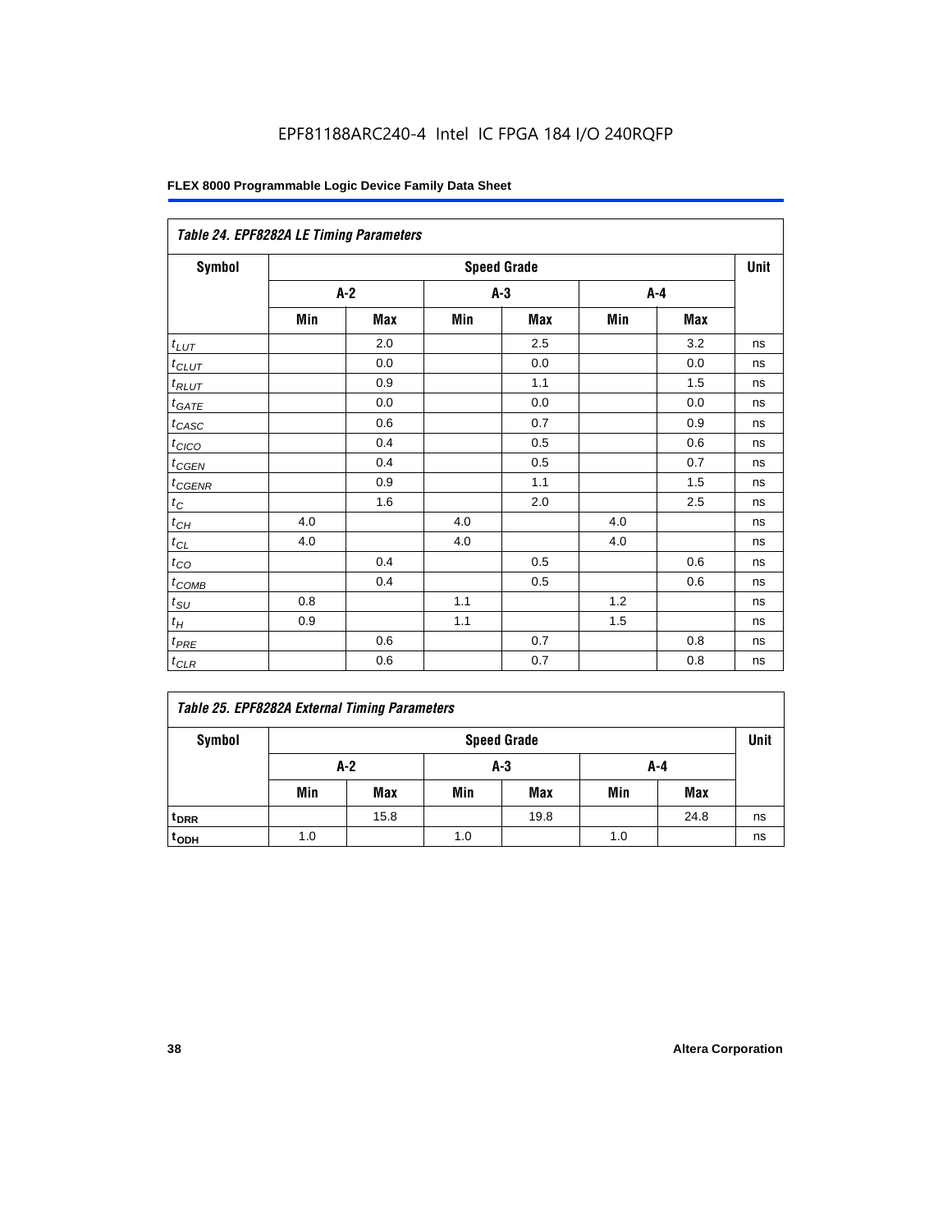EPF81188ARC240-4 Intel IC FPGA 184 I/O 240RQFP

| Table 24. EPF8282A LE Timing Parameters | | | | | | | |
|---|---|---|---|---|---|---|---|
| Symbol | Speed Grade | | | | | | Unit |
| | A-2 | | A-3 | | A-4 | | |
| | Min | Max | Min | Max | Min | Max | |
| $t_{LUT}$ | | 2.0 | | 2.5 | | 3.2 | ns |
| $t_{CLUT}$ | | 0.0 | | 0.0 | | 0.0 | ns |
| $t_{RLUT}$ | | 0.9 | | 1.1 | | 1.5 | ns |
| $t_{GATE}$ | | 0.0 | | 0.0 | | 0.0 | ns |
| $t_{CASC}$ | | 0.6 | | 0.7 | | 0.9 | ns |
| $t_{CICO}$ | | 0.4 | | 0.5 | | 0.6 | ns |
| $t_{CGEN}$ | | 0.4 | | 0.5 | | 0.7 | ns |
| $t_{CGENR}$ | | 0.9 | | 1.1 | | 1.5 | ns |
| $t_C$ | | 1.6 | | 2.0 | | 2.5 | ns |
| $t_{CH}$ | 4.0 | | 4.0 | | 4.0 | | ns |
| $t_{CL}$ | 4.0 | | 4.0 | | 4.0 | | ns |
| $t_{CO}$ | | 0.4 | | 0.5 | | 0.6 | ns |
| $t_{COMB}$ | | 0.4 | | 0.5 | | 0.6 | ns |
| $t_{SU}$ | 0.8 | | 1.1 | | 1.2 | | ns |
| $t_H$ | 0.9 | | 1.1 | | 1.5 | | ns |
| $t_{PRE}$ | | 0.6 | | 0.7 | | 0.8 | ns |
| $t_{CLR}$ | | 0.6 | | 0.7 | | 0.8 | ns |

| Table 25. EPF8282A External Timing Parameters | | | | | | | |
|---|---|---|---|---|---|---|---|
| Symbol | Speed Grade | | | | | | Unit |
| | A-2 | | A-3 | | A-4 | | |
| | Min | Max | Min | Max | Min | Max | |
| $t_{DRR}$ | | 15.8 | | 19.8 | | 24.8 | ns |
| $t_{ODH}$ | 1.0 | | 1.0 | | 1.0 | | ns |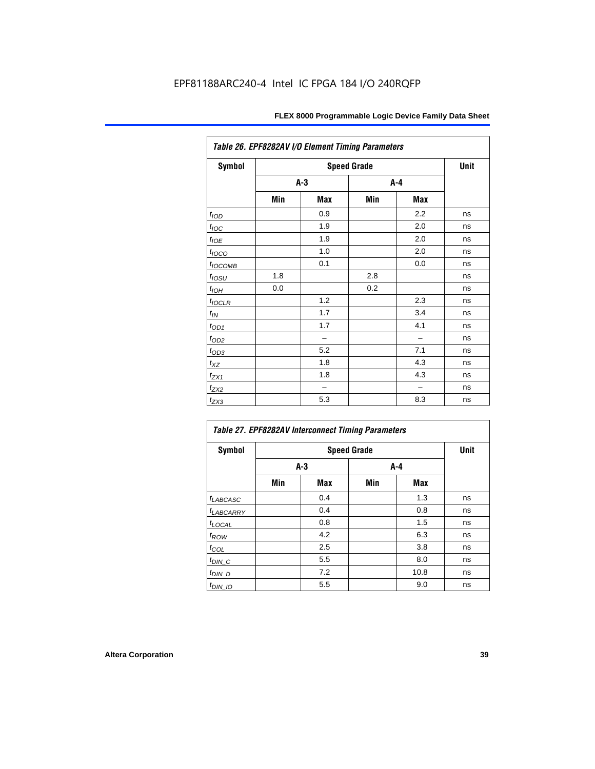Table 26. EPF8282AV I/O Element Timing Parameters

| Symbol | Speed Grade | | | | Unit |
|---|---|---|---|---|---|
| | A-3 | | A-4 | | |
| | Min | Max | Min | Max | |
| $t_{IOD}$ | | 0.9 | | 2.2 | ns |
| $t_{IOC}$ | | 1.9 | | 2.0 | ns |
| $t_{IOE}$ | | 1.9 | | 2.0 | ns |
| $t_{IOCO}$ | | 1.0 | | 2.0 | ns |
| $t_{IOCOMB}$ | | 0.1 | | 0.0 | ns |
| $t_{IOSU}$ | 1.8 | | 2.8 | | ns |
| $t_{IOH}$ | 0.0 | | 0.2 | | ns |
| $t_{IOCLR}$ | | 1.2 | | 2.3 | ns |
| $t_{IN}$ | | 1.7 | | 3.4 | ns |
| $t_{OD1}$ | | 1.7 | | 4.1 | ns |
| $t_{OD2}$ | | – | | – | ns |
| $t_{OD3}$ | | 5.2 | | 7.1 | ns |
| $t_{XZ}$ | | 1.8 | | 4.3 | ns |
| $t_{ZX1}$ | | 1.8 | | 4.3 | ns |
| $t_{ZX2}$ | | – | | – | ns |
| $t_{ZX3}$ | | 5.3 | | 8.3 | ns |

Table 27. EPF8282AV Interconnect Timing Parameters

| Symbol | Speed Grade | | | | Unit |
|---|---|---|---|---|---|
| | A-3 | | A-4 | | |
| | Min | Max | Min | Max | |
| $t_{LABCASC}$ | | 0.4 | | 1.3 | ns |
| $t_{LABCARRY}$ | | 0.4 | | 0.8 | ns |
| $t_{LOCAL}$ | | 0.8 | | 1.5 | ns |
| $t_{ROW}$ | | 4.2 | | 6.3 | ns |
| $t_{COL}$ | | 2.5 | | 3.8 | ns |
| $t_{DIN\_C}$ | | 5.5 | | 8.0 | ns |
| $t_{DIN\_D}$ | | 7.2 | | 10.8 | ns |
| $t_{DIN\_IO}$ | | 5.5 | | 9.0 | ns |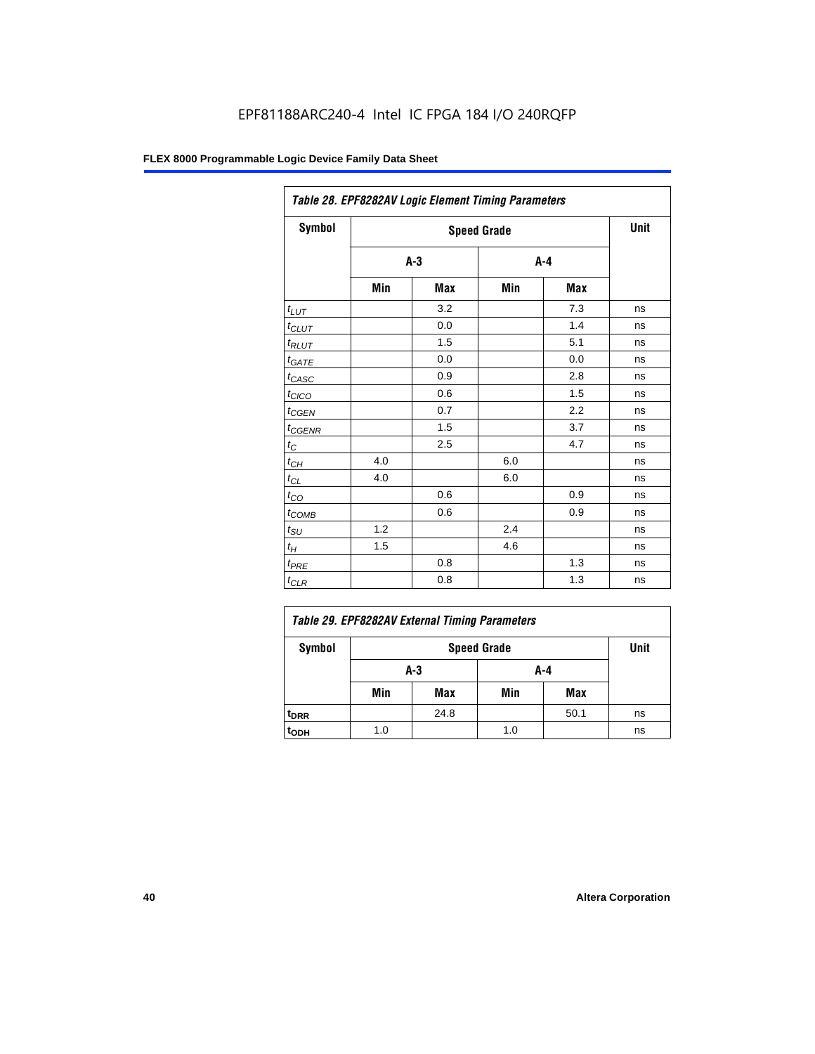EPF81188ARC240-4 Intel IC FPGA 184 I/O 240RQFP

| *Table 28. EPF8282AV Logic Element Timing Parameters* | | | | | |
|---|---|---|---|---|---|
| **Symbol** | **Speed Grade** | | | | **Unit** |
| | **A-3** | | **A-4** | | |
| | **Min** | **Max** | **Min** | **Max** | |
| $t_{LUT}$ | | 3.2 | | 7.3 | ns |
| $t_{CLUT}$ | | 0.0 | | 1.4 | ns |
| $t_{RLUT}$ | | 1.5 | | 5.1 | ns |
| $t_{GATE}$ | | 0.0 | | 0.0 | ns |
| $t_{CASC}$ | | 0.9 | | 2.8 | ns |
| $t_{CICO}$ | | 0.6 | | 1.5 | ns |
| $t_{CGEN}$ | | 0.7 | | 2.2 | ns |
| $t_{CGENR}$ | | 1.5 | | 3.7 | ns |
| $t_C$ | | 2.5 | | 4.7 | ns |
| $t_{CH}$ | 4.0 | | 6.0 | | ns |
| $t_{CL}$ | 4.0 | | 6.0 | | ns |
| $t_{CO}$ | | 0.6 | | 0.9 | ns |
| $t_{COMB}$ | | 0.6 | | 0.9 | ns |
| $t_{SU}$ | 1.2 | | 2.4 | | ns |
| $t_H$ | 1.5 | | 4.6 | | ns |
| $t_{PRE}$ | | 0.8 | | 1.3 | ns |
| $t_{CLR}$ | | 0.8 | | 1.3 | ns |

| *Table 29. EPF8282AV External Timing Parameters* | | | | | |
|---|---|---|---|---|---|
| **Symbol** | **Speed Grade** | | | | **Unit** |
| | **A-3** | | **A-4** | | |
| | **Min** | **Max** | **Min** | **Max** | |
| $t_{DRR}$ | | 24.8 | | 50.1 | ns |
| $t_{ODH}$ | 1.0 | | 1.0 | | ns |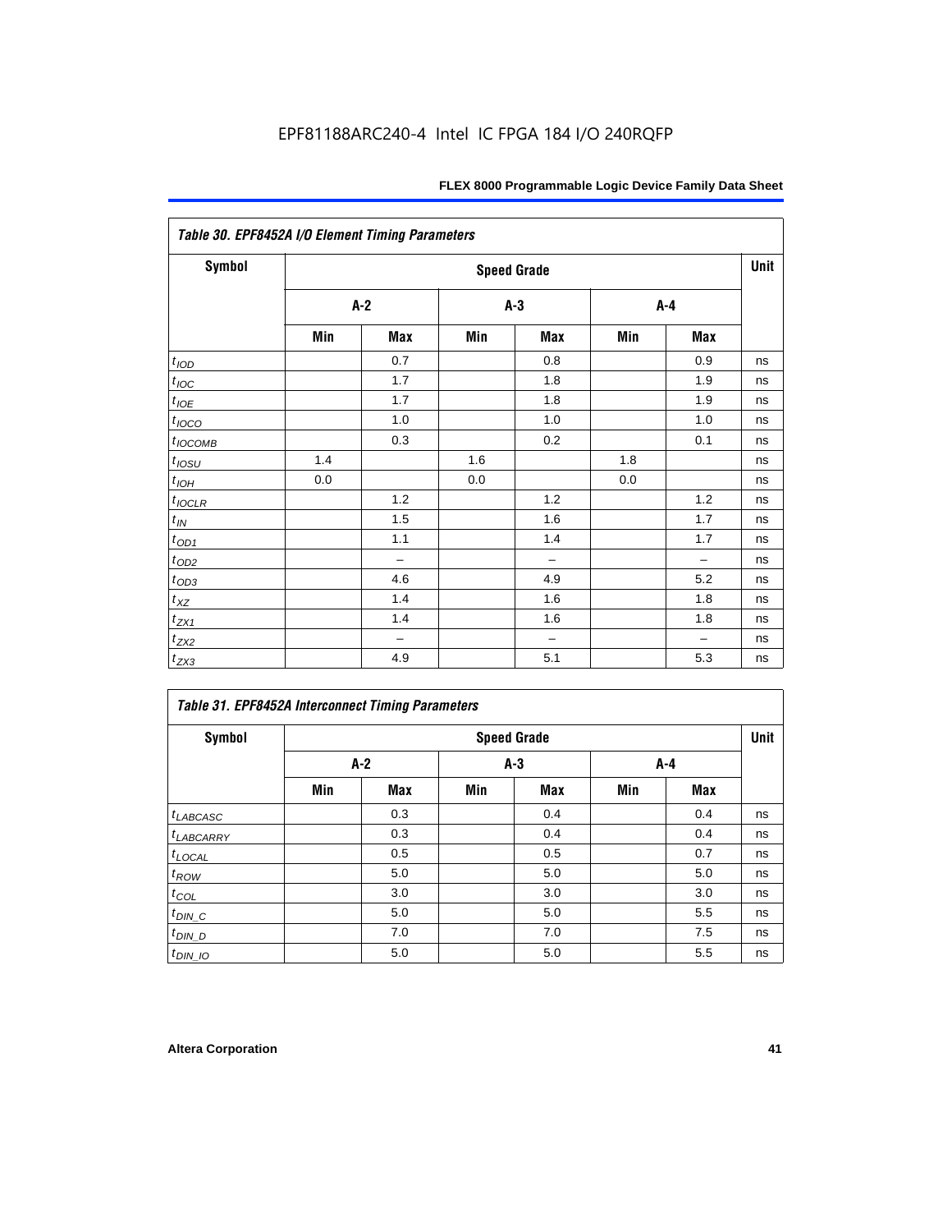EPF81188ARC240-4 Intel IC FPGA 184 I/O 240RQFP

| *Table 30. EPF8452A I/O Element Timing Parameters* | | | | | | | |
|---|---|---|---|---|---|---|---|
| **Symbol** | **Speed Grade** | | | | | | **Unit** |
| | **A-2** | | **A-3** | | **A-4** | | |
| | **Min** | **Max** | **Min** | **Max** | **Min** | **Max** | |
| $t_{IOD}$ | | 0.7 | | 0.8 | | 0.9 | ns |
| $t_{IOC}$ | | 1.7 | | 1.8 | | 1.9 | ns |
| $t_{IOE}$ | | 1.7 | | 1.8 | | 1.9 | ns |
| $t_{IOCO}$ | | 1.0 | | 1.0 | | 1.0 | ns |
| $t_{IOCOMB}$ | | 0.3 | | 0.2 | | 0.1 | ns |
| $t_{IOSU}$ | 1.4 | | 1.6 | | 1.8 | | ns |
| $t_{IOH}$ | 0.0 | | 0.0 | | 0.0 | | ns |
| $t_{IOCLR}$ | | 1.2 | | 1.2 | | 1.2 | ns |
| $t_{IN}$ | | 1.5 | | 1.6 | | 1.7 | ns |
| $t_{OD1}$ | | 1.1 | | 1.4 | | 1.7 | ns |
| $t_{OD2}$ | | – | | – | | – | ns |
| $t_{OD3}$ | | 4.6 | | 4.9 | | 5.2 | ns |
| $t_{XZ}$ | | 1.4 | | 1.6 | | 1.8 | ns |
| $t_{ZX1}$ | | 1.4 | | 1.6 | | 1.8 | ns |
| $t_{ZX2}$ | | – | | – | | – | ns |
| $t_{ZX3}$ | | 4.9 | | 5.1 | | 5.3 | ns |

| *Table 31. EPF8452A Interconnect Timing Parameters* | | | | | | | |
|---|---|---|---|---|---|---|---|
| **Symbol** | **Speed Grade** | | | | | | **Unit** |
| | **A-2** | | **A-3** | | **A-4** | | |
| | **Min** | **Max** | **Min** | **Max** | **Min** | **Max** | |
| $t_{LABCASC}$ | | 0.3 | | 0.4 | | 0.4 | ns |
| $t_{LABCARRY}$ | | 0.3 | | 0.4 | | 0.4 | ns |
| $t_{LOCAL}$ | | 0.5 | | 0.5 | | 0.7 | ns |
| $t_{ROW}$ | | 5.0 | | 5.0 | | 5.0 | ns |
| $t_{COL}$ | | 3.0 | | 3.0 | | 3.0 | ns |
| $t_{DIN\_C}$ | | 5.0 | | 5.0 | | 5.5 | ns |
| $t_{DIN\_D}$ | | 7.0 | | 7.0 | | 7.5 | ns |
| $t_{DIN\_IO}$ | | 5.0 | | 5.0 | | 5.5 | ns |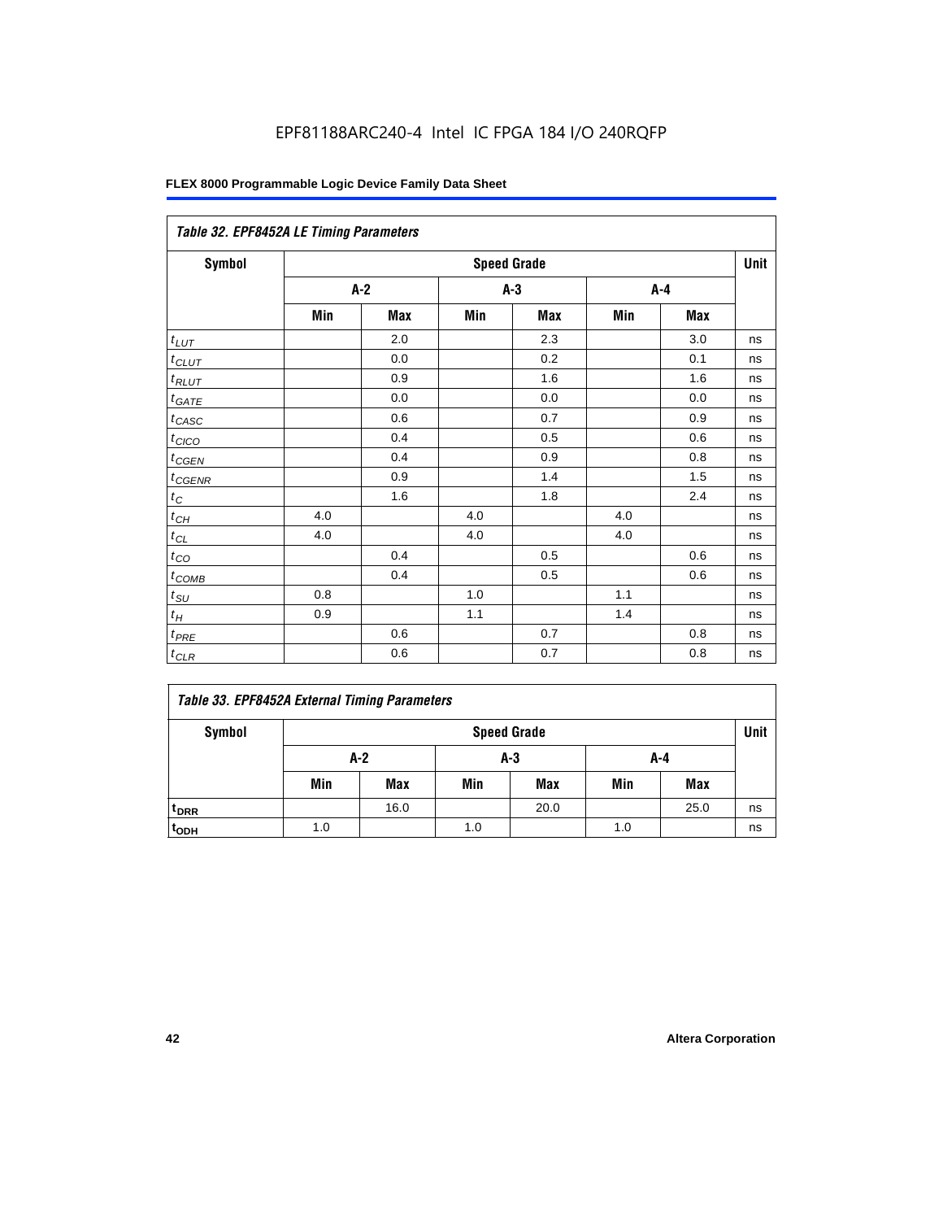EPF81188ARC240-4 Intel IC FPGA 184 I/O 240RQFP

| *Table 32. EPF8452A LE Timing Parameters* | | | | | | | |
|---|---|---|---|---|---|---|---|
| **Symbol** | **Speed Grade** | | | | | | **Unit** |
| | **A-2** | | **A-3** | | **A-4** | | |
| | **Min** | **Max** | **Min** | **Max** | **Min** | **Max** | |
| $t_{LUT}$ | | 2.0 | | 2.3 | | 3.0 | ns |
| $t_{CLUT}$ | | 0.0 | | 0.2 | | 0.1 | ns |
| $t_{RLUT}$ | | 0.9 | | 1.6 | | 1.6 | ns |
| $t_{GATE}$ | | 0.0 | | 0.0 | | 0.0 | ns |
| $t_{CASC}$ | | 0.6 | | 0.7 | | 0.9 | ns |
| $t_{CICO}$ | | 0.4 | | 0.5 | | 0.6 | ns |
| $t_{CGEN}$ | | 0.4 | | 0.9 | | 0.8 | ns |
| $t_{CGENR}$ | | 0.9 | | 1.4 | | 1.5 | ns |
| $t_C$ | | 1.6 | | 1.8 | | 2.4 | ns |
| $t_{CH}$ | 4.0 | | 4.0 | | 4.0 | | ns |
| $t_{CL}$ | 4.0 | | 4.0 | | 4.0 | | ns |
| $t_{CO}$ | | 0.4 | | 0.5 | | 0.6 | ns |
| $t_{COMB}$ | | 0.4 | | 0.5 | | 0.6 | ns |
| $t_{SU}$ | 0.8 | | 1.0 | | 1.1 | | ns |
| $t_H$ | 0.9 | | 1.1 | | 1.4 | | ns |
| $t_{PRE}$ | | 0.6 | | 0.7 | | 0.8 | ns |
| $t_{CLR}$ | | 0.6 | | 0.7 | | 0.8 | ns |

| *Table 33. EPF8452A External Timing Parameters* | | | | | | | |
|---|---|---|---|---|---|---|---|
| **Symbol** | **Speed Grade** | | | | | | **Unit** |
| | **A-2** | | **A-3** | | **A-4** | | |
| | **Min** | **Max** | **Min** | **Max** | **Min** | **Max** | |
| $t_{DRR}$ | | 16.0 | | 20.0 | | 25.0 | ns |
| $t_{ODH}$ | 1.0 | | 1.0 | | 1.0 | | ns |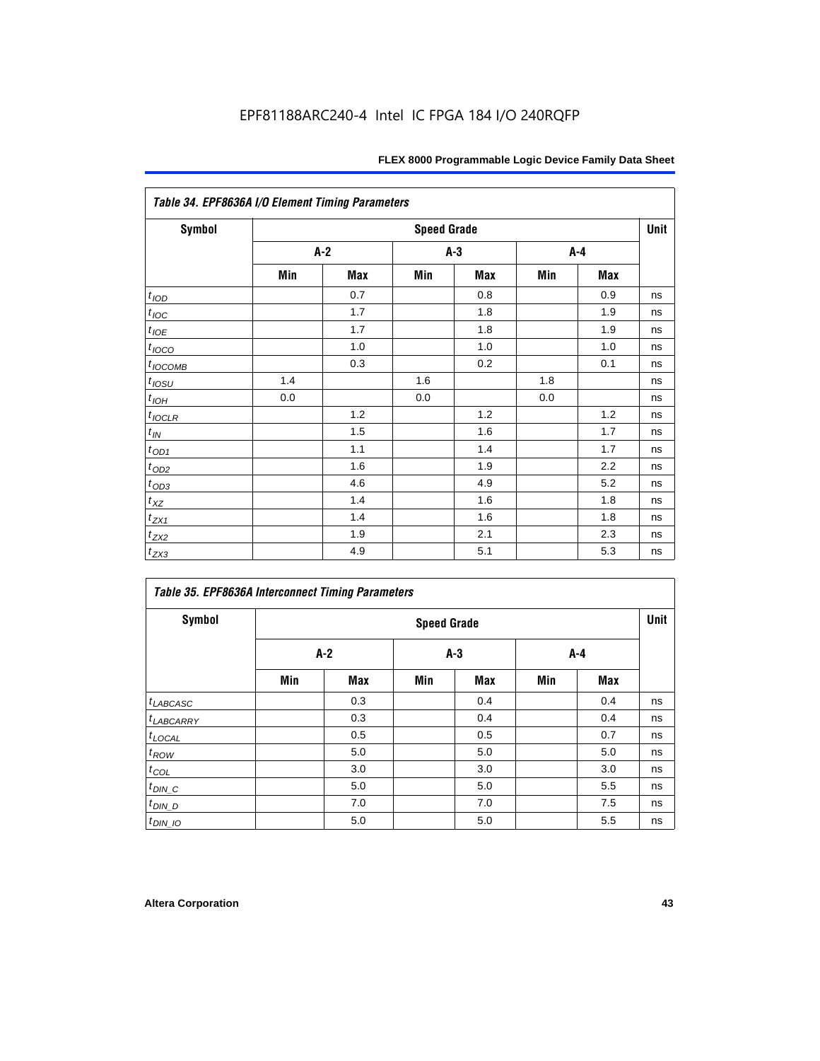EPF81188ARC240-4 Intel IC FPGA 184 I/O 240RQFP

**Table 34. EPF8636A I/O Element Timing Parameters**

| Symbol | Speed Grade | | | | | | Unit |
|---|---|---|---|---|---|---|---|
| | A-2 | | A-3 | | A-4 | | |
| | Min | Max | Min | Max | Min | Max | |
| $t_{IOD}$ | | 0.7 | | 0.8 | | 0.9 | ns |
| $t_{IOC}$ | | 1.7 | | 1.8 | | 1.9 | ns |
| $t_{IOE}$ | | 1.7 | | 1.8 | | 1.9 | ns |
| $t_{IOCO}$ | | 1.0 | | 1.0 | | 1.0 | ns |
| $t_{IOCOMB}$ | | 0.3 | | 0.2 | | 0.1 | ns |
| $t_{IOSU}$ | 1.4 | | 1.6 | | 1.8 | | ns |
| $t_{IOH}$ | 0.0 | | 0.0 | | 0.0 | | ns |
| $t_{IOCLR}$ | | 1.2 | | 1.2 | | 1.2 | ns |
| $t_{IN}$ | | 1.5 | | 1.6 | | 1.7 | ns |
| $t_{OD1}$ | | 1.1 | | 1.4 | | 1.7 | ns |
| $t_{OD2}$ | | 1.6 | | 1.9 | | 2.2 | ns |
| $t_{OD3}$ | | 4.6 | | 4.9 | | 5.2 | ns |
| $t_{XZ}$ | | 1.4 | | 1.6 | | 1.8 | ns |
| $t_{ZX1}$ | | 1.4 | | 1.6 | | 1.8 | ns |
| $t_{ZX2}$ | | 1.9 | | 2.1 | | 2.3 | ns |
| $t_{ZX3}$ | | 4.9 | | 5.1 | | 5.3 | ns |

**Table 35. EPF8636A Interconnect Timing Parameters**

| Symbol | Speed Grade | | | | | | Unit |
|---|---|---|---|---|---|---|---|
| | A-2 | | A-3 | | A-4 | | |
| | Min | Max | Min | Max | Min | Max | |
| $t_{LABCASC}$ | | 0.3 | | 0.4 | | 0.4 | ns |
| $t_{LABCARRY}$ | | 0.3 | | 0.4 | | 0.4 | ns |
| $t_{LOCAL}$ | | 0.5 | | 0.5 | | 0.7 | ns |
| $t_{ROW}$ | | 5.0 | | 5.0 | | 5.0 | ns |
| $t_{COL}$ | | 3.0 | | 3.0 | | 3.0 | ns |
| $t_{DIN\_C}$ | | 5.0 | | 5.0 | | 5.5 | ns |
| $t_{DIN\_D}$ | | 7.0 | | 7.0 | | 7.5 | ns |
| $t_{DIN\_IO}$ | | 5.0 | | 5.0 | | 5.5 | ns |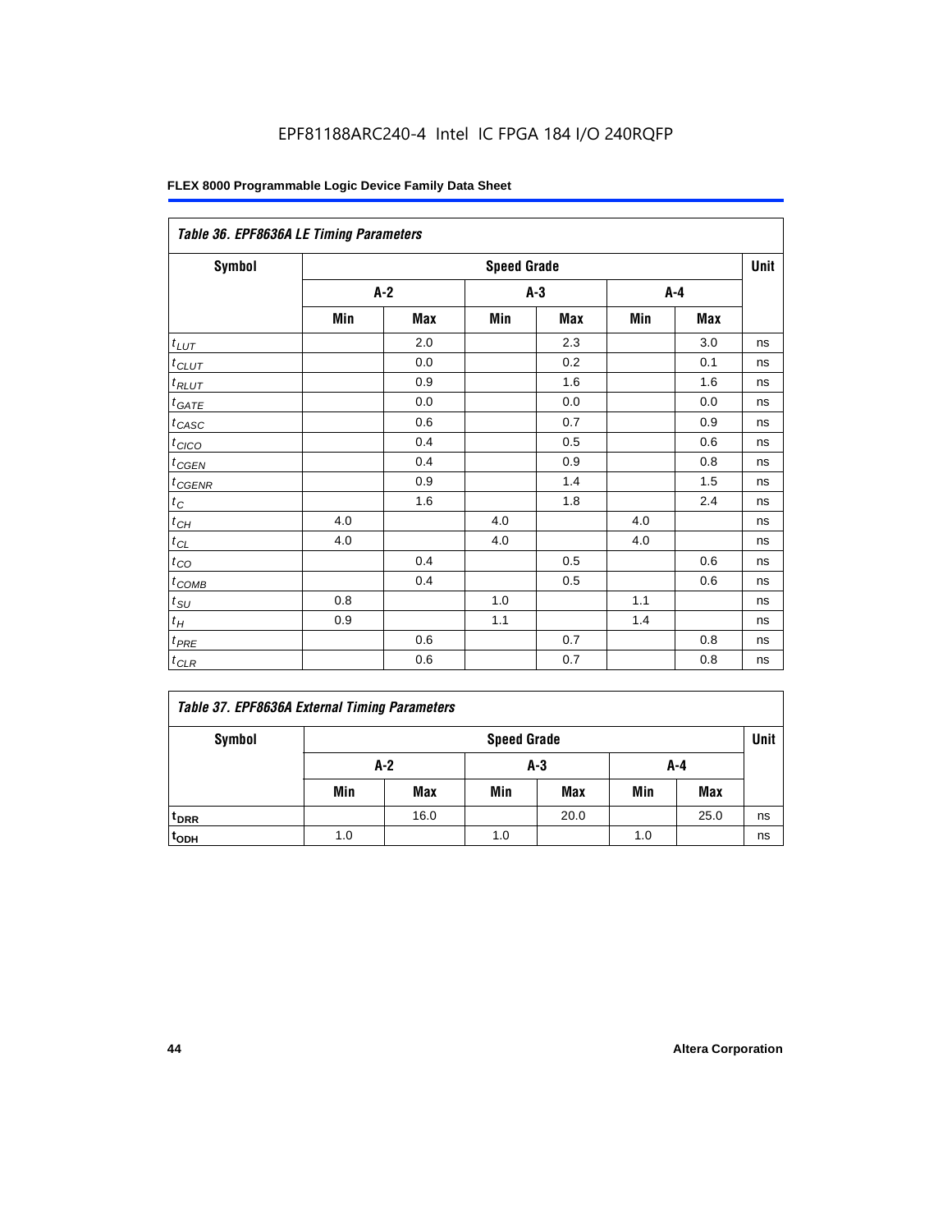Table 36. EPF8636A LE Timing Parameters

| Symbol | Speed Grade | | | | | | Unit |
|---|---|---|---|---|---|---|---|
| | A-2 | | A-3 | | A-4 | | |
| | Min | Max | Min | Max | Min | Max | |
| $t_{LUT}$ | | 2.0 | | 2.3 | | 3.0 | ns |
| $t_{CLUT}$ | | 0.0 | | 0.2 | | 0.1 | ns |
| $t_{RLUT}$ | | 0.9 | | 1.6 | | 1.6 | ns |
| $t_{GATE}$ | | 0.0 | | 0.0 | | 0.0 | ns |
| $t_{CASC}$ | | 0.6 | | 0.7 | | 0.9 | ns |
| $t_{CICO}$ | | 0.4 | | 0.5 | | 0.6 | ns |
| $t_{CGEN}$ | | 0.4 | | 0.9 | | 0.8 | ns |
| $t_{CGENR}$ | | 0.9 | | 1.4 | | 1.5 | ns |
| $t_{C}$ | | 1.6 | | 1.8 | | 2.4 | ns |
| $t_{CH}$ | 4.0 | | 4.0 | | 4.0 | | ns |
| $t_{CL}$ | 4.0 | | 4.0 | | 4.0 | | ns |
| $t_{CO}$ | | 0.4 | | 0.5 | | 0.6 | ns |
| $t_{COMB}$ | | 0.4 | | 0.5 | | 0.6 | ns |
| $t_{SU}$ | 0.8 | | 1.0 | | 1.1 | | ns |
| $t_{H}$ | 0.9 | | 1.1 | | 1.4 | | ns |
| $t_{PRE}$ | | 0.6 | | 0.7 | | 0.8 | ns |
| $t_{CLR}$ | | 0.6 | | 0.7 | | 0.8 | ns |

Table 37. EPF8636A External Timing Parameters

| Symbol | Speed Grade | | | | | | Unit |
|---|---|---|---|---|---|---|---|
| | A-2 | | A-3 | | A-4 | | |
| | Min | Max | Min | Max | Min | Max | |
| $t_{DRR}$ | | 16.0 | | 20.0 | | 25.0 | ns |
| $t_{ODH}$ | 1.0 | | 1.0 | | 1.0 | | ns |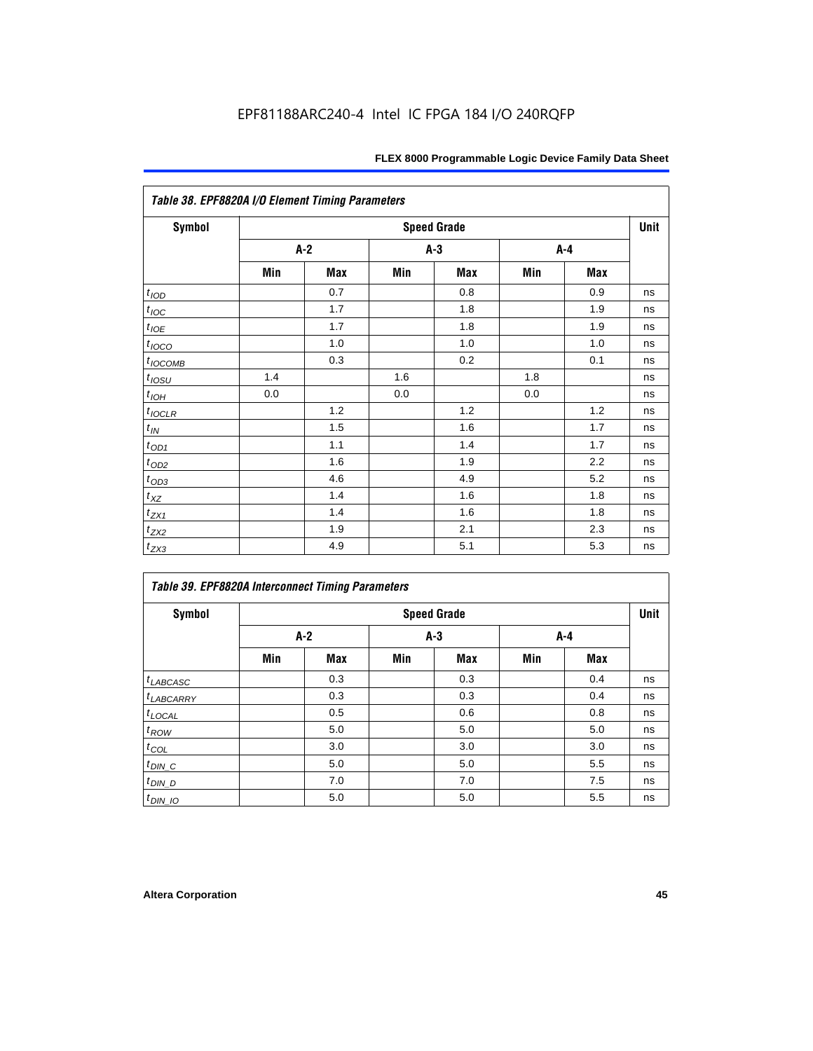EPF81188ARC240-4 Intel IC FPGA 184 I/O 240RQFP

| Table 38. EPF8820A I/O Element Timing Parameters | | | | | | | |
|---|---|---|---|---|---|---|---|
| Symbol | Speed Grade | | | | | | Unit |
| | A-2 | | A-3 | | A-4 | | |
| | Min | Max | Min | Max | Min | Max | |
| $t_{IOD}$ | | 0.7 | | 0.8 | | 0.9 | ns |
| $t_{IOC}$ | | 1.7 | | 1.8 | | 1.9 | ns |
| $t_{IOE}$ | | 1.7 | | 1.8 | | 1.9 | ns |
| $t_{IOCO}$ | | 1.0 | | 1.0 | | 1.0 | ns |
| $t_{IOCOMB}$ | | 0.3 | | 0.2 | | 0.1 | ns |
| $t_{IOSU}$ | 1.4 | | 1.6 | | 1.8 | | ns |
| $t_{IOH}$ | 0.0 | | 0.0 | | 0.0 | | ns |
| $t_{IOCLR}$ | | 1.2 | | 1.2 | | 1.2 | ns |
| $t_{IN}$ | | 1.5 | | 1.6 | | 1.7 | ns |
| $t_{OD1}$ | | 1.1 | | 1.4 | | 1.7 | ns |
| $t_{OD2}$ | | 1.6 | | 1.9 | | 2.2 | ns |
| $t_{OD3}$ | | 4.6 | | 4.9 | | 5.2 | ns |
| $t_{XZ}$ | | 1.4 | | 1.6 | | 1.8 | ns |
| $t_{ZX1}$ | | 1.4 | | 1.6 | | 1.8 | ns |
| $t_{ZX2}$ | | 1.9 | | 2.1 | | 2.3 | ns |
| $t_{ZX3}$ | | 4.9 | | 5.1 | | 5.3 | ns |

| Table 39. EPF8820A Interconnect Timing Parameters | | | | | | | |
|---|---|---|---|---|---|---|---|
| Symbol | Speed Grade | | | | | | Unit |
| | A-2 | | A-3 | | A-4 | | |
| | Min | Max | Min | Max | Min | Max | |
| $t_{LABCASC}$ | | 0.3 | | 0.3 | | 0.4 | ns |
| $t_{LABCARRY}$ | | 0.3 | | 0.3 | | 0.4 | ns |
| $t_{LOCAL}$ | | 0.5 | | 0.6 | | 0.8 | ns |
| $t_{ROW}$ | | 5.0 | | 5.0 | | 5.0 | ns |
| $t_{COL}$ | | 3.0 | | 3.0 | | 3.0 | ns |
| $t_{DIN\_C}$ | | 5.0 | | 5.0 | | 5.5 | ns |
| $t_{DIN\_D}$ | | 7.0 | | 7.0 | | 7.5 | ns |
| $t_{DIN\_IO}$ | | 5.0 | | 5.0 | | 5.5 | ns |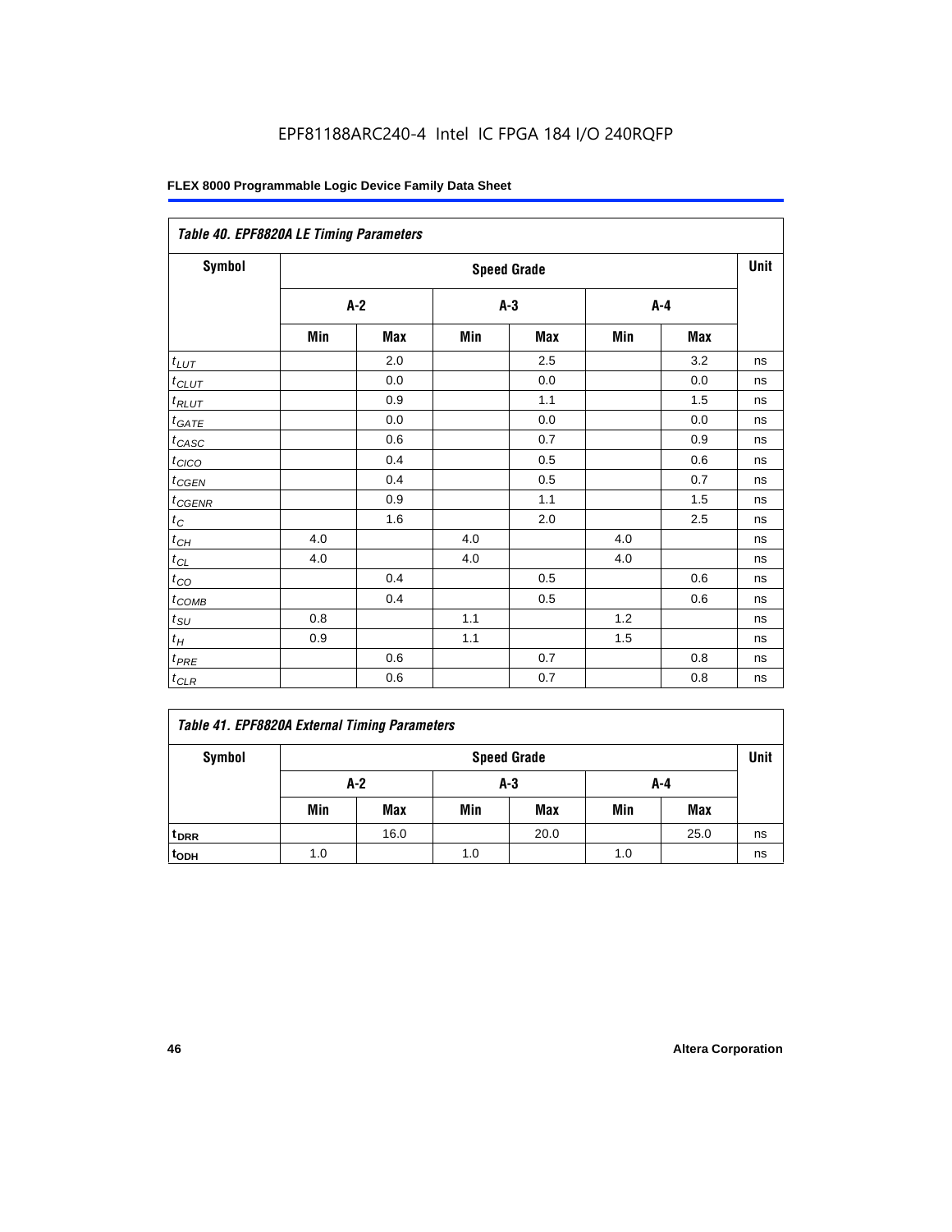### Table 40. EPF8820A LE Timing Parameters

| Symbol | Speed Grade | | | | | | Unit |
|---|---|---|---|---|---|---|---|
| | A-2 | | A-3 | | A-4 | | |
| | Min | Max | Min | Max | Min | Max | |
| $t_{LUT}$ | | 2.0 | | 2.5 | | 3.2 | ns |
| $t_{CLUT}$ | | 0.0 | | 0.0 | | 0.0 | ns |
| $t_{RLUT}$ | | 0.9 | | 1.1 | | 1.5 | ns |
| $t_{GATE}$ | | 0.0 | | 0.0 | | 0.0 | ns |
| $t_{CASC}$ | | 0.6 | | 0.7 | | 0.9 | ns |
| $t_{CICO}$ | | 0.4 | | 0.5 | | 0.6 | ns |
| $t_{CGEN}$ | | 0.4 | | 0.5 | | 0.7 | ns |
| $t_{CGENR}$ | | 0.9 | | 1.1 | | 1.5 | ns |
| $t_{C}$ | | 1.6 | | 2.0 | | 2.5 | ns |
| $t_{CH}$ | 4.0 | | 4.0 | | 4.0 | | ns |
| $t_{CL}$ | 4.0 | | 4.0 | | 4.0 | | ns |
| $t_{CO}$ | | 0.4 | | 0.5 | | 0.6 | ns |
| $t_{COMB}$ | | 0.4 | | 0.5 | | 0.6 | ns |
| $t_{SU}$ | 0.8 | | 1.1 | | 1.2 | | ns |
| $t_{H}$ | 0.9 | | 1.1 | | 1.5 | | ns |
| $t_{PRE}$ | | 0.6 | | 0.7 | | 0.8 | ns |
| $t_{CLR}$ | | 0.6 | | 0.7 | | 0.8 | ns |

### Table 41. EPF8820A External Timing Parameters

| Symbol | Speed Grade | | | | | | Unit |
|---|---|---|---|---|---|---|---|
| | A-2 | | A-3 | | A-4 | | |
| | Min | Max | Min | Max | Min | Max | |
| $t_{DRR}$ | | 16.0 | | 20.0 | | 25.0 | ns |
| $t_{ODH}$ | 1.0 | | 1.0 | | 1.0 | | ns |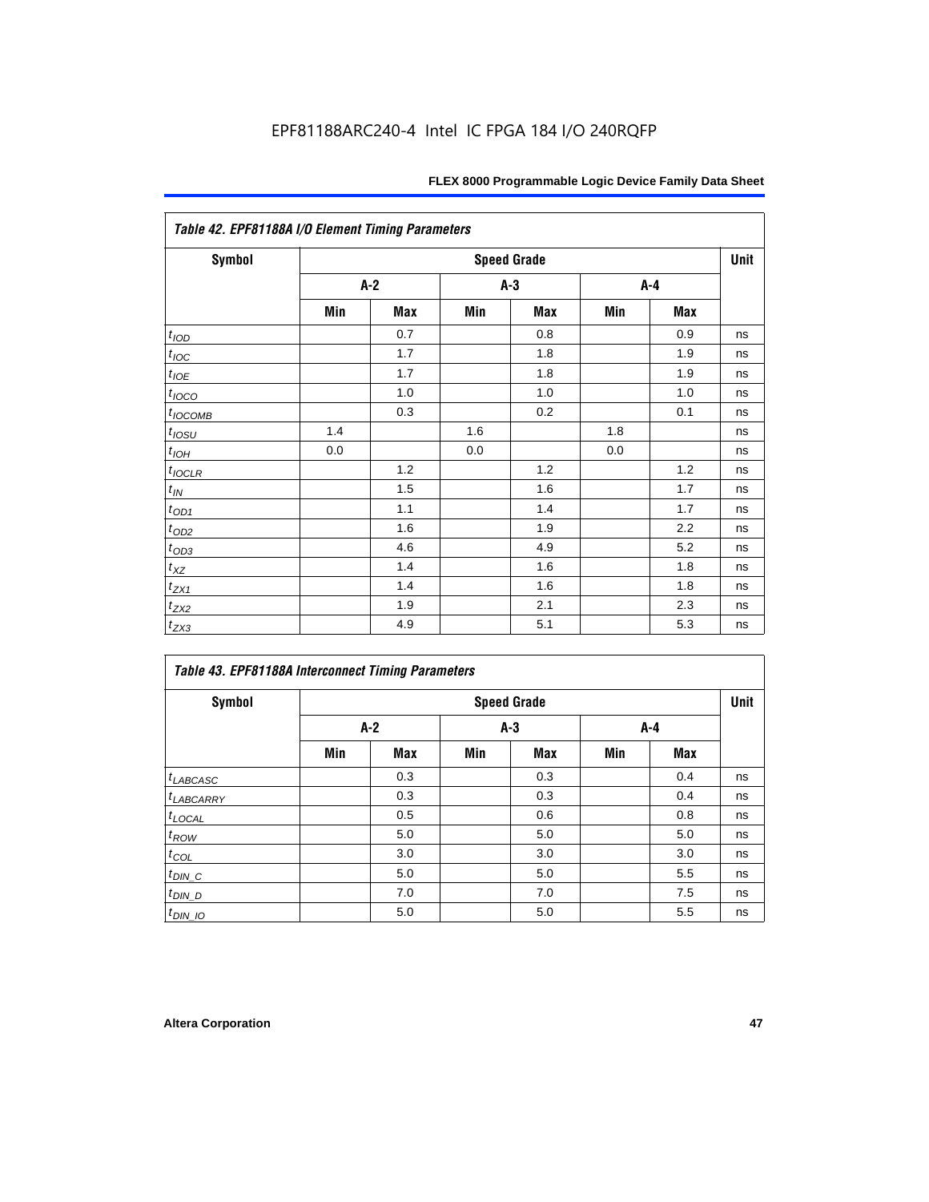EPF81188ARC240-4 Intel IC FPGA 184 I/O 240RQFP

| *Table 42. EPF81188A I/O Element Timing Parameters* | | | | | | | |
|---|---|---|---|---|---|---|---|
| **Symbol** | **Speed Grade** | | | | | | **Unit** |
| | **A-2** | | **A-3** | | **A-4** | | |
| | **Min** | **Max** | **Min** | **Max** | **Min** | **Max** | |
| $t_{IOD}$ | | 0.7 | | 0.8 | | 0.9 | ns |
| $t_{IOC}$ | | 1.7 | | 1.8 | | 1.9 | ns |
| $t_{IOE}$ | | 1.7 | | 1.8 | | 1.9 | ns |
| $t_{IOCO}$ | | 1.0 | | 1.0 | | 1.0 | ns |
| $t_{IOCOMB}$ | | 0.3 | | 0.2 | | 0.1 | ns |
| $t_{IOSU}$ | 1.4 | | 1.6 | | 1.8 | | ns |
| $t_{IOH}$ | 0.0 | | 0.0 | | 0.0 | | ns |
| $t_{IOCLR}$ | | 1.2 | | 1.2 | | 1.2 | ns |
| $t_{IN}$ | | 1.5 | | 1.6 | | 1.7 | ns |
| $t_{OD1}$ | | 1.1 | | 1.4 | | 1.7 | ns |
| $t_{OD2}$ | | 1.6 | | 1.9 | | 2.2 | ns |
| $t_{OD3}$ | | 4.6 | | 4.9 | | 5.2 | ns |
| $t_{XZ}$ | | 1.4 | | 1.6 | | 1.8 | ns |
| $t_{ZX1}$ | | 1.4 | | 1.6 | | 1.8 | ns |
| $t_{ZX2}$ | | 1.9 | | 2.1 | | 2.3 | ns |
| $t_{ZX3}$ | | 4.9 | | 5.1 | | 5.3 | ns |

| *Table 43. EPF81188A Interconnect Timing Parameters* | | | | | | | |
|---|---|---|---|---|---|---|---|
| **Symbol** | **Speed Grade** | | | | | | **Unit** |
| | **A-2** | | **A-3** | | **A-4** | | |
| | **Min** | **Max** | **Min** | **Max** | **Min** | **Max** | |
| $t_{LABCASC}$ | | 0.3 | | 0.3 | | 0.4 | ns |
| $t_{LABCARRY}$ | | 0.3 | | 0.3 | | 0.4 | ns |
| $t_{LOCAL}$ | | 0.5 | | 0.6 | | 0.8 | ns |
| $t_{ROW}$ | | 5.0 | | 5.0 | | 5.0 | ns |
| $t_{COL}$ | | 3.0 | | 3.0 | | 3.0 | ns |
| $t_{DIN\_C}$ | | 5.0 | | 5.0 | | 5.5 | ns |
| $t_{DIN\_D}$ | | 7.0 | | 7.0 | | 7.5 | ns |
| $t_{DIN\_IO}$ | | 5.0 | | 5.0 | | 5.5 | ns |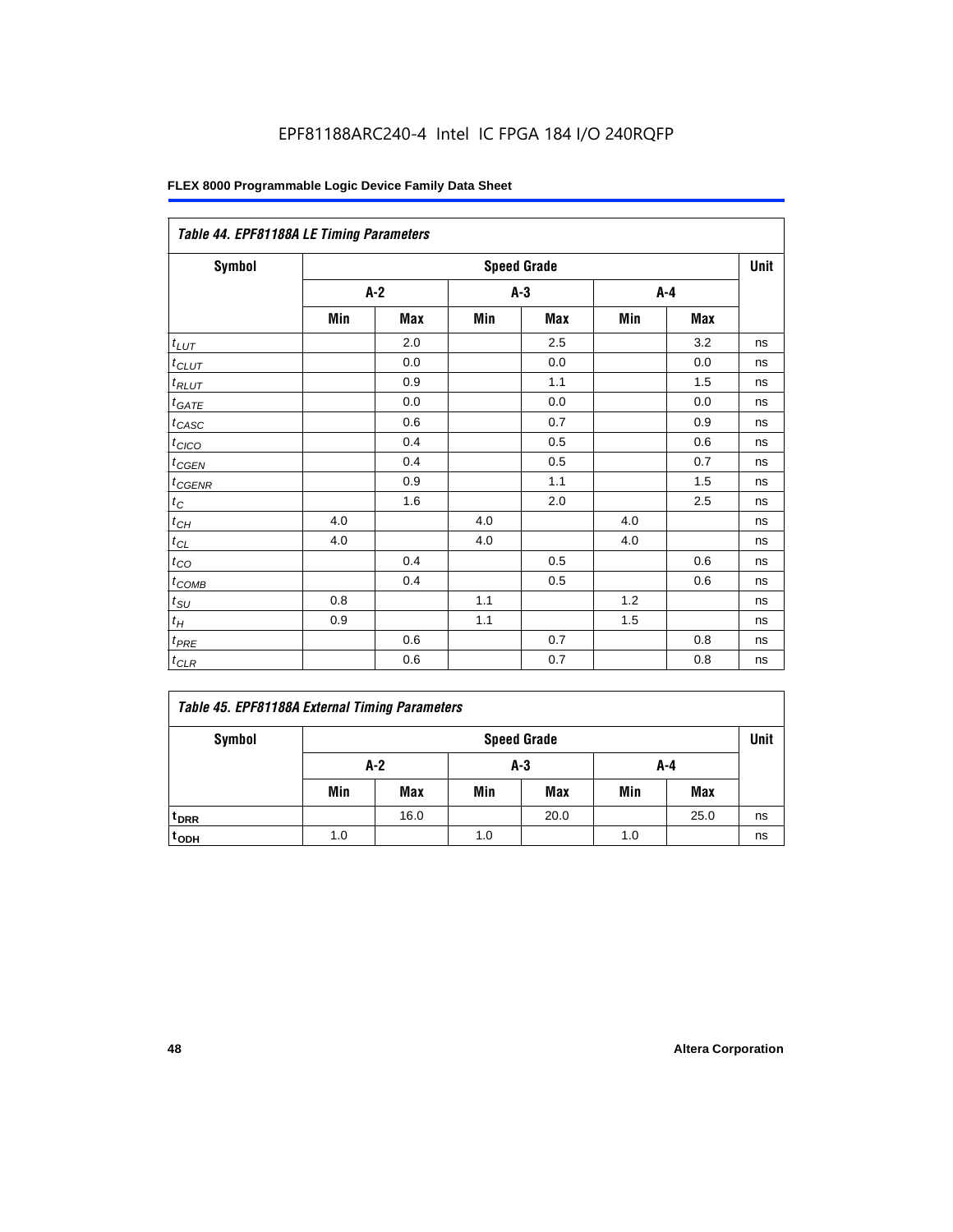EPF81188ARC240-4 Intel IC FPGA 184 I/O 240RQFP

| *Table 44. EPF81188A LE Timing Parameters* | | | | | | | |
|---|---|---|---|---|---|---|---|
| **Symbol** | **Speed Grade** | | | | | | **Unit** |
| | **A-2** | | **A-3** | | **A-4** | | |
| | **Min** | **Max** | **Min** | **Max** | **Min** | **Max** | |
| $t_{LUT}$ | | 2.0 | | 2.5 | | 3.2 | ns |
| $t_{CLUT}$ | | 0.0 | | 0.0 | | 0.0 | ns |
| $t_{RLUT}$ | | 0.9 | | 1.1 | | 1.5 | ns |
| $t_{GATE}$ | | 0.0 | | 0.0 | | 0.0 | ns |
| $t_{CASC}$ | | 0.6 | | 0.7 | | 0.9 | ns |
| $t_{CICO}$ | | 0.4 | | 0.5 | | 0.6 | ns |
| $t_{CGEN}$ | | 0.4 | | 0.5 | | 0.7 | ns |
| $t_{CGENR}$ | | 0.9 | | 1.1 | | 1.5 | ns |
| $t_C$ | | 1.6 | | 2.0 | | 2.5 | ns |
| $t_{CH}$ | 4.0 | | 4.0 | | 4.0 | | ns |
| $t_{CL}$ | 4.0 | | 4.0 | | 4.0 | | ns |
| $t_{CO}$ | | 0.4 | | 0.5 | | 0.6 | ns |
| $t_{COMB}$ | | 0.4 | | 0.5 | | 0.6 | ns |
| $t_{SU}$ | 0.8 | | 1.1 | | 1.2 | | ns |
| $t_H$ | 0.9 | | 1.1 | | 1.5 | | ns |
| $t_{PRE}$ | | 0.6 | | 0.7 | | 0.8 | ns |
| $t_{CLR}$ | | 0.6 | | 0.7 | | 0.8 | ns |

| *Table 45. EPF81188A External Timing Parameters* | | | | | | | |
|---|---|---|---|---|---|---|---|
| **Symbol** | **Speed Grade** | | | | | | **Unit** |
| | **A-2** | | **A-3** | | **A-4** | | |
| | **Min** | **Max** | **Min** | **Max** | **Min** | **Max** | |
| $t_{DRR}$ | | 16.0 | | 20.0 | | 25.0 | ns |
| $t_{ODH}$ | 1.0 | | 1.0 | | 1.0 | | ns |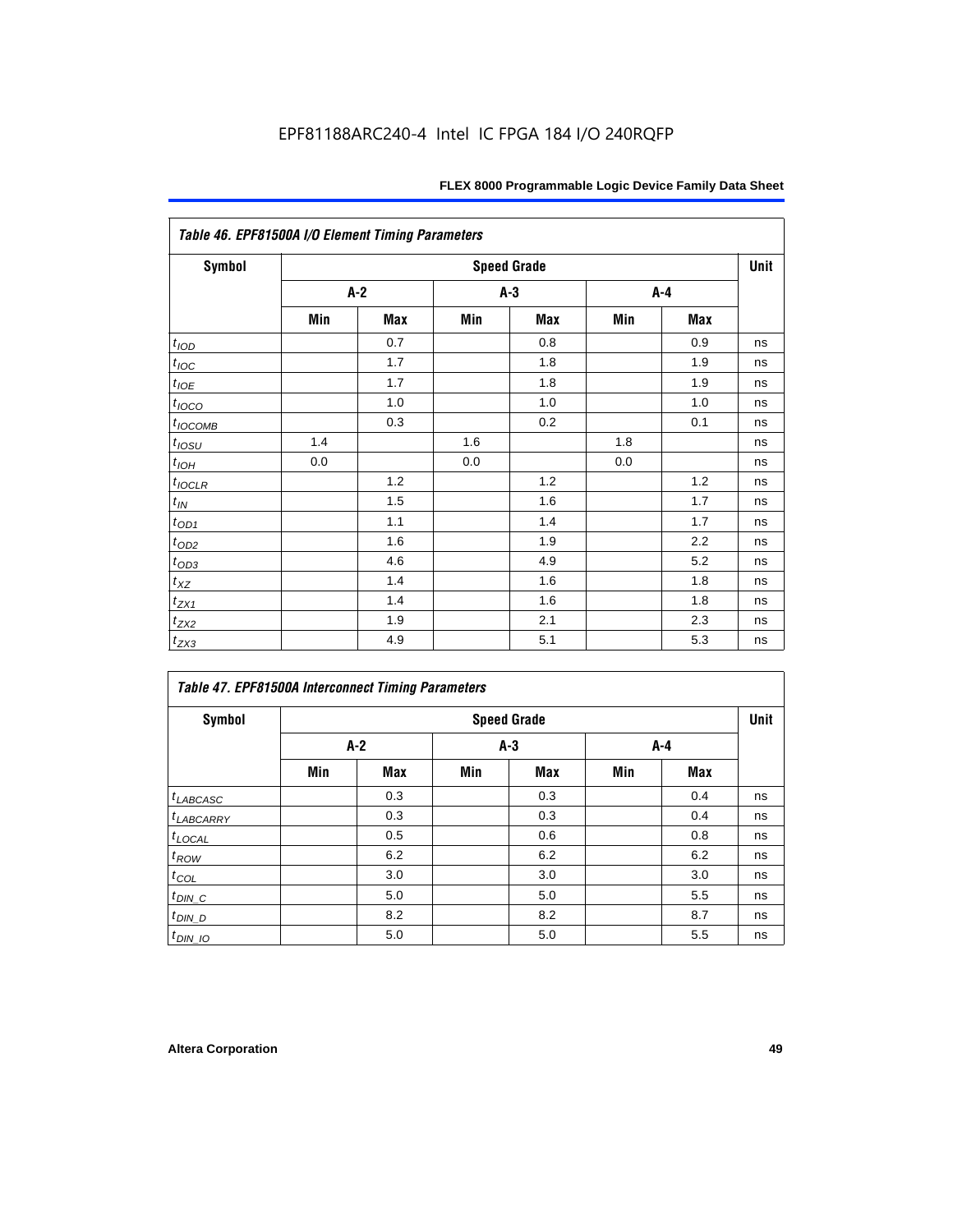EPF81188ARC240-4 Intel IC FPGA 184 I/O 240RQFP

*Table 46. EPF81500A I/O Element Timing Parameters*

| Symbol | Speed Grade | | | | | | Unit |
|---|---|---|---|---|---|---|---|
| | A-2 | | A-3 | | A-4 | | |
| | Min | Max | Min | Max | Min | Max | |
| $t_{IOD}$ | | 0.7 | | 0.8 | | 0.9 | ns |
| $t_{IOC}$ | | 1.7 | | 1.8 | | 1.9 | ns |
| $t_{IOE}$ | | 1.7 | | 1.8 | | 1.9 | ns |
| $t_{IOCO}$ | | 1.0 | | 1.0 | | 1.0 | ns |
| $t_{IOCOMB}$ | | 0.3 | | 0.2 | | 0.1 | ns |
| $t_{IOSU}$ | 1.4 | | 1.6 | | 1.8 | | ns |
| $t_{IOH}$ | 0.0 | | 0.0 | | 0.0 | | ns |
| $t_{IOCLR}$ | | 1.2 | | 1.2 | | 1.2 | ns |
| $t_{IN}$ | | 1.5 | | 1.6 | | 1.7 | ns |
| $t_{OD1}$ | | 1.1 | | 1.4 | | 1.7 | ns |
| $t_{OD2}$ | | 1.6 | | 1.9 | | 2.2 | ns |
| $t_{OD3}$ | | 4.6 | | 4.9 | | 5.2 | ns |
| $t_{XZ}$ | | 1.4 | | 1.6 | | 1.8 | ns |
| $t_{ZX1}$ | | 1.4 | | 1.6 | | 1.8 | ns |
| $t_{ZX2}$ | | 1.9 | | 2.1 | | 2.3 | ns |
| $t_{ZX3}$ | | 4.9 | | 5.1 | | 5.3 | ns |

*Table 47. EPF81500A Interconnect Timing Parameters*

| Symbol | Speed Grade | | | | | | Unit |
|---|---|---|---|---|---|---|---|
| | A-2 | | A-3 | | A-4 | | |
| | Min | Max | Min | Max | Min | Max | |
| $t_{LABCASC}$ | | 0.3 | | 0.3 | | 0.4 | ns |
| $t_{LABCARRY}$ | | 0.3 | | 0.3 | | 0.4 | ns |
| $t_{LOCAL}$ | | 0.5 | | 0.6 | | 0.8 | ns |
| $t_{ROW}$ | | 6.2 | | 6.2 | | 6.2 | ns |
| $t_{COL}$ | | 3.0 | | 3.0 | | 3.0 | ns |
| $t_{DIN\_C}$ | | 5.0 | | 5.0 | | 5.5 | ns |
| $t_{DIN\_D}$ | | 8.2 | | 8.2 | | 8.7 | ns |
| $t_{DIN\_IO}$ | | 5.0 | | 5.0 | | 5.5 | ns |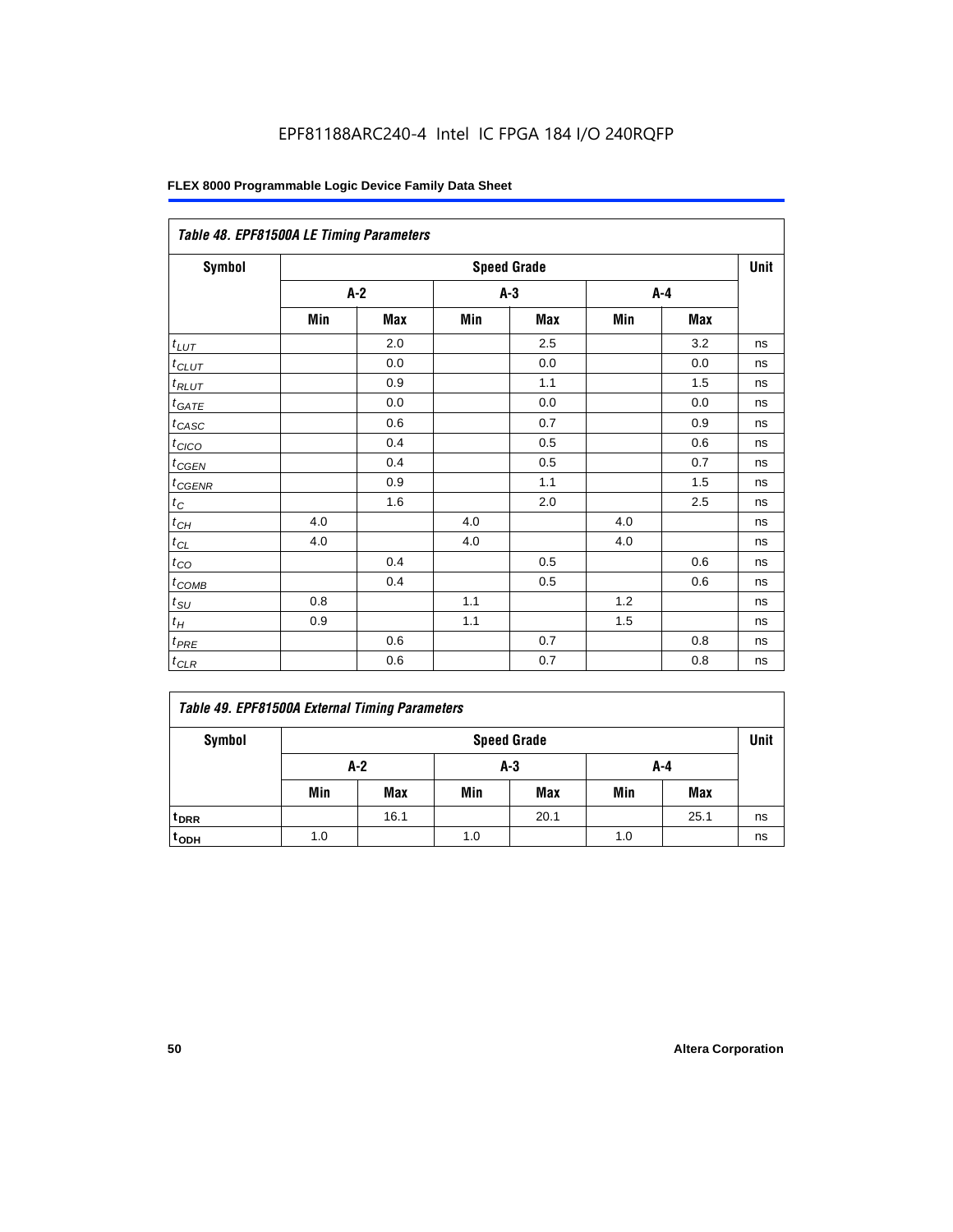### Table 48. EPF81500A LE Timing Parameters

| Symbol | Speed Grade | | | | | | Unit |
|---|---|---|---|---|---|---|---|
| | A-2 | | A-3 | | A-4 | | |
| | Min | Max | Min | Max | Min | Max | |
| $t_{LUT}$ | | 2.0 | | 2.5 | | 3.2 | ns |
| $t_{CLUT}$ | | 0.0 | | 0.0 | | 0.0 | ns |
| $t_{RLUT}$ | | 0.9 | | 1.1 | | 1.5 | ns |
| $t_{GATE}$ | | 0.0 | | 0.0 | | 0.0 | ns |
| $t_{CASC}$ | | 0.6 | | 0.7 | | 0.9 | ns |
| $t_{CICO}$ | | 0.4 | | 0.5 | | 0.6 | ns |
| $t_{CGEN}$ | | 0.4 | | 0.5 | | 0.7 | ns |
| $t_{CGENR}$ | | 0.9 | | 1.1 | | 1.5 | ns |
| $t_{C}$ | | 1.6 | | 2.0 | | 2.5 | ns |
| $t_{CH}$ | 4.0 | | 4.0 | | 4.0 | | ns |
| $t_{CL}$ | 4.0 | | 4.0 | | 4.0 | | ns |
| $t_{CO}$ | | 0.4 | | 0.5 | | 0.6 | ns |
| $t_{COMB}$ | | 0.4 | | 0.5 | | 0.6 | ns |
| $t_{SU}$ | 0.8 | | 1.1 | | 1.2 | | ns |
| $t_{H}$ | 0.9 | | 1.1 | | 1.5 | | ns |
| $t_{PRE}$ | | 0.6 | | 0.7 | | 0.8 | ns |
| $t_{CLR}$ | | 0.6 | | 0.7 | | 0.8 | ns |

### Table 49. EPF81500A External Timing Parameters

| Symbol | Speed Grade | | | | | | Unit |
|---|---|---|---|---|---|---|---|
| | A-2 | | A-3 | | A-4 | | |
| | Min | Max | Min | Max | Min | Max | |
| $t_{DRR}$ | | 16.1 | | 20.1 | | 25.1 | ns |
| $t_{ODH}$ | 1.0 | | 1.0 | | 1.0 | | ns |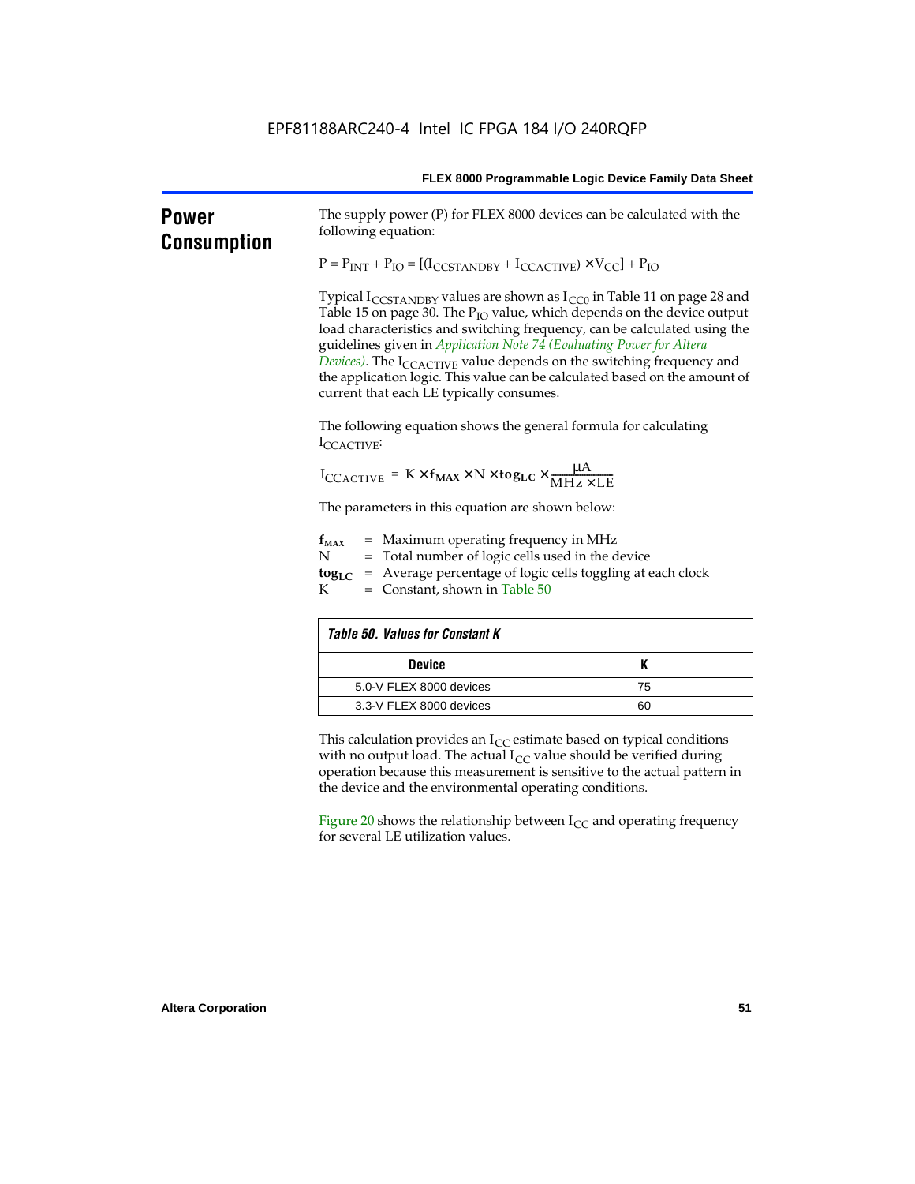## Power Consumption

The supply power (P) for FLEX 8000 devices can be calculated with the following equation:

$$P = P_{INT} + P_{IO} = [(I_{CCSTANDBY} + I_{CCACTIVE}) \times V_{CC}] + P_{IO}$$

Typical $I_{CCSTANDBY}$ values are shown as $I_{CC0}$ in Table 11 on page 28 and Table 15 on page 30. The $P_{IO}$ value, which depends on the device output load characteristics and switching frequency, can be calculated using the guidelines given in *Application Note 74 (Evaluating Power for Altera Devices)*. The $I_{CCACTIVE}$ value depends on the switching frequency and the application logic. This value can be calculated based on the amount of current that each LE typically consumes.

The following equation shows the general formula for calculating $I_{CCACTIVE}$:

$$I_{CCACTIVE} = K \times \mathbf{f_{MAX}} \times N \times \mathbf{tog_{LC}} \times \frac{\mu A}{MHz \times LE}$$

The parameters in this equation are shown below:

$\mathbf{f_{MAX}}$ = Maximum operating frequency in MHz
N = Total number of logic cells used in the device
$\mathbf{tog_{LC}}$ = Average percentage of logic cells toggling at each clock
K = Constant, shown in Table 50

**Table 50. Values for Constant K**

| Device | K |
|---|---|
| 5.0-V FLEX 8000 devices | 75 |
| 3.3-V FLEX 8000 devices | 60 |

This calculation provides an $I_{CC}$ estimate based on typical conditions with no output load. The actual $I_{CC}$ value should be verified during operation because this measurement is sensitive to the actual pattern in the device and the environmental operating conditions.

Figure 20 shows the relationship between $I_{CC}$ and operating frequency for several LE utilization values.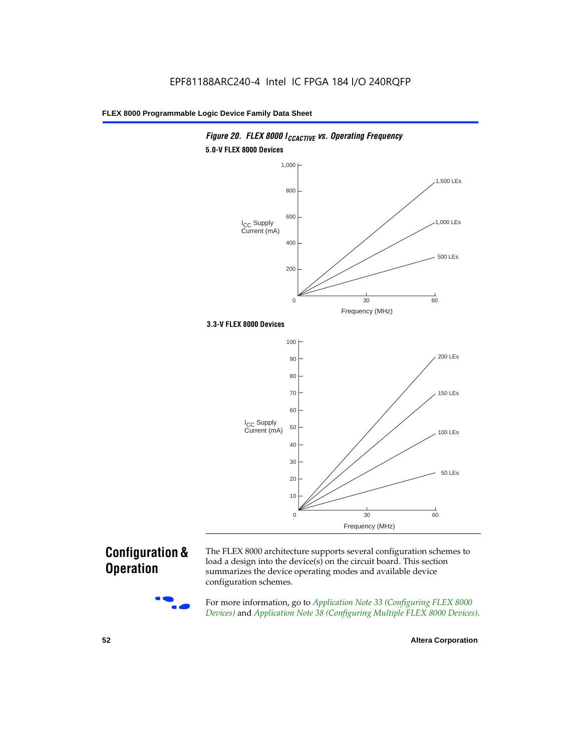EPF81188ARC240-4 Intel IC FPGA 184 I/O 240RQFP

*Figure 20. FLEX 8000 $I_{CCACTIVE}$ vs. Operating Frequency*

**5.0-V FLEX 8000 Devices**

**3.3-V FLEX 8000 Devices**

## Configuration & Operation

The FLEX 8000 architecture supports several configuration schemes to load a design into the device(s) on the circuit board. This section summarizes the device operating modes and available device configuration schemes.

For more information, go to *Application Note 33 (Configuring FLEX 8000 Devices)* and *Application Note 38 (Configuring Multiple FLEX 8000 Devices)*.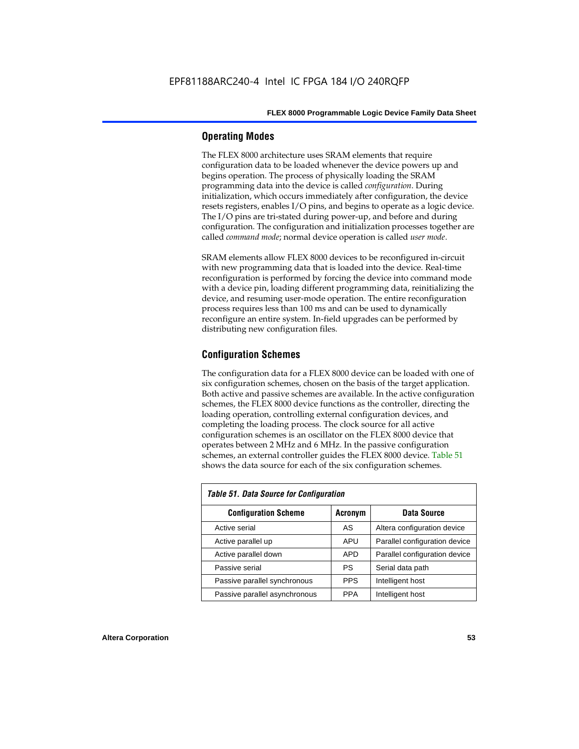## Operating Modes

The FLEX 8000 architecture uses SRAM elements that require configuration data to be loaded whenever the device powers up and begins operation. The process of physically loading the SRAM programming data into the device is called *configuration*. During initialization, which occurs immediately after configuration, the device resets registers, enables I/O pins, and begins to operate as a logic device. The I/O pins are tri-stated during power-up, and before and during configuration. The configuration and initialization processes together are called *command mode*; normal device operation is called *user mode*.

SRAM elements allow FLEX 8000 devices to be reconfigured in-circuit with new programming data that is loaded into the device. Real-time reconfiguration is performed by forcing the device into command mode with a device pin, loading different programming data, reinitializing the device, and resuming user-mode operation. The entire reconfiguration process requires less than 100 ms and can be used to dynamically reconfigure an entire system. In-field upgrades can be performed by distributing new configuration files.

## Configuration Schemes

The configuration data for a FLEX 8000 device can be loaded with one of six configuration schemes, chosen on the basis of the target application. Both active and passive schemes are available. In the active configuration schemes, the FLEX 8000 device functions as the controller, directing the loading operation, controlling external configuration devices, and completing the loading process. The clock source for all active configuration schemes is an oscillator on the FLEX 8000 device that operates between 2 MHz and 6 MHz. In the passive configuration schemes, an external controller guides the FLEX 8000 device. Table 51 shows the data source for each of the six configuration schemes.

*Table 51. Data Source for Configuration*

| Configuration Scheme | Acronym | Data Source |
|---|---|---|
| Active serial | AS | Altera configuration device |
| Active parallel up | APU | Parallel configuration device |
| Active parallel down | APD | Parallel configuration device |
| Passive serial | PS | Serial data path |
| Passive parallel synchronous | PPS | Intelligent host |
| Passive parallel asynchronous | PPA | Intelligent host |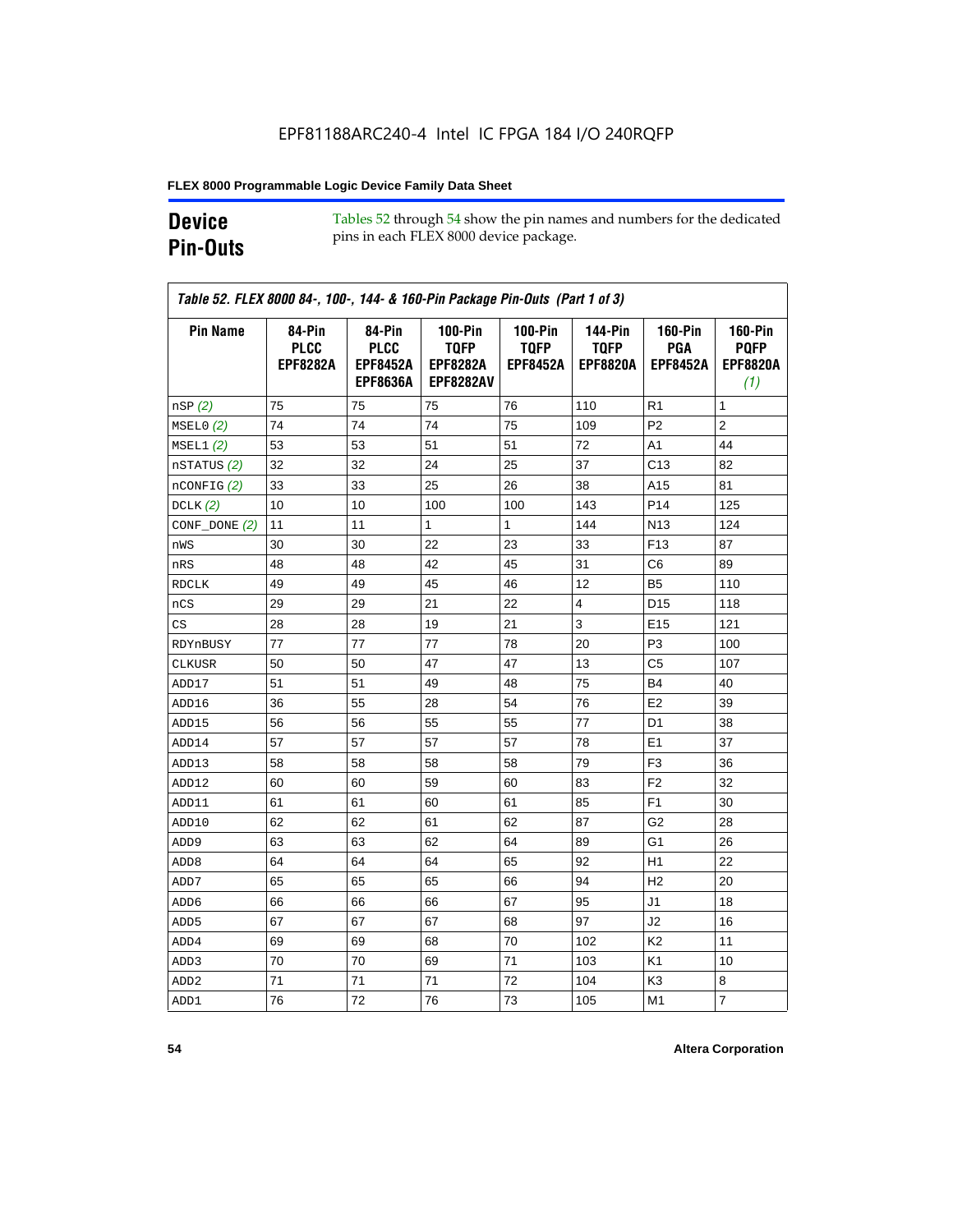EPF81188ARC240-4 Intel IC FPGA 184 I/O 240RQFP

## Device Pin-Outs

Tables 52 through 54 show the pin names and numbers for the dedicated pins in each FLEX 8000 device package.

**Table 52. FLEX 8000 84-, 100-, 144- & 160-Pin Package Pin-Outs (Part 1 of 3)**

| Pin Name | 84-Pin PLCC EPF8282A | 84-Pin PLCC EPF8452A EPF8636A | 100-Pin TQFP EPF8282A EPF8282AV | 100-Pin TQFP EPF8452A | 144-Pin TQFP EPF8820A | 160-Pin PGA EPF8452A | 160-Pin PQFP EPF8820A *(1)* |
|---|---|---|---|---|---|---|---|
| nSP *(2)* | 75 | 75 | 75 | 76 | 110 | R1 | 1 |
| MSEL0 *(2)* | 74 | 74 | 74 | 75 | 109 | P2 | 2 |
| MSEL1 *(2)* | 53 | 53 | 51 | 51 | 72 | A1 | 44 |
| nSTATUS *(2)* | 32 | 32 | 24 | 25 | 37 | C13 | 82 |
| nCONFIG *(2)* | 33 | 33 | 25 | 26 | 38 | A15 | 81 |
| DCLK *(2)* | 10 | 10 | 100 | 100 | 143 | P14 | 125 |
| CONF_DONE *(2)* | 11 | 11 | 1 | 1 | 144 | N13 | 124 |
| nWS | 30 | 30 | 22 | 23 | 33 | F13 | 87 |
| nRS | 48 | 48 | 42 | 45 | 31 | C6 | 89 |
| RDCLK | 49 | 49 | 45 | 46 | 12 | B5 | 110 |
| nCS | 29 | 29 | 21 | 22 | 4 | D15 | 118 |
| CS | 28 | 28 | 19 | 21 | 3 | E15 | 121 |
| RDYnBUSY | 77 | 77 | 77 | 78 | 20 | P3 | 100 |
| CLKUSR | 50 | 50 | 47 | 47 | 13 | C5 | 107 |
| ADD17 | 51 | 51 | 49 | 48 | 75 | B4 | 40 |
| ADD16 | 36 | 55 | 28 | 54 | 76 | E2 | 39 |
| ADD15 | 56 | 56 | 55 | 55 | 77 | D1 | 38 |
| ADD14 | 57 | 57 | 57 | 57 | 78 | E1 | 37 |
| ADD13 | 58 | 58 | 58 | 58 | 79 | F3 | 36 |
| ADD12 | 60 | 60 | 59 | 60 | 83 | F2 | 32 |
| ADD11 | 61 | 61 | 60 | 61 | 85 | F1 | 30 |
| ADD10 | 62 | 62 | 61 | 62 | 87 | G2 | 28 |
| ADD9 | 63 | 63 | 62 | 64 | 89 | G1 | 26 |
| ADD8 | 64 | 64 | 64 | 65 | 92 | H1 | 22 |
| ADD7 | 65 | 65 | 65 | 66 | 94 | H2 | 20 |
| ADD6 | 66 | 66 | 66 | 67 | 95 | J1 | 18 |
| ADD5 | 67 | 67 | 67 | 68 | 97 | J2 | 16 |
| ADD4 | 69 | 69 | 68 | 70 | 102 | K2 | 11 |
| ADD3 | 70 | 70 | 69 | 71 | 103 | K1 | 10 |
| ADD2 | 71 | 71 | 71 | 72 | 104 | K3 | 8 |
| ADD1 | 76 | 72 | 76 | 73 | 105 | M1 | 7 |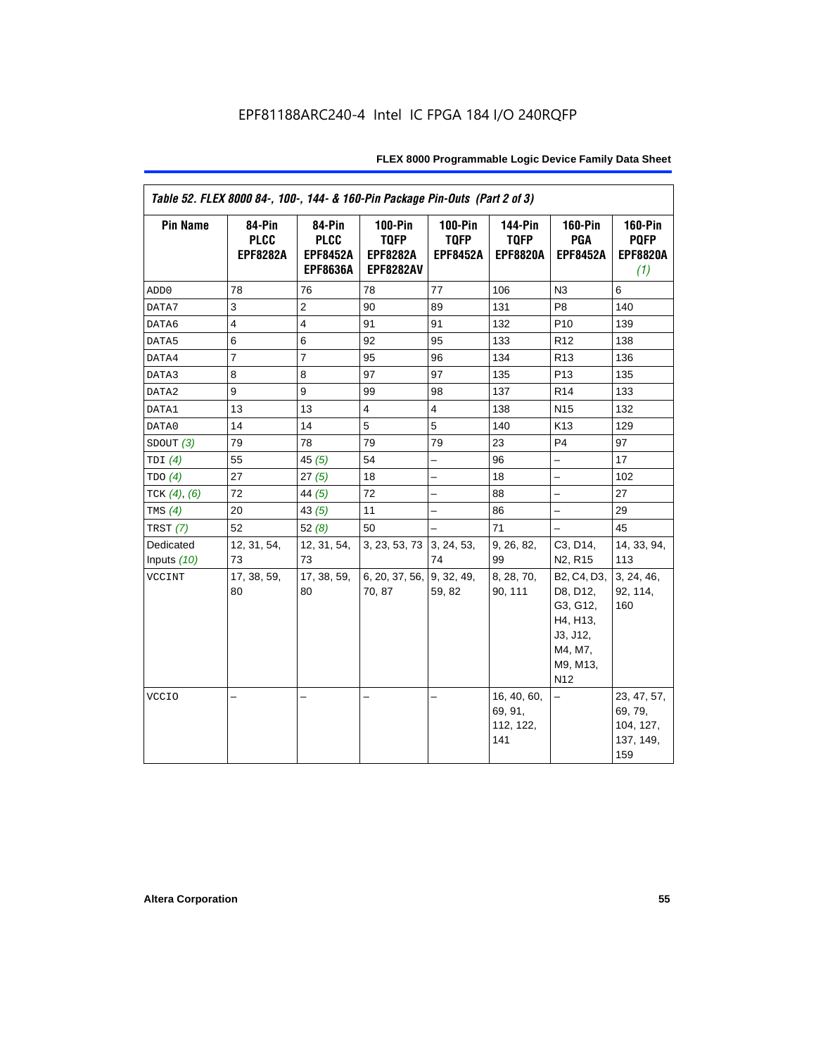EPF81188ARC240-4 Intel IC FPGA 184 I/O 240RQFP

| *Table 52. FLEX 8000 84-, 100-, 144- & 160-Pin Package Pin-Outs (Part 2 of 3)* | | | | | | | |
|---|---|---|---|---|---|---|---|
| **Pin Name** | **84-Pin PLCC EPF8282A** | **84-Pin PLCC EPF8452A EPF8636A** | **100-Pin TQFP EPF8282A EPF8282AV** | **100-Pin TQFP EPF8452A** | **144-Pin TQFP EPF8820A** | **160-Pin PGA EPF8452A** | **160-Pin PQFP EPF8820A *(1)*** |
| ADD0 | 78 | 76 | 78 | 77 | 106 | N3 | 6 |
| DATA7 | 3 | 2 | 90 | 89 | 131 | P8 | 140 |
| DATA6 | 4 | 4 | 91 | 91 | 132 | P10 | 139 |
| DATA5 | 6 | 6 | 92 | 95 | 133 | R12 | 138 |
| DATA4 | 7 | 7 | 95 | 96 | 134 | R13 | 136 |
| DATA3 | 8 | 8 | 97 | 97 | 135 | P13 | 135 |
| DATA2 | 9 | 9 | 99 | 98 | 137 | R14 | 133 |
| DATA1 | 13 | 13 | 4 | 4 | 138 | N15 | 132 |
| DATA0 | 14 | 14 | 5 | 5 | 140 | K13 | 129 |
| SDOUT *(3)* | 79 | 78 | 79 | 79 | 23 | P4 | 97 |
| TDI *(4)* | 55 | 45 *(5)* | 54 | – | 96 | – | 17 |
| TDO *(4)* | 27 | 27 *(5)* | 18 | – | 18 | – | 102 |
| TCK *(4)*, *(6)* | 72 | 44 *(5)* | 72 | – | 88 | – | 27 |
| TMS *(4)* | 20 | 43 *(5)* | 11 | – | 86 | – | 29 |
| TRST *(7)* | 52 | 52 *(8)* | 50 | – | 71 | – | 45 |
| Dedicated Inputs *(10)* | 12, 31, 54, 73 | 12, 31, 54, 73 | 3, 23, 53, 73 | 3, 24, 53, 74 | 9, 26, 82, 99 | C3, D14, N2, R15 | 14, 33, 94, 113 |
| VCCINT | 17, 38, 59, 80 | 17, 38, 59, 80 | 6, 20, 37, 56, 70, 87 | 9, 32, 49, 59, 82 | 8, 28, 70, 90, 111 | B2, C4, D3, D8, D12, G3, G12, H4, H13, J3, J12, M4, M7, M9, M13, N12 | 3, 24, 46, 92, 114, 160 |
| VCCIO | – | – | – | – | 16, 40, 60, 69, 91, 112, 122, 141 | – | 23, 47, 57, 69, 79, 104, 127, 137, 149, 159 |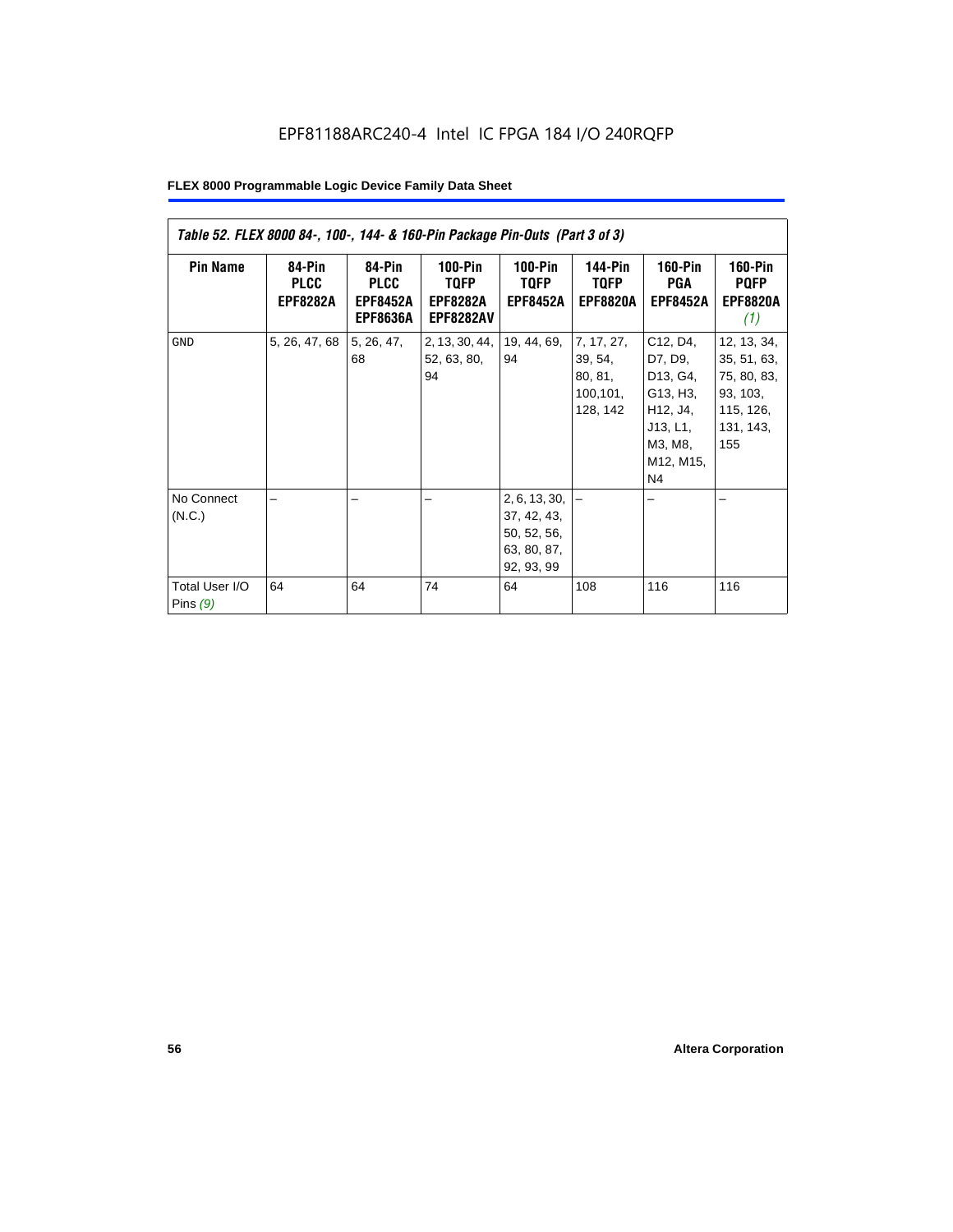**Table 52. FLEX 8000 84-, 100-, 144- & 160-Pin Package Pin-Outs (Part 3 of 3)**

| Pin Name | 84-Pin PLCC EPF8282A | 84-Pin PLCC EPF8452A EPF8636A | 100-Pin TQFP EPF8282A EPF8282AV | 100-Pin TQFP EPF8452A | 144-Pin TQFP EPF8820A | 160-Pin PGA EPF8452A | 160-Pin PQFP EPF8820A *(1)* |
|---|---|---|---|---|---|---|---|
| GND | 5, 26, 47, 68 | 5, 26, 47, 68 | 2, 13, 30, 44, 52, 63, 80, 94 | 19, 44, 69, 94 | 7, 17, 27, 39, 54, 80, 81, 100,101, 128, 142 | C12, D4, D7, D9, D13, G4, G13, H3, H12, J4, J13, L1, M3, M8, M12, M15, N4 | 12, 13, 34, 35, 51, 63, 75, 80, 83, 93, 103, 115, 126, 131, 143, 155 |
| No Connect (N.C.) | – | – | – | 2, 6, 13, 30, 37, 42, 43, 50, 52, 56, 63, 80, 87, 92, 93, 99 | – | – | – |
| Total User I/O Pins *(9)* | 64 | 64 | 74 | 64 | 108 | 116 | 116 |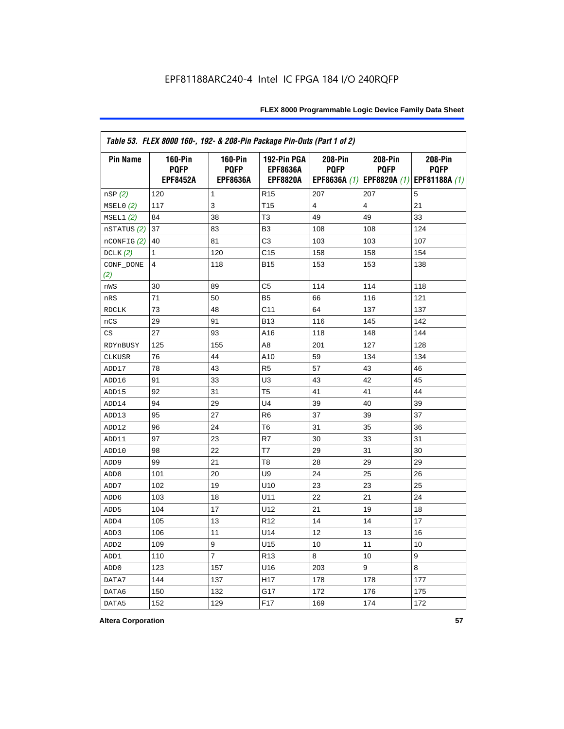EPF81188ARC240-4 Intel IC FPGA 184 I/O 240RQFP

| *Table 53. FLEX 8000 160-, 192- & 208-Pin Package Pin-Outs (Part 1 of 2)* | | | | | | |
|---|---|---|---|---|---|---|
| **Pin Name** | **160-Pin PQFP EPF8452A** | **160-Pin PQFP EPF8636A** | **192-Pin PGA EPF8636A EPF8820A** | **208-Pin PQFP EPF8636A** *(1)* | **208-Pin PQFP EPF8820A** *(1)* | **208-Pin PQFP EPF81188A** *(1)* |
| nSP *(2)* | 120 | 1 | R15 | 207 | 207 | 5 |
| MSEL0 *(2)* | 117 | 3 | T15 | 4 | 4 | 21 |
| MSEL1 *(2)* | 84 | 38 | T3 | 49 | 49 | 33 |
| nSTATUS *(2)* | 37 | 83 | B3 | 108 | 108 | 124 |
| nCONFIG *(2)* | 40 | 81 | C3 | 103 | 103 | 107 |
| DCLK *(2)* | 1 | 120 | C15 | 158 | 158 | 154 |
| CONF_DONE *(2)* | 4 | 118 | B15 | 153 | 153 | 138 |
| nWS | 30 | 89 | C5 | 114 | 114 | 118 |
| nRS | 71 | 50 | B5 | 66 | 116 | 121 |
| RDCLK | 73 | 48 | C11 | 64 | 137 | 137 |
| nCS | 29 | 91 | B13 | 116 | 145 | 142 |
| CS | 27 | 93 | A16 | 118 | 148 | 144 |
| RDYnBUSY | 125 | 155 | A8 | 201 | 127 | 128 |
| CLKUSR | 76 | 44 | A10 | 59 | 134 | 134 |
| ADD17 | 78 | 43 | R5 | 57 | 43 | 46 |
| ADD16 | 91 | 33 | U3 | 43 | 42 | 45 |
| ADD15 | 92 | 31 | T5 | 41 | 41 | 44 |
| ADD14 | 94 | 29 | U4 | 39 | 40 | 39 |
| ADD13 | 95 | 27 | R6 | 37 | 39 | 37 |
| ADD12 | 96 | 24 | T6 | 31 | 35 | 36 |
| ADD11 | 97 | 23 | R7 | 30 | 33 | 31 |
| ADD10 | 98 | 22 | T7 | 29 | 31 | 30 |
| ADD9 | 99 | 21 | T8 | 28 | 29 | 29 |
| ADD8 | 101 | 20 | U9 | 24 | 25 | 26 |
| ADD7 | 102 | 19 | U10 | 23 | 23 | 25 |
| ADD6 | 103 | 18 | U11 | 22 | 21 | 24 |
| ADD5 | 104 | 17 | U12 | 21 | 19 | 18 |
| ADD4 | 105 | 13 | R12 | 14 | 14 | 17 |
| ADD3 | 106 | 11 | U14 | 12 | 13 | 16 |
| ADD2 | 109 | 9 | U15 | 10 | 11 | 10 |
| ADD1 | 110 | 7 | R13 | 8 | 10 | 9 |
| ADD0 | 123 | 157 | U16 | 203 | 9 | 8 |
| DATA7 | 144 | 137 | H17 | 178 | 178 | 177 |
| DATA6 | 150 | 132 | G17 | 172 | 176 | 175 |
| DATA5 | 152 | 129 | F17 | 169 | 174 | 172 |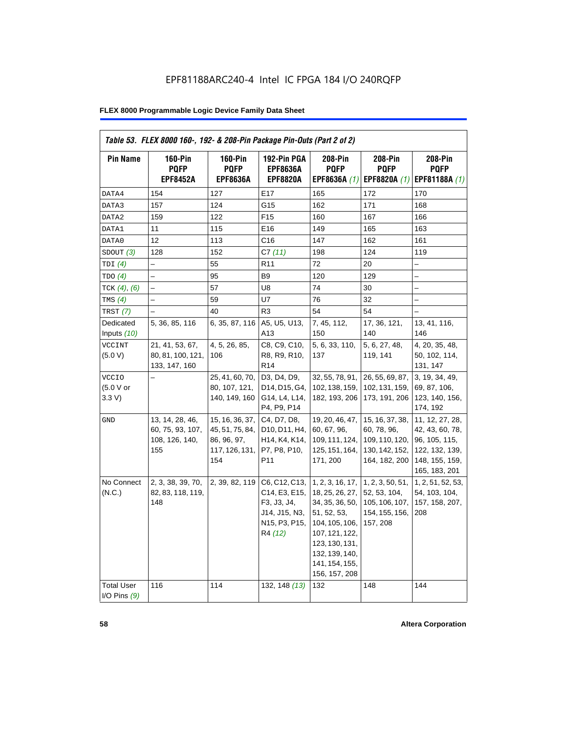EPF81188ARC240-4 Intel IC FPGA 184 I/O 240RQFP

**Table 53. FLEX 8000 160-, 192- & 208-Pin Package Pin-Outs (Part 2 of 2)**

| Pin Name | 160-Pin PQFP EPF8452A | 160-Pin PQFP EPF8636A | 192-Pin PGA EPF8636A EPF8820A | 208-Pin PQFP EPF8636A *(1)* | 208-Pin PQFP EPF8820A *(1)* | 208-Pin PQFP EPF81188A *(1)* |
|---|---|---|---|---|---|---|
| DATA4 | 154 | 127 | E17 | 165 | 172 | 170 |
| DATA3 | 157 | 124 | G15 | 162 | 171 | 168 |
| DATA2 | 159 | 122 | F15 | 160 | 167 | 166 |
| DATA1 | 11 | 115 | E16 | 149 | 165 | 163 |
| DATA0 | 12 | 113 | C16 | 147 | 162 | 161 |
| SDOUT *(3)* | 128 | 152 | C7 *(11)* | 198 | 124 | 119 |
| TDI *(4)* | – | 55 | R11 | 72 | 20 | – |
| TDO *(4)* | – | 95 | B9 | 120 | 129 | – |
| TCK *(4)*, *(6)* | – | 57 | U8 | 74 | 30 | – |
| TMS *(4)* | – | 59 | U7 | 76 | 32 | – |
| TRST *(7)* | – | 40 | R3 | 54 | 54 | – |
| Dedicated Inputs *(10)* | 5, 36, 85, 116 | 6, 35, 87, 116 | A5, U5, U13, A13 | 7, 45, 112, 150 | 17, 36, 121, 140 | 13, 41, 116, 146 |
| VCCINT (5.0 V) | 21, 41, 53, 67, 80, 81, 100, 121, 133, 147, 160 | 4, 5, 26, 85, 106 | C8, C9, C10, R8, R9, R10, R14 | 5, 6, 33, 110, 137 | 5, 6, 27, 48, 119, 141 | 4, 20, 35, 48, 50, 102, 114, 131, 147 |
| VCCIO (5.0 V or 3.3 V) | – | 25, 41, 60, 70, 80, 107, 121, 140, 149, 160 | D3, D4, D9, D14, D15, G4, G14, L4, L14, P4, P9, P14 | 32, 55, 78, 91, 102, 138, 159, 182, 193, 206 | 26, 55, 69, 87, 102, 131, 159, 173, 191, 206 | 3, 19, 34, 49, 69, 87, 106, 123, 140, 156, 174, 192 |
| GND | 13, 14, 28, 46, 60, 75, 93, 107, 108, 126, 140, 155 | 15, 16, 36, 37, 45, 51, 75, 84, 86, 96, 97, 117, 126, 131, 154 | C4, D7, D8, D10, D11, H4, H14, K4, K14, P7, P8, P10, P11 | 19, 20, 46, 47, 60, 67, 96, 109, 111, 124, 125, 151, 164, 171, 200 | 15, 16, 37, 38, 60, 78, 96, 109, 110, 120, 130, 142, 152, 164, 182, 200 | 11, 12, 27, 28, 42, 43, 60, 78, 96, 105, 115, 122, 132, 139, 148, 155, 159, 165, 183, 201 |
| No Connect (N.C.) | 2, 3, 38, 39, 70, 82, 83, 118, 119, 148 | 2, 39, 82, 119 | C6, C12, C13, C14, E3, E15, F3, J3, J4, J14, J15, N3, N15, P3, P15, R4 *(12)* | 1, 2, 3, 16, 17, 18, 25, 26, 27, 34, 35, 36, 50, 51, 52, 53, 104, 105, 106, 107, 121, 122, 123, 130, 131, 132, 139, 140, 141, 154, 155, 156, 157, 208 | 1, 2, 3, 50, 51, 52, 53, 104, 105, 106, 107, 154, 155, 156, 157, 208 | 1, 2, 51, 52, 53, 54, 103, 104, 157, 158, 207, 208 |
| Total User I/O Pins *(9)* | 116 | 114 | 132, 148 *(13)* | 132 | 148 | 144 |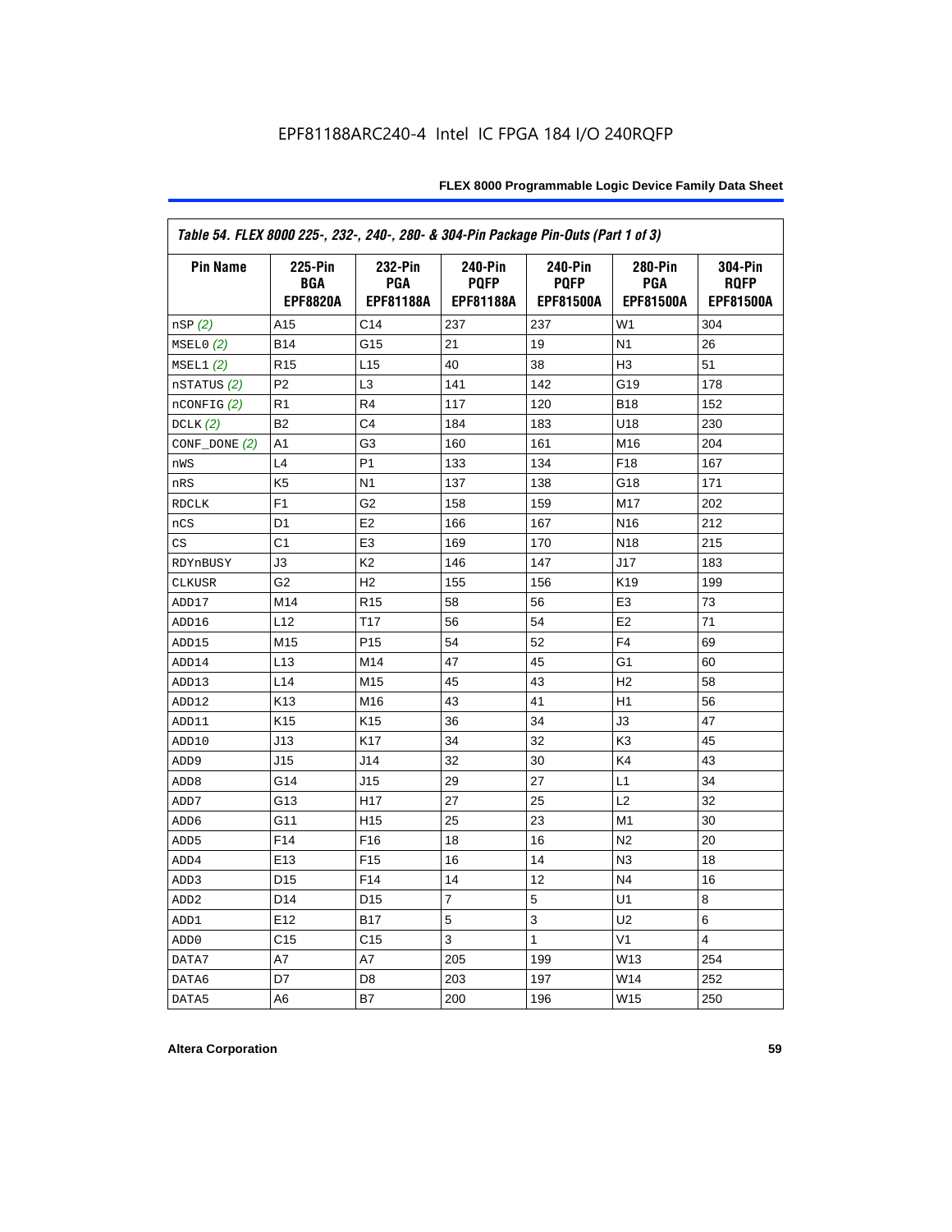EPF81188ARC240-4 Intel IC FPGA 184 I/O 240RQFP

| Table 54. FLEX 8000 225-, 232-, 240-, 280- & 304-Pin Package Pin-Outs (Part 1 of 3) | | | | | | |
|---|---|---|---|---|---|---|
| **Pin Name** | **225-Pin BGA EPF8820A** | **232-Pin PGA EPF81188A** | **240-Pin PQFP EPF81188A** | **240-Pin PQFP EPF81500A** | **280-Pin PGA EPF81500A** | **304-Pin RQFP EPF81500A** |
| nSP *(2)* | A15 | C14 | 237 | 237 | W1 | 304 |
| MSEL0 *(2)* | B14 | G15 | 21 | 19 | N1 | 26 |
| MSEL1 *(2)* | R15 | L15 | 40 | 38 | H3 | 51 |
| nSTATUS *(2)* | P2 | L3 | 141 | 142 | G19 | 178 |
| nCONFIG *(2)* | R1 | R4 | 117 | 120 | B18 | 152 |
| DCLK *(2)* | B2 | C4 | 184 | 183 | U18 | 230 |
| CONF_DONE *(2)* | A1 | G3 | 160 | 161 | M16 | 204 |
| nWS | L4 | P1 | 133 | 134 | F18 | 167 |
| nRS | K5 | N1 | 137 | 138 | G18 | 171 |
| RDCLK | F1 | G2 | 158 | 159 | M17 | 202 |
| nCS | D1 | E2 | 166 | 167 | N16 | 212 |
| CS | C1 | E3 | 169 | 170 | N18 | 215 |
| RDYnBUSY | J3 | K2 | 146 | 147 | J17 | 183 |
| CLKUSR | G2 | H2 | 155 | 156 | K19 | 199 |
| ADD17 | M14 | R15 | 58 | 56 | E3 | 73 |
| ADD16 | L12 | T17 | 56 | 54 | E2 | 71 |
| ADD15 | M15 | P15 | 54 | 52 | F4 | 69 |
| ADD14 | L13 | M14 | 47 | 45 | G1 | 60 |
| ADD13 | L14 | M15 | 45 | 43 | H2 | 58 |
| ADD12 | K13 | M16 | 43 | 41 | H1 | 56 |
| ADD11 | K15 | K15 | 36 | 34 | J3 | 47 |
| ADD10 | J13 | K17 | 34 | 32 | K3 | 45 |
| ADD9 | J15 | J14 | 32 | 30 | K4 | 43 |
| ADD8 | G14 | J15 | 29 | 27 | L1 | 34 |
| ADD7 | G13 | H17 | 27 | 25 | L2 | 32 |
| ADD6 | G11 | H15 | 25 | 23 | M1 | 30 |
| ADD5 | F14 | F16 | 18 | 16 | N2 | 20 |
| ADD4 | E13 | F15 | 16 | 14 | N3 | 18 |
| ADD3 | D15 | F14 | 14 | 12 | N4 | 16 |
| ADD2 | D14 | D15 | 7 | 5 | U1 | 8 |
| ADD1 | E12 | B17 | 5 | 3 | U2 | 6 |
| ADD0 | C15 | C15 | 3 | 1 | V1 | 4 |
| DATA7 | A7 | A7 | 205 | 199 | W13 | 254 |
| DATA6 | D7 | D8 | 203 | 197 | W14 | 252 |
| DATA5 | A6 | B7 | 200 | 196 | W15 | 250 |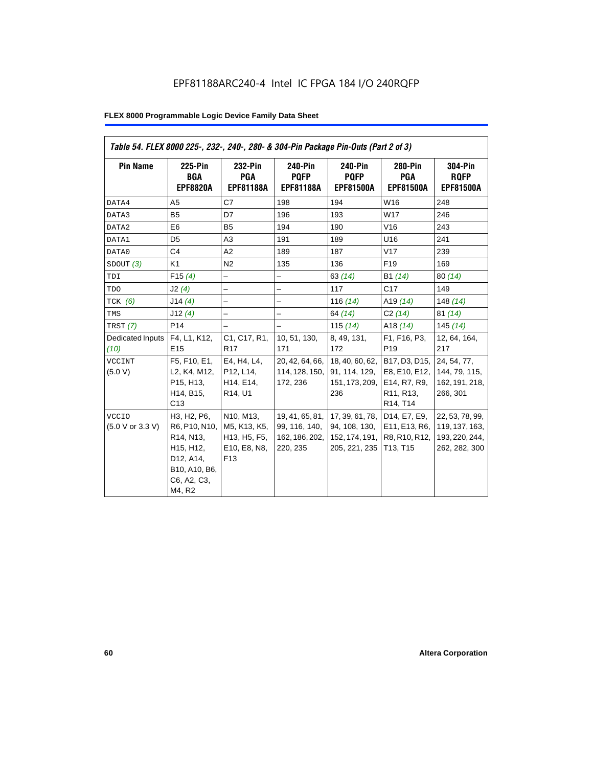EPF81188ARC240-4 Intel IC FPGA 184 I/O 240RQFP

**FLEX 8000 Programmable Logic Device Family Data Sheet**

*Table 54. FLEX 8000 225-, 232-, 240-, 280- & 304-Pin Package Pin-Outs (Part 2 of 3)*

| Pin Name | 225-Pin BGA EPF8820A | 232-Pin PGA EPF81188A | 240-Pin PQFP EPF81188A | 240-Pin PQFP EPF81500A | 280-Pin PGA EPF81500A | 304-Pin RQFP EPF81500A |
|---|---|---|---|---|---|---|
| DATA4 | A5 | C7 | 198 | 194 | W16 | 248 |
| DATA3 | B5 | D7 | 196 | 193 | W17 | 246 |
| DATA2 | E6 | B5 | 194 | 190 | V16 | 243 |
| DATA1 | D5 | A3 | 191 | 189 | U16 | 241 |
| DATA0 | C4 | A2 | 189 | 187 | V17 | 239 |
| SDOUT *(3)* | K1 | N2 | 135 | 136 | F19 | 169 |
| TDI | F15 *(4)* | – | – | 63 *(14)* | B1 *(14)* | 80 *(14)* |
| TDO | J2 *(4)* | – | – | 117 | C17 | 149 |
| TCK *(6)* | J14 *(4)* | – | – | 116 *(14)* | A19 *(14)* | 148 *(14)* |
| TMS | J12 *(4)* | – | – | 64 *(14)* | C2 *(14)* | 81 *(14)* |
| TRST *(7)* | P14 | – | – | 115 *(14)* | A18 *(14)* | 145 *(14)* |
| Dedicated Inputs *(10)* | F4, L1, K12, E15 | C1, C17, R1, R17 | 10, 51, 130, 171 | 8, 49, 131, 172 | F1, F16, P3, P19 | 12, 64, 164, 217 |
| VCCINT (5.0 V) | F5, F10, E1, L2, K4, M12, P15, H13, H14, B15, C13 | E4, H4, L4, P12, L14, H14, E14, R14, U1 | 20, 42, 64, 66, 114, 128, 150, 172, 236 | 18, 40, 60, 62, 91, 114, 129, 151, 173, 209, 236 | B17, D3, D15, E8, E10, E12, E14, R7, R9, R11, R13, R14, T14 | 24, 54, 77, 144, 79, 115, 162, 191, 218, 266, 301 |
| VCCIO (5.0 V or 3.3 V) | H3, H2, P6, R6, P10, N10, R14, N13, H15, H12, D12, A14, B10, A10, B6, C6, A2, C3, M4, R2 | N10, M13, M5, K13, K5, H13, H5, F5, E10, E8, N8, F13 | 19, 41, 65, 81, 99, 116, 140, 162, 186, 202, 220, 235 | 17, 39, 61, 78, 94, 108, 130, 152, 174, 191, 205, 221, 235 | D14, E7, E9, E11, E13, R6, R8, R10, R12, T13, T15 | 22, 53, 78, 99, 119, 137, 163, 193, 220, 244, 262, 282, 300 |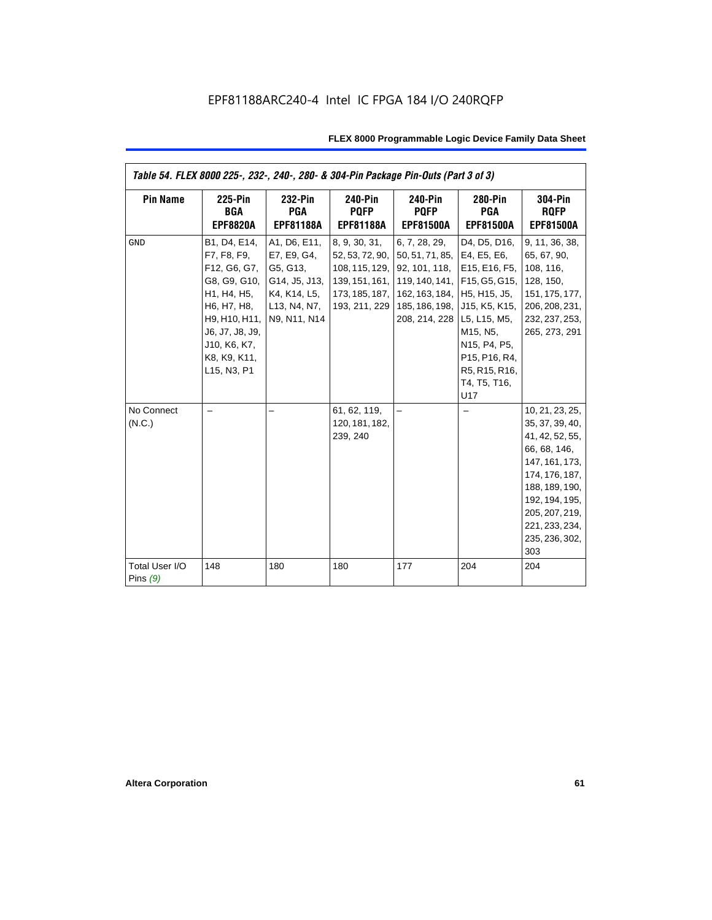EPF81188ARC240-4 Intel IC FPGA 184 I/O 240RQFP

| *Table 54. FLEX 8000 225-, 232-, 240-, 280- & 304-Pin Package Pin-Outs (Part 3 of 3)* | | | | | | |
|---|---|---|---|---|---|---|
| **Pin Name** | **225-Pin BGA EPF8820A** | **232-Pin PGA EPF81188A** | **240-Pin PQFP EPF81188A** | **240-Pin PQFP EPF81500A** | **280-Pin PGA EPF81500A** | **304-Pin RQFP EPF81500A** |
| GND | B1, D4, E14, F7, F8, F9, F12, G6, G7, G8, G9, G10, H1, H4, H5, H6, H7, H8, H9, H10, H11, J6, J7, J8, J9, J10, K6, K7, K8, K9, K11, L15, N3, P1 | A1, D6, E11, E7, E9, G4, G5, G13, G14, J5, J13, K4, K14, L5, L13, N4, N7, N9, N11, N14 | 8, 9, 30, 31, 52, 53, 72, 90, 108, 115, 129, 139, 151, 161, 173, 185, 187, 193, 211, 229 | 6, 7, 28, 29, 50, 51, 71, 85, 92, 101, 118, 119, 140, 141, 162, 163, 184, 185, 186, 198, 208, 214, 228 | D4, D5, D16, E4, E5, E6, E15, E16, F5, F15, G5, G15, H5, H15, J5, J15, K5, K15, L5, L15, M5, M15, N5, N15, P4, P5, P15, P16, R4, R5, R15, R16, T4, T5, T16, U17 | 9, 11, 36, 38, 65, 67, 90, 108, 116, 128, 150, 151, 175, 177, 206, 208, 231, 232, 237, 253, 265, 273, 291 |
| No Connect (N.C.) | – | – | 61, 62, 119, 120, 181, 182, 239, 240 | – | – | 10, 21, 23, 25, 35, 37, 39, 40, 41, 42, 52, 55, 66, 68, 146, 147, 161, 173, 174, 176, 187, 188, 189, 190, 192, 194, 195, 205, 207, 219, 221, 233, 234, 235, 236, 302, 303 |
| Total User I/O Pins *(9)* | 148 | 180 | 180 | 177 | 204 | 204 |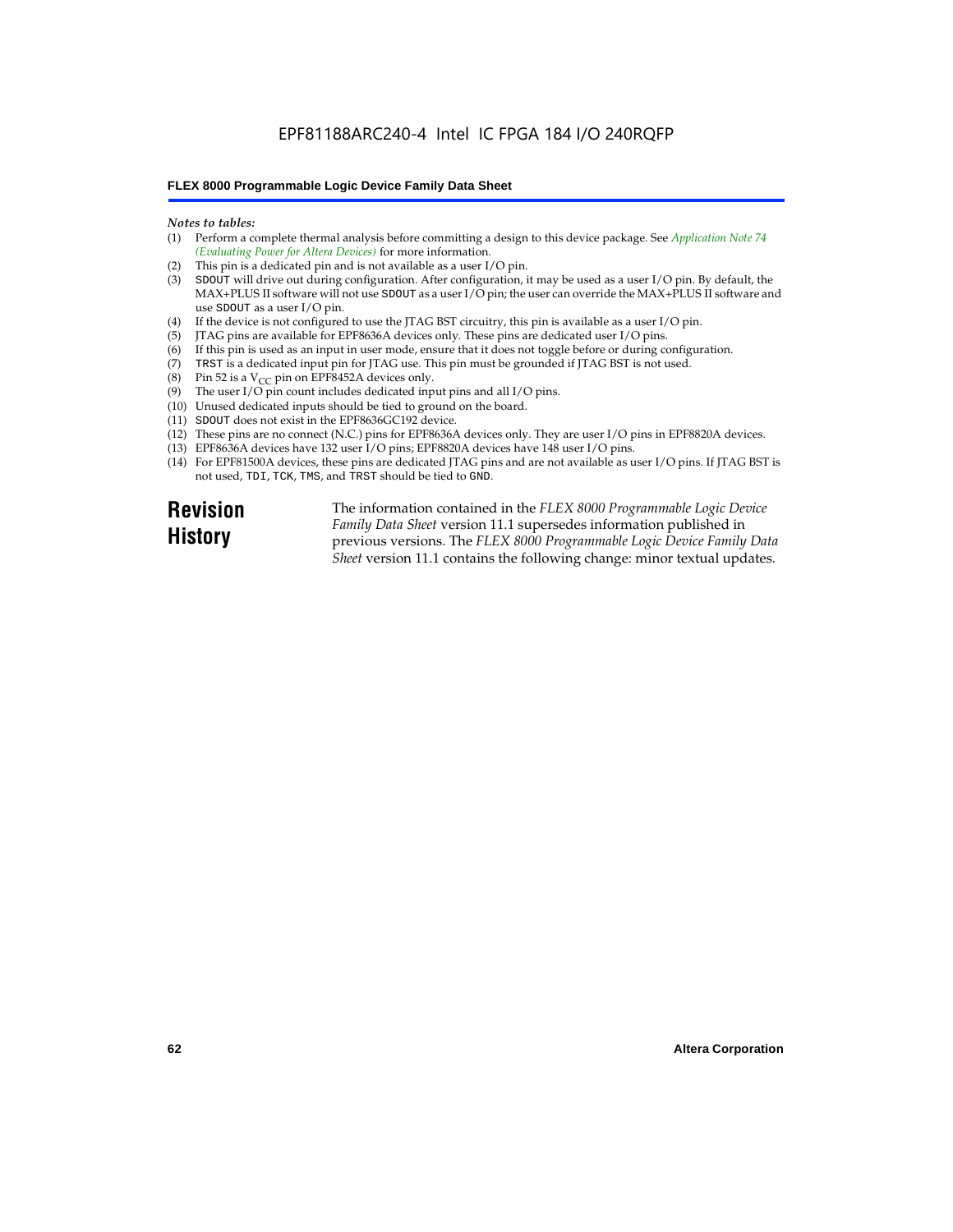*Notes to tables:*

(1) Perform a complete thermal analysis before committing a design to this device package. See *Application Note 74 (Evaluating Power for Altera Devices)* for more information.
(2) This pin is a dedicated pin and is not available as a user I/O pin.
(3) SDOUT will drive out during configuration. After configuration, it may be used as a user I/O pin. By default, the MAX+PLUS II software will not use SDOUT as a user I/O pin; the user can override the MAX+PLUS II software and use SDOUT as a user I/O pin.
(4) If the device is not configured to use the JTAG BST circuitry, this pin is available as a user I/O pin.
(5) JTAG pins are available for EPF8636A devices only. These pins are dedicated user I/O pins.
(6) If this pin is used as an input in user mode, ensure that it does not toggle before or during configuration.
(7) TRST is a dedicated input pin for JTAG use. This pin must be grounded if JTAG BST is not used.
(8) Pin 52 is a $V_{CC}$ pin on EPF8452A devices only.
(9) The user I/O pin count includes dedicated input pins and all I/O pins.
(10) Unused dedicated inputs should be tied to ground on the board.
(11) SDOUT does not exist in the EPF8636GC192 device.
(12) These pins are no connect (N.C.) pins for EPF8636A devices only. They are user I/O pins in EPF8820A devices.
(13) EPF8636A devices have 132 user I/O pins; EPF8820A devices have 148 user I/O pins.
(14) For EPF81500A devices, these pins are dedicated JTAG pins and are not available as user I/O pins. If JTAG BST is not used, TDI, TCK, TMS, and TRST should be tied to GND.

# Revision History

The information contained in the *FLEX 8000 Programmable Logic Device Family Data Sheet* version 11.1 supersedes information published in previous versions. The *FLEX 8000 Programmable Logic Device Family Data Sheet* version 11.1 contains the following change: minor textual updates.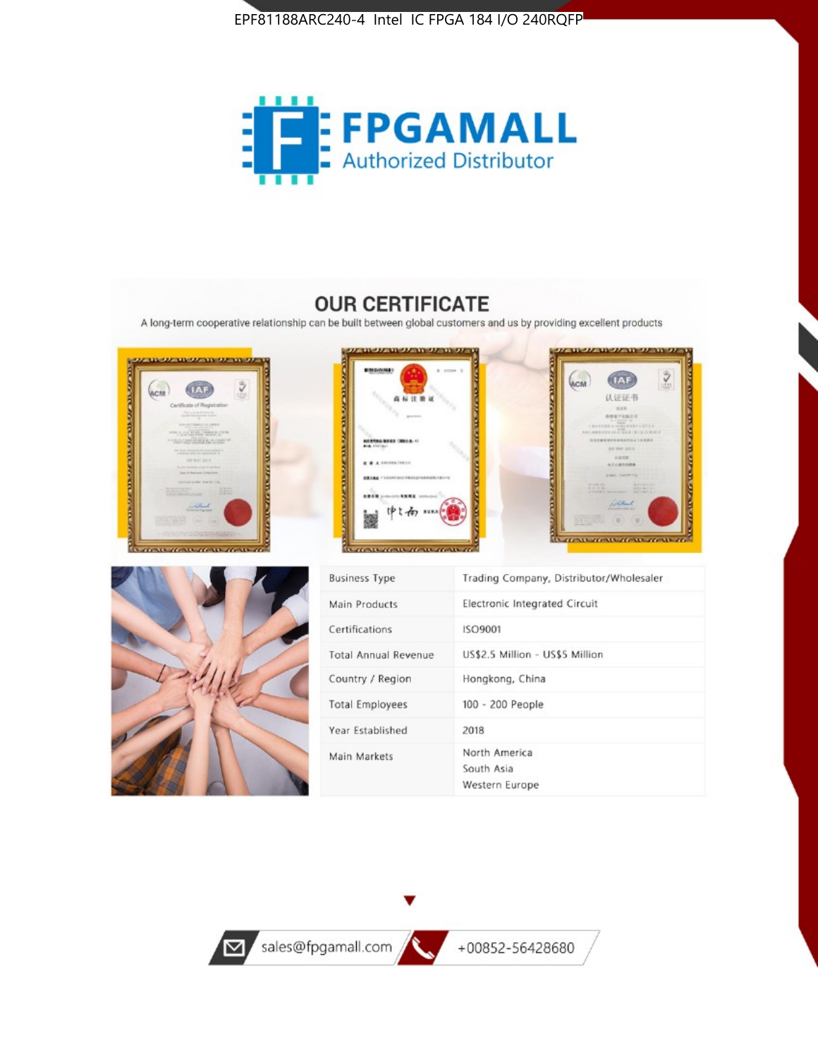FPGAMALL
Authorized Distributor

## OUR CERTIFICATE

A long-term cooperative relationship can be built between global customers and us by providing excellent products

| | |
|---|---|
| Business Type | Trading Company, Distributor/Wholesaler |
| Main Products | Electronic Integrated Circuit |
| Certifications | ISO9001 |
| Total Annual Revenue | US$2.5 Million - US$5 Million |
| Country / Region | Hongkong, China |
| Total Employees | 100 - 200 People |
| Year Established | 2018 |
| Main Markets | North America<br>South Asia<br>Western Europe |

sales@fpgamall.com

+00852-56428680